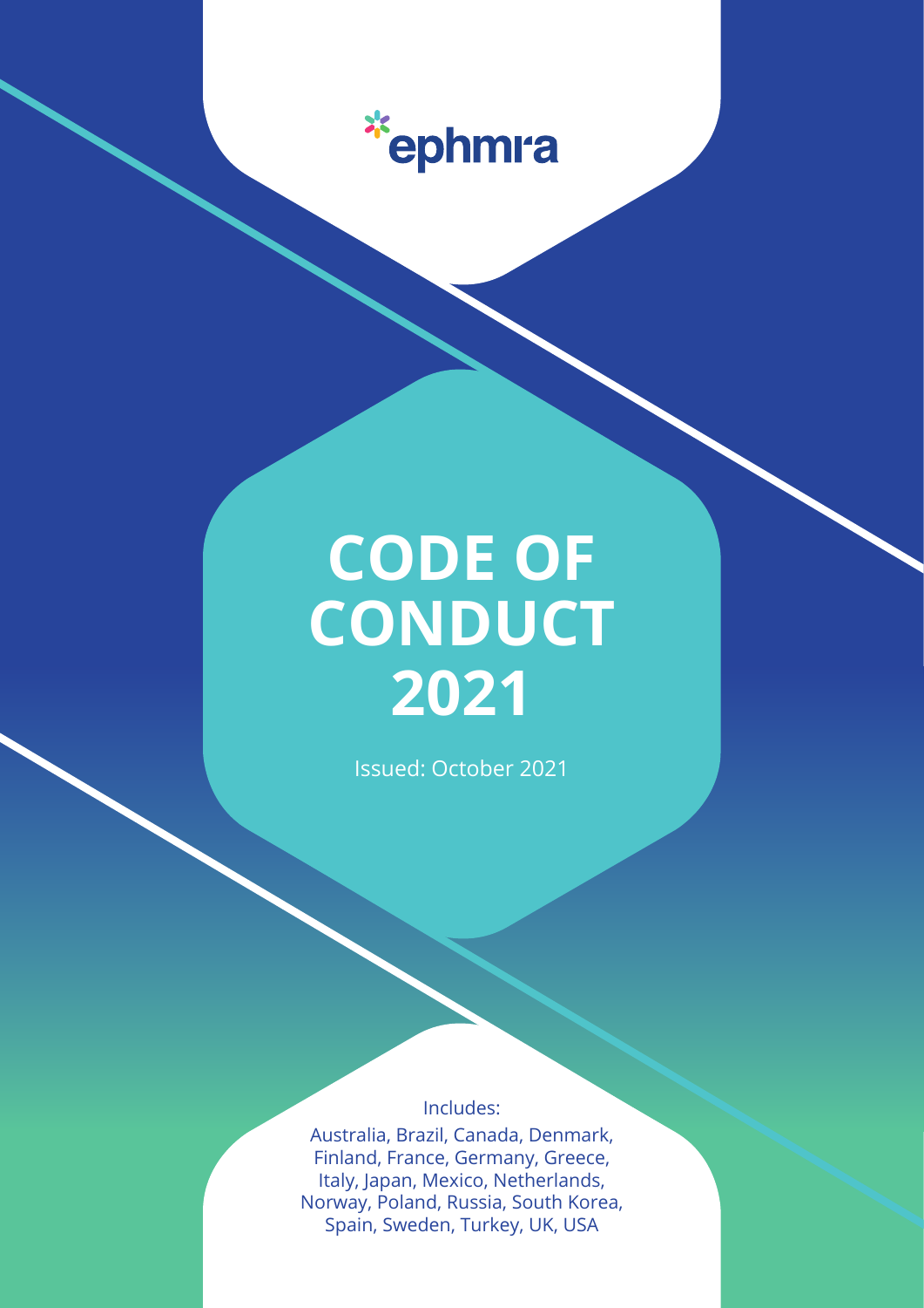ephmra

# CODE OF CONDUCT 2021

Issued: October 2021

Includes:

Australia, Brazil, Canada, Denmark, Finland, France, Germany, Greece, Italy, Japan, Mexico, Netherlands, Norway, Poland, Russia, South Korea, Spain, Sweden, Turkey, UK, USA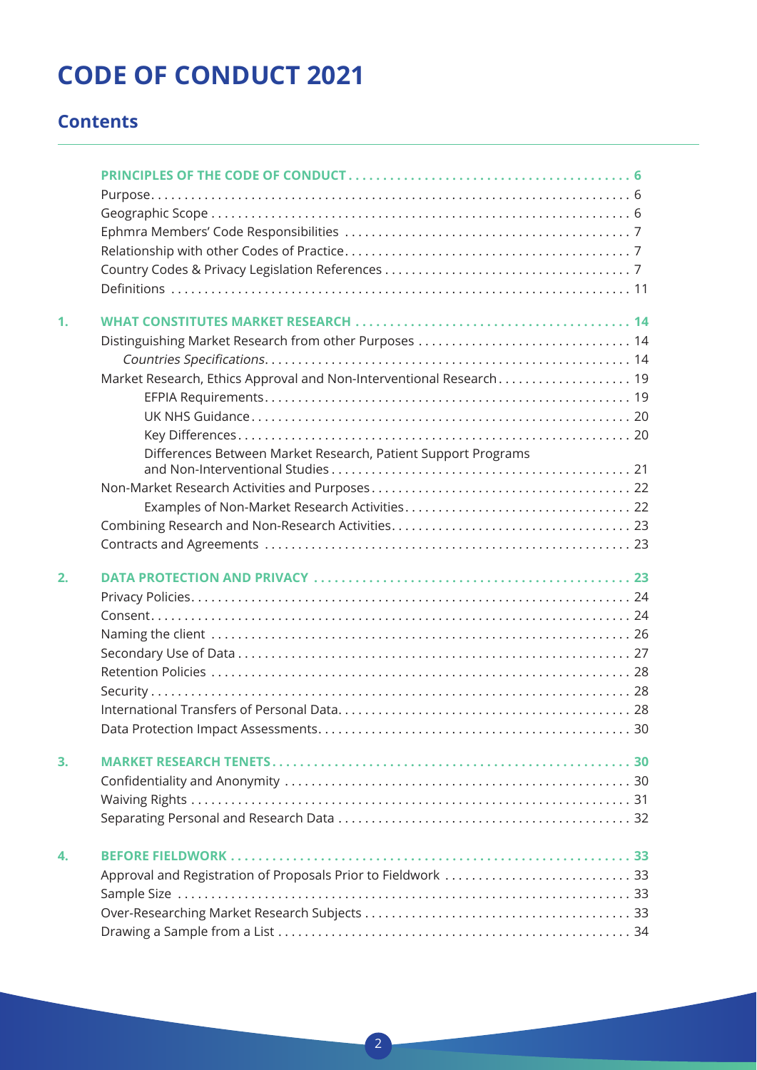# CODE OF CONDUCT 2021

## Contents

**PRINCIPLES OF THE CODE OF CONDUCT** . . . . . . 6
- Purpose . . . . . . 6
- Geographic Scope . . . . . . 6
- Ephmra Members' Code Responsibilities . . . . . . 7
- Relationship with other Codes of Practice . . . . . . 7
- Country Codes & Privacy Legislation References . . . . . . 7
- Definitions . . . . . . 11

**1. WHAT CONSTITUTES MARKET RESEARCH** . . . . . . 14
- Distinguishing Market Research from other Purposes . . . . . . 14
  - *Countries Specifications* . . . . . . 14
- Market Research, Ethics Approval and Non-Interventional Research . . . . . . 19
  - EFPIA Requirements . . . . . . 19
  - UK NHS Guidance . . . . . . 20
  - Key Differences . . . . . . 20
  - Differences Between Market Research, Patient Support Programs and Non-Interventional Studies . . . . . . 21
- Non-Market Research Activities and Purposes . . . . . . 22
  - Examples of Non-Market Research Activities . . . . . . 22
- Combining Research and Non-Research Activities . . . . . . 23
- Contracts and Agreements . . . . . . 23

**2. DATA PROTECTION AND PRIVACY** . . . . . . 23
- Privacy Policies . . . . . . 24
- Consent . . . . . . 24
- Naming the client . . . . . . 26
- Secondary Use of Data . . . . . . 27
- Retention Policies . . . . . . 28
- Security . . . . . . 28
- International Transfers of Personal Data . . . . . . 28
- Data Protection Impact Assessments . . . . . . 30

**3. MARKET RESEARCH TENETS** . . . . . . 30
- Confidentiality and Anonymity . . . . . . 30
- Waiving Rights . . . . . . 31
- Separating Personal and Research Data . . . . . . 32

**4. BEFORE FIELDWORK** . . . . . . 33
- Approval and Registration of Proposals Prior to Fieldwork . . . . . . 33
- Sample Size . . . . . . 33
- Over-Researching Market Research Subjects . . . . . . 33
- Drawing a Sample from a List . . . . . . 34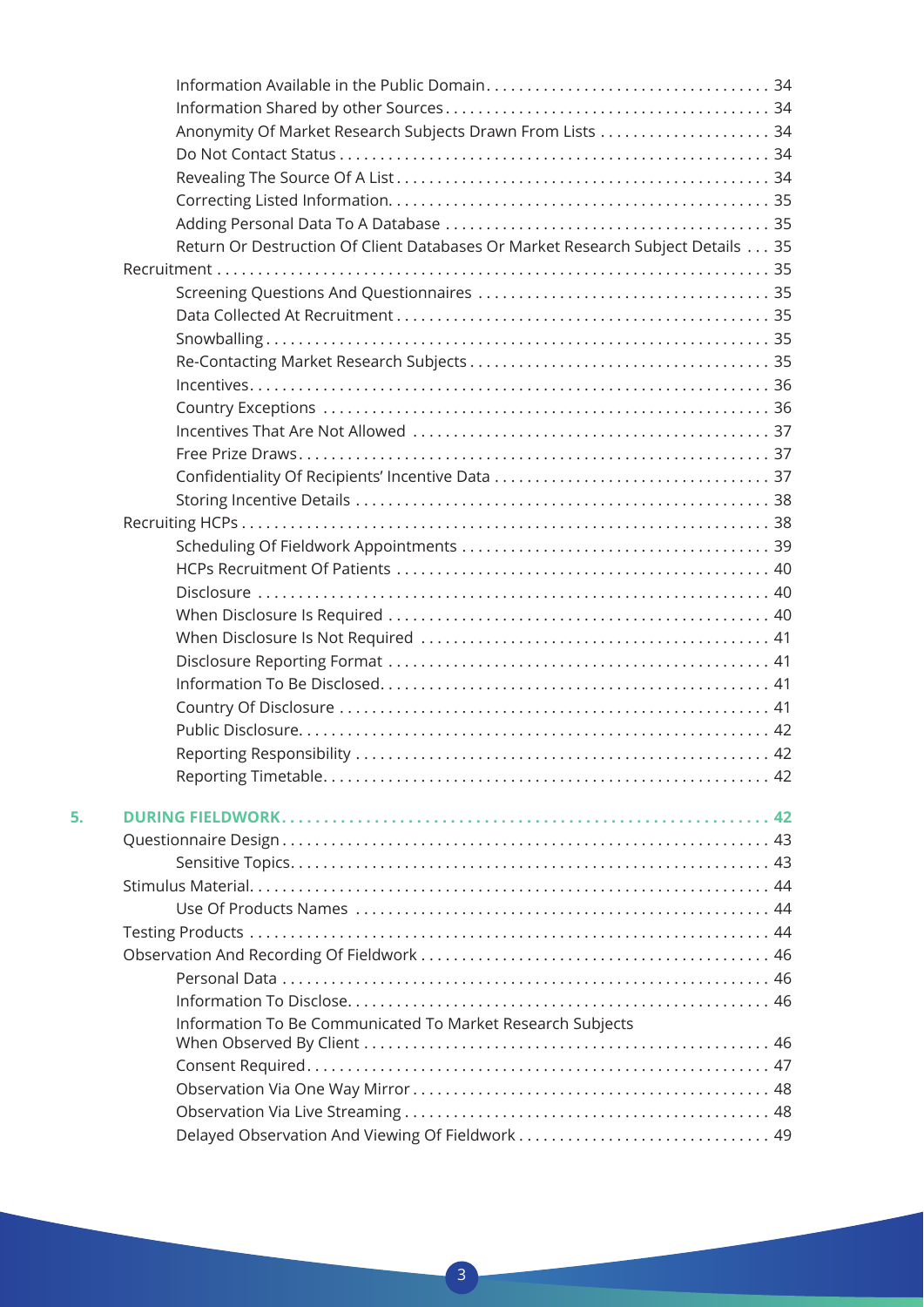- Information Available in the Public Domain . . . 34
- Information Shared by other Sources . . . 34
- Anonymity Of Market Research Subjects Drawn From Lists . . . 34
- Do Not Contact Status . . . 34
- Revealing The Source Of A List . . . 34
- Correcting Listed Information. . . . 35
- Adding Personal Data To A Database . . . 35
- Return Or Destruction Of Client Databases Or Market Research Subject Details . . . 35

Recruitment . . . 35

- Screening Questions And Questionnaires . . . 35
- Data Collected At Recruitment . . . 35
- Snowballing . . . 35
- Re-Contacting Market Research Subjects . . . 35
- Incentives . . . 36
- Country Exceptions . . . 36
- Incentives That Are Not Allowed . . . 37
- Free Prize Draws . . . 37
- Confidentiality Of Recipients' Incentive Data . . . 37
- Storing Incentive Details . . . 38

Recruiting HCPs . . . 38

- Scheduling Of Fieldwork Appointments . . . 39
- HCPs Recruitment Of Patients . . . 40
- Disclosure . . . 40
- When Disclosure Is Required . . . 40
- When Disclosure Is Not Required . . . 41
- Disclosure Reporting Format . . . 41
- Information To Be Disclosed. . . . 41
- Country Of Disclosure . . . 41
- Public Disclosure. . . . 42
- Reporting Responsibility . . . 42
- Reporting Timetable . . . 42

**5. DURING FIELDWORK . . . 42**

Questionnaire Design . . . 43

- Sensitive Topics . . . 43

Stimulus Material . . . 44

- Use Of Products Names . . . 44

Testing Products . . . 44

Observation And Recording Of Fieldwork . . . 46

- Personal Data . . . 46
- Information To Disclose. . . . 46
- Information To Be Communicated To Market Research Subjects When Observed By Client . . . 46
- Consent Required . . . 47
- Observation Via One Way Mirror . . . 48
- Observation Via Live Streaming . . . 48
- Delayed Observation And Viewing Of Fieldwork . . . 49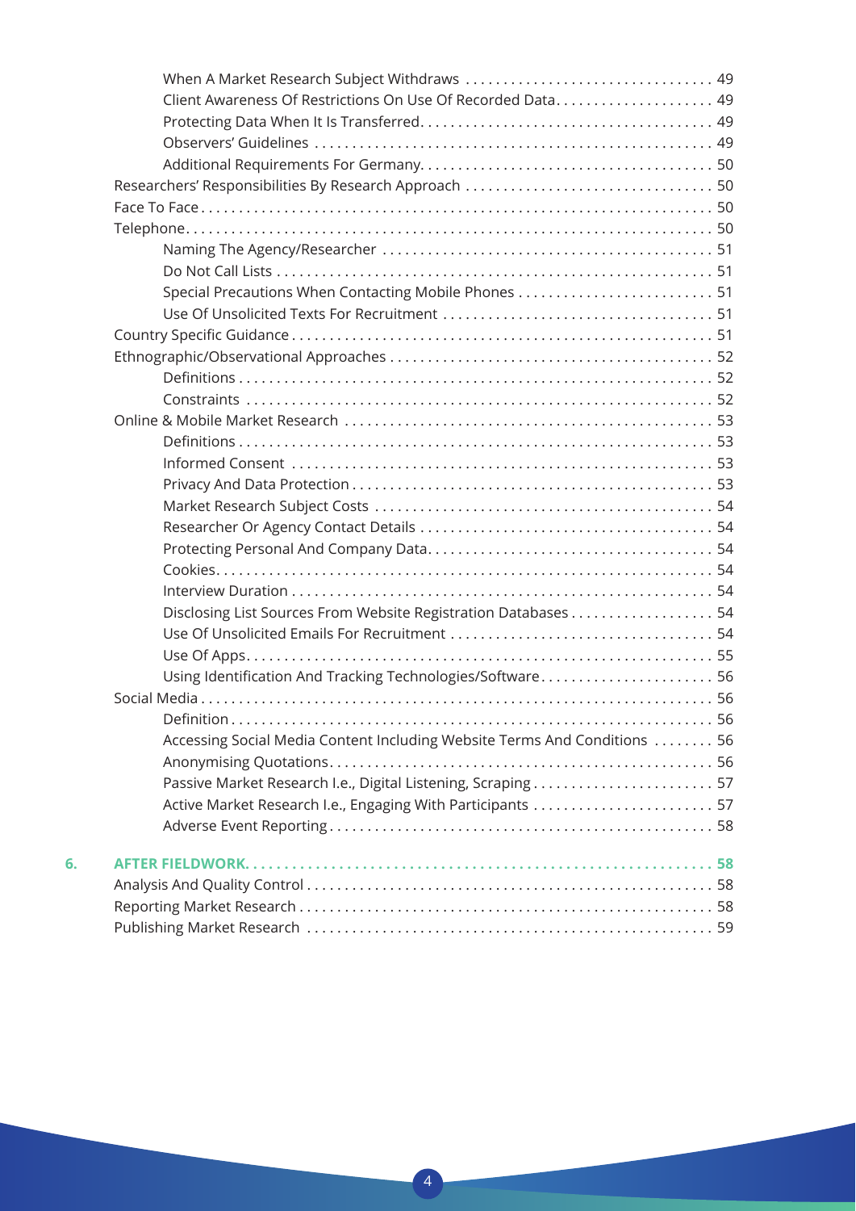- When A Market Research Subject Withdraws . . . . . . . . . . . . . . . . . . . . . . . . . . . . . . . . 49
- Client Awareness Of Restrictions On Use Of Recorded Data . . . . . . . . . . . . . . . . . . . . 49
- Protecting Data When It Is Transferred . . . . . . . . . . . . . . . . . . . . . . . . . . . . . . . . . . . . . 49
- Observers' Guidelines . . . . . . . . . . . . . . . . . . . . . . . . . . . . . . . . . . . . . . . . . . . . . . . . . . 49
- Additional Requirements For Germany . . . . . . . . . . . . . . . . . . . . . . . . . . . . . . . . . . . . . 50

Researchers' Responsibilities By Research Approach . . . . . . . . . . . . . . . . . . . . . . . . . . . . . . . 50

Face To Face . . . . . . . . . . . . . . . . . . . . . . . . . . . . . . . . . . . . . . . . . . . . . . . . . . . . . . . . . . . . . . 50

Telephone . . . . . . . . . . . . . . . . . . . . . . . . . . . . . . . . . . . . . . . . . . . . . . . . . . . . . . . . . . . . . . . . 50

- Naming The Agency/Researcher . . . . . . . . . . . . . . . . . . . . . . . . . . . . . . . . . . . . . . . . . . . 51
- Do Not Call Lists . . . . . . . . . . . . . . . . . . . . . . . . . . . . . . . . . . . . . . . . . . . . . . . . . . . . . . . . 51
- Special Precautions When Contacting Mobile Phones . . . . . . . . . . . . . . . . . . . . . . . . . 51
- Use Of Unsolicited Texts For Recruitment . . . . . . . . . . . . . . . . . . . . . . . . . . . . . . . . . . . 51

Country Specific Guidance . . . . . . . . . . . . . . . . . . . . . . . . . . . . . . . . . . . . . . . . . . . . . . . . . . . . 51

Ethnographic/Observational Approaches . . . . . . . . . . . . . . . . . . . . . . . . . . . . . . . . . . . . . . . . . 52

- Definitions . . . . . . . . . . . . . . . . . . . . . . . . . . . . . . . . . . . . . . . . . . . . . . . . . . . . . . . . . . . . . 52
- Constraints . . . . . . . . . . . . . . . . . . . . . . . . . . . . . . . . . . . . . . . . . . . . . . . . . . . . . . . . . . . . 52

Online & Mobile Market Research . . . . . . . . . . . . . . . . . . . . . . . . . . . . . . . . . . . . . . . . . . . . . . . 53

- Definitions . . . . . . . . . . . . . . . . . . . . . . . . . . . . . . . . . . . . . . . . . . . . . . . . . . . . . . . . . . . . . 53
- Informed Consent . . . . . . . . . . . . . . . . . . . . . . . . . . . . . . . . . . . . . . . . . . . . . . . . . . . . . . . 53
- Privacy And Data Protection . . . . . . . . . . . . . . . . . . . . . . . . . . . . . . . . . . . . . . . . . . . . . . . 53
- Market Research Subject Costs . . . . . . . . . . . . . . . . . . . . . . . . . . . . . . . . . . . . . . . . . . . . 54
- Researcher Or Agency Contact Details . . . . . . . . . . . . . . . . . . . . . . . . . . . . . . . . . . . . . . 54
- Protecting Personal And Company Data . . . . . . . . . . . . . . . . . . . . . . . . . . . . . . . . . . . . . 54
- Cookies . . . . . . . . . . . . . . . . . . . . . . . . . . . . . . . . . . . . . . . . . . . . . . . . . . . . . . . . . . . . . . . 54
- Interview Duration . . . . . . . . . . . . . . . . . . . . . . . . . . . . . . . . . . . . . . . . . . . . . . . . . . . . . . 54
- Disclosing List Sources From Website Registration Databases . . . . . . . . . . . . . . . . . . 54
- Use Of Unsolicited Emails For Recruitment . . . . . . . . . . . . . . . . . . . . . . . . . . . . . . . . . . 54
- Use Of Apps . . . . . . . . . . . . . . . . . . . . . . . . . . . . . . . . . . . . . . . . . . . . . . . . . . . . . . . . . . . 55
- Using Identification And Tracking Technologies/Software . . . . . . . . . . . . . . . . . . . . . . 56

Social Media . . . . . . . . . . . . . . . . . . . . . . . . . . . . . . . . . . . . . . . . . . . . . . . . . . . . . . . . . . . . . . . 56

- Definition . . . . . . . . . . . . . . . . . . . . . . . . . . . . . . . . . . . . . . . . . . . . . . . . . . . . . . . . . . . . . . 56
- Accessing Social Media Content Including Website Terms And Conditions . . . . . . . . 56
- Anonymising Quotations . . . . . . . . . . . . . . . . . . . . . . . . . . . . . . . . . . . . . . . . . . . . . . . . . 56
- Passive Market Research I.e., Digital Listening, Scraping . . . . . . . . . . . . . . . . . . . . . . . 57
- Active Market Research I.e., Engaging With Participants . . . . . . . . . . . . . . . . . . . . . . . 57
- Adverse Event Reporting . . . . . . . . . . . . . . . . . . . . . . . . . . . . . . . . . . . . . . . . . . . . . . . . . 58

**6. AFTER FIELDWORK . . . . . . . . . . . . . . . . . . . . . . . . . . . . . . . . . . . . . . . . . . . . . . . . . . . . . . . . 58**

Analysis And Quality Control . . . . . . . . . . . . . . . . . . . . . . . . . . . . . . . . . . . . . . . . . . . . . . . . . . 58

Reporting Market Research . . . . . . . . . . . . . . . . . . . . . . . . . . . . . . . . . . . . . . . . . . . . . . . . . . . 58

Publishing Market Research . . . . . . . . . . . . . . . . . . . . . . . . . . . . . . . . . . . . . . . . . . . . . . . . . . . 59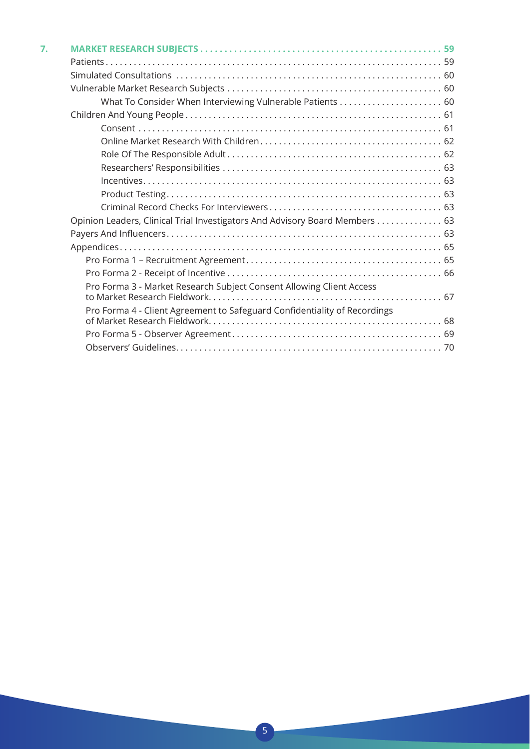**7. MARKET RESEARCH SUBJECTS . . . . . . . . . . 59**

- Patients . . . . . . . . . . 59
- Simulated Consultations . . . . . . . . . . 60
- Vulnerable Market Research Subjects . . . . . . . . . . 60
  - What To Consider When Interviewing Vulnerable Patients . . . . . . . . . . 60
- Children And Young People . . . . . . . . . . 61
  - Consent . . . . . . . . . . 61
  - Online Market Research With Children . . . . . . . . . . 62
  - Role Of The Responsible Adult . . . . . . . . . . 62
  - Researchers' Responsibilities . . . . . . . . . . 63
  - Incentives . . . . . . . . . . 63
  - Product Testing . . . . . . . . . . 63
  - Criminal Record Checks For Interviewers . . . . . . . . . . 63
- Opinion Leaders, Clinical Trial Investigators And Advisory Board Members . . . . . . . . . . 63
- Payers And Influencers . . . . . . . . . . 63
- Appendices . . . . . . . . . . 65
  - Pro Forma 1 – Recruitment Agreement . . . . . . . . . . 65
  - Pro Forma 2 - Receipt of Incentive . . . . . . . . . . 66
  - Pro Forma 3 - Market Research Subject Consent Allowing Client Access to Market Research Fieldwork . . . . . . . . . . 67
  - Pro Forma 4 - Client Agreement to Safeguard Confidentiality of Recordings of Market Research Fieldwork . . . . . . . . . . 68
  - Pro Forma 5 - Observer Agreement . . . . . . . . . . 69
  - Observers' Guidelines . . . . . . . . . . 70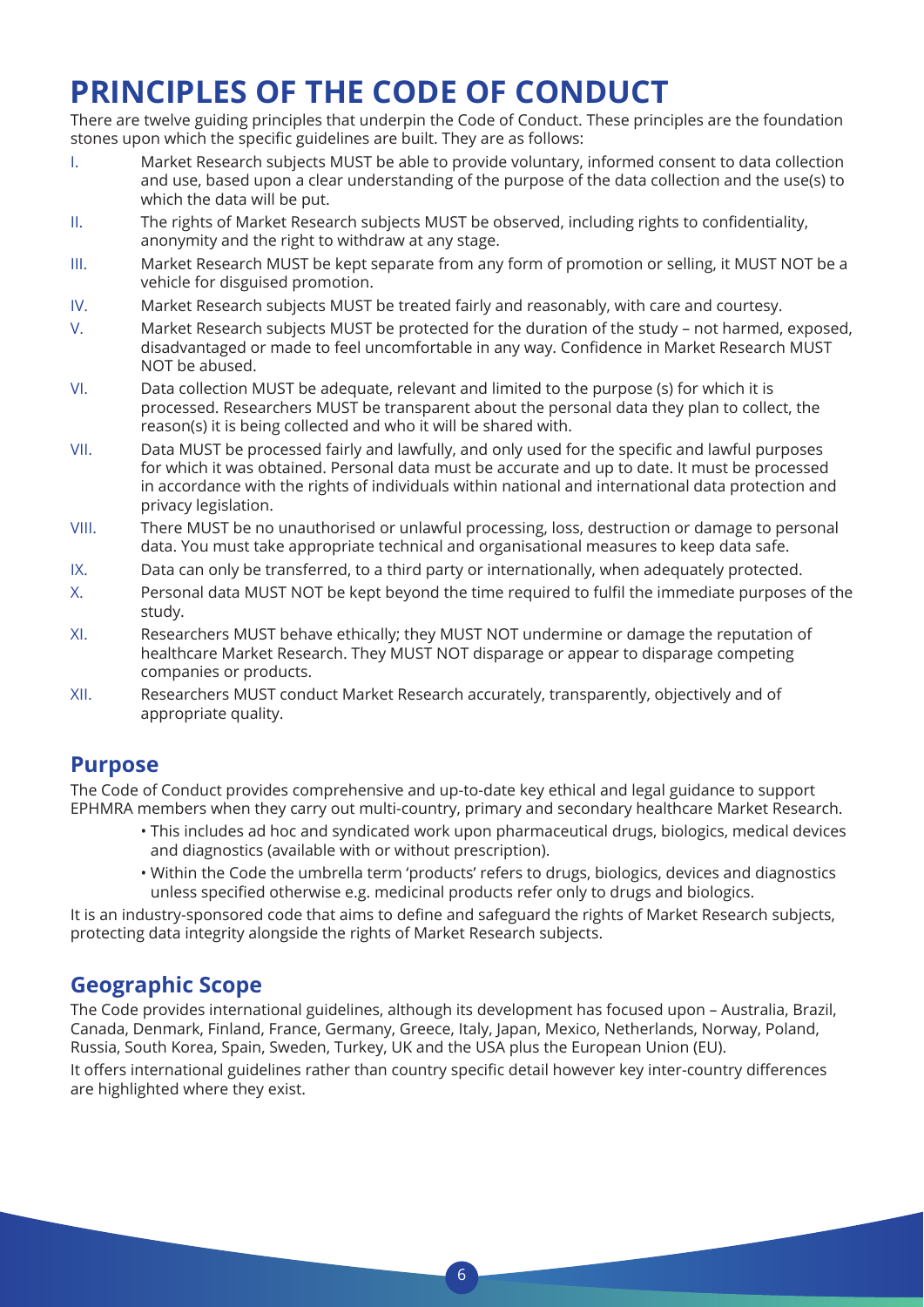# PRINCIPLES OF THE CODE OF CONDUCT

There are twelve guiding principles that underpin the Code of Conduct. These principles are the foundation stones upon which the specific guidelines are built. They are as follows:

I. Market Research subjects MUST be able to provide voluntary, informed consent to data collection and use, based upon a clear understanding of the purpose of the data collection and the use(s) to which the data will be put.

II. The rights of Market Research subjects MUST be observed, including rights to confidentiality, anonymity and the right to withdraw at any stage.

III. Market Research MUST be kept separate from any form of promotion or selling, it MUST NOT be a vehicle for disguised promotion.

IV. Market Research subjects MUST be treated fairly and reasonably, with care and courtesy.

V. Market Research subjects MUST be protected for the duration of the study – not harmed, exposed, disadvantaged or made to feel uncomfortable in any way. Confidence in Market Research MUST NOT be abused.

VI. Data collection MUST be adequate, relevant and limited to the purpose (s) for which it is processed. Researchers MUST be transparent about the personal data they plan to collect, the reason(s) it is being collected and who it will be shared with.

VII. Data MUST be processed fairly and lawfully, and only used for the specific and lawful purposes for which it was obtained. Personal data must be accurate and up to date. It must be processed in accordance with the rights of individuals within national and international data protection and privacy legislation.

VIII. There MUST be no unauthorised or unlawful processing, loss, destruction or damage to personal data. You must take appropriate technical and organisational measures to keep data safe.

IX. Data can only be transferred, to a third party or internationally, when adequately protected.

X. Personal data MUST NOT be kept beyond the time required to fulfil the immediate purposes of the study.

XI. Researchers MUST behave ethically; they MUST NOT undermine or damage the reputation of healthcare Market Research. They MUST NOT disparage or appear to disparage competing companies or products.

XII. Researchers MUST conduct Market Research accurately, transparently, objectively and of appropriate quality.

## Purpose

The Code of Conduct provides comprehensive and up-to-date key ethical and legal guidance to support EPHMRA members when they carry out multi-country, primary and secondary healthcare Market Research.

- This includes ad hoc and syndicated work upon pharmaceutical drugs, biologics, medical devices and diagnostics (available with or without prescription).
- Within the Code the umbrella term 'products' refers to drugs, biologics, devices and diagnostics unless specified otherwise e.g. medicinal products refer only to drugs and biologics.

It is an industry-sponsored code that aims to define and safeguard the rights of Market Research subjects, protecting data integrity alongside the rights of Market Research subjects.

## Geographic Scope

The Code provides international guidelines, although its development has focused upon – Australia, Brazil, Canada, Denmark, Finland, France, Germany, Greece, Italy, Japan, Mexico, Netherlands, Norway, Poland, Russia, South Korea, Spain, Sweden, Turkey, UK and the USA plus the European Union (EU).

It offers international guidelines rather than country specific detail however key inter-country differences are highlighted where they exist.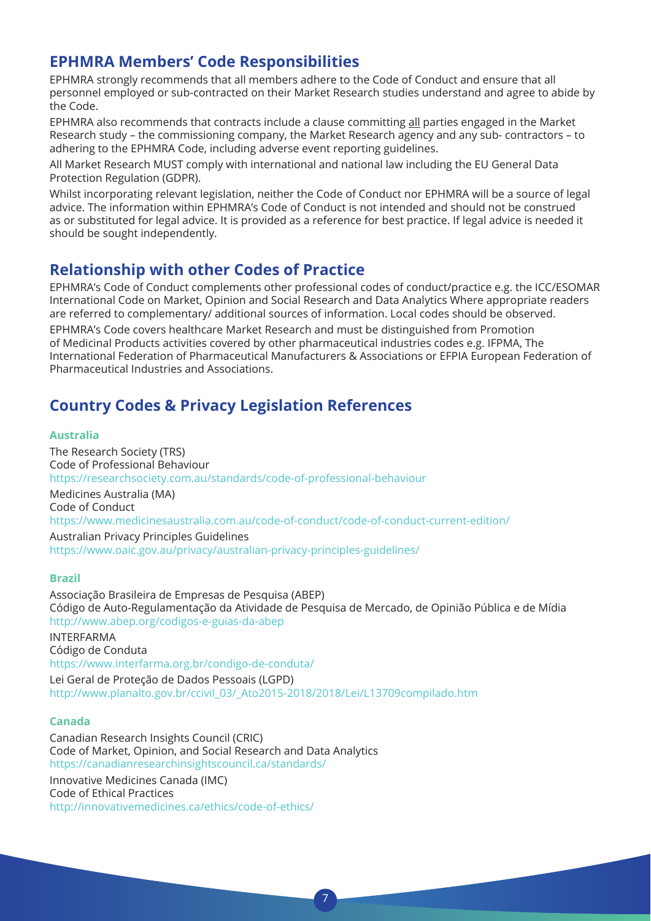## EPHMRA Members' Code Responsibilities

EPHMRA strongly recommends that all members adhere to the Code of Conduct and ensure that all personnel employed or sub-contracted on their Market Research studies understand and agree to abide by the Code.

EPHMRA also recommends that contracts include a clause committing all parties engaged in the Market Research study – the commissioning company, the Market Research agency and any sub- contractors – to adhering to the EPHMRA Code, including adverse event reporting guidelines.

All Market Research MUST comply with international and national law including the EU General Data Protection Regulation (GDPR).

Whilst incorporating relevant legislation, neither the Code of Conduct nor EPHMRA will be a source of legal advice. The information within EPHMRA's Code of Conduct is not intended and should not be construed as or substituted for legal advice. It is provided as a reference for best practice. If legal advice is needed it should be sought independently.

## Relationship with other Codes of Practice

EPHMRA's Code of Conduct complements other professional codes of conduct/practice e.g. the ICC/ESOMAR International Code on Market, Opinion and Social Research and Data Analytics Where appropriate readers are referred to complementary/ additional sources of information. Local codes should be observed.

EPHMRA's Code covers healthcare Market Research and must be distinguished from Promotion of Medicinal Products activities covered by other pharmaceutical industries codes e.g. IFPMA, The International Federation of Pharmaceutical Manufacturers & Associations or EFPIA European Federation of Pharmaceutical Industries and Associations.

## Country Codes & Privacy Legislation References

### Australia

The Research Society (TRS)
Code of Professional Behaviour
https://researchsociety.com.au/standards/code-of-professional-behaviour

Medicines Australia (MA)
Code of Conduct
https://www.medicinesaustralia.com.au/code-of-conduct/code-of-conduct-current-edition/

Australian Privacy Principles Guidelines
https://www.oaic.gov.au/privacy/australian-privacy-principles-guidelines/

### Brazil

Associação Brasileira de Empresas de Pesquisa (ABEP)
Código de Auto-Regulamentação da Atividade de Pesquisa de Mercado, de Opinião Pública e de Mídia
http://www.abep.org/codigos-e-guias-da-abep

INTERFARMA
Código de Conduta
https://www.interfarma.org.br/condigo-de-conduta/

Lei Geral de Proteção de Dados Pessoais (LGPD)
http://www.planalto.gov.br/ccivil_03/_Ato2015-2018/2018/Lei/L13709compilado.htm

### Canada

Canadian Research Insights Council (CRIC)
Code of Market, Opinion, and Social Research and Data Analytics
https://canadianresearchinsightscouncil.ca/standards/

Innovative Medicines Canada (IMC)
Code of Ethical Practices
http://innovativemedicines.ca/ethics/code-of-ethics/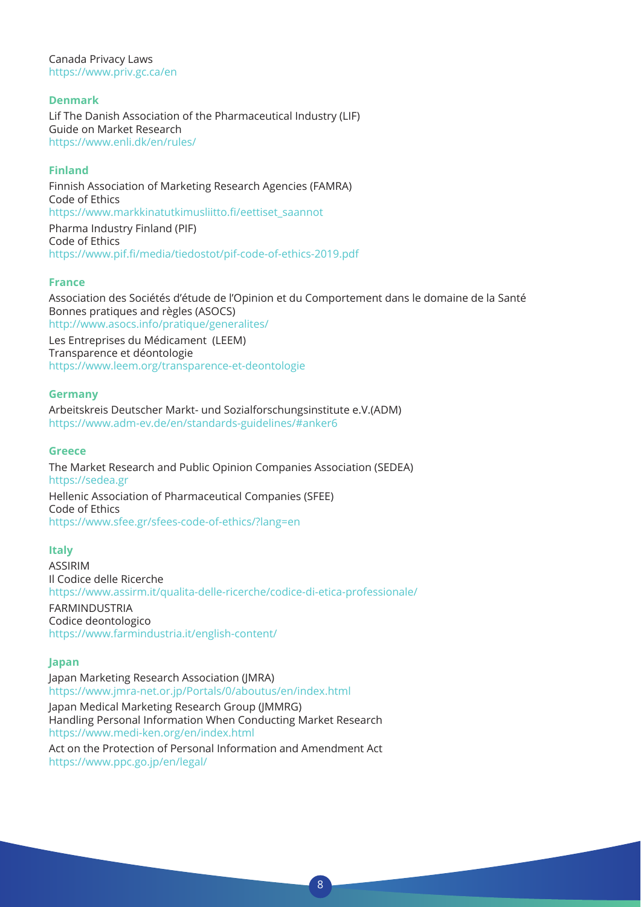Canada Privacy Laws
https://www.priv.gc.ca/en

### Denmark

Lif The Danish Association of the Pharmaceutical Industry (LIF)
Guide on Market Research
https://www.enli.dk/en/rules/

### Finland

Finnish Association of Marketing Research Agencies (FAMRA)
Code of Ethics
https://www.markkinatutkimusliitto.fi/eettiset_saannot

Pharma Industry Finland (PIF)
Code of Ethics
https://www.pif.fi/media/tiedostot/pif-code-of-ethics-2019.pdf

### France

Association des Sociétés d'étude de l'Opinion et du Comportement dans le domaine de la Santé
Bonnes pratiques and règles (ASOCS)
http://www.asocs.info/pratique/generalites/

Les Entreprises du Médicament (LEEM)
Transparence et déontologie
https://www.leem.org/transparence-et-deontologie

### Germany

Arbeitskreis Deutscher Markt- und Sozialforschungsinstitute e.V.(ADM)
https://www.adm-ev.de/en/standards-guidelines/#anker6

### Greece

The Market Research and Public Opinion Companies Association (SEDEA)
https://sedea.gr

Hellenic Association of Pharmaceutical Companies (SFEE)
Code of Ethics
https://www.sfee.gr/sfees-code-of-ethics/?lang=en

### Italy

ASSIRIM
Il Codice delle Ricerche
https://www.assirm.it/qualita-delle-ricerche/codice-di-etica-professionale/

FARMINDUSTRIA
Codice deontologico
https://www.farmindustria.it/english-content/

### Japan

Japan Marketing Research Association (JMRA)
https://www.jmra-net.or.jp/Portals/0/aboutus/en/index.html

Japan Medical Marketing Research Group (JMMRG)
Handling Personal Information When Conducting Market Research
https://www.medi-ken.org/en/index.html

Act on the Protection of Personal Information and Amendment Act
https://www.ppc.go.jp/en/legal/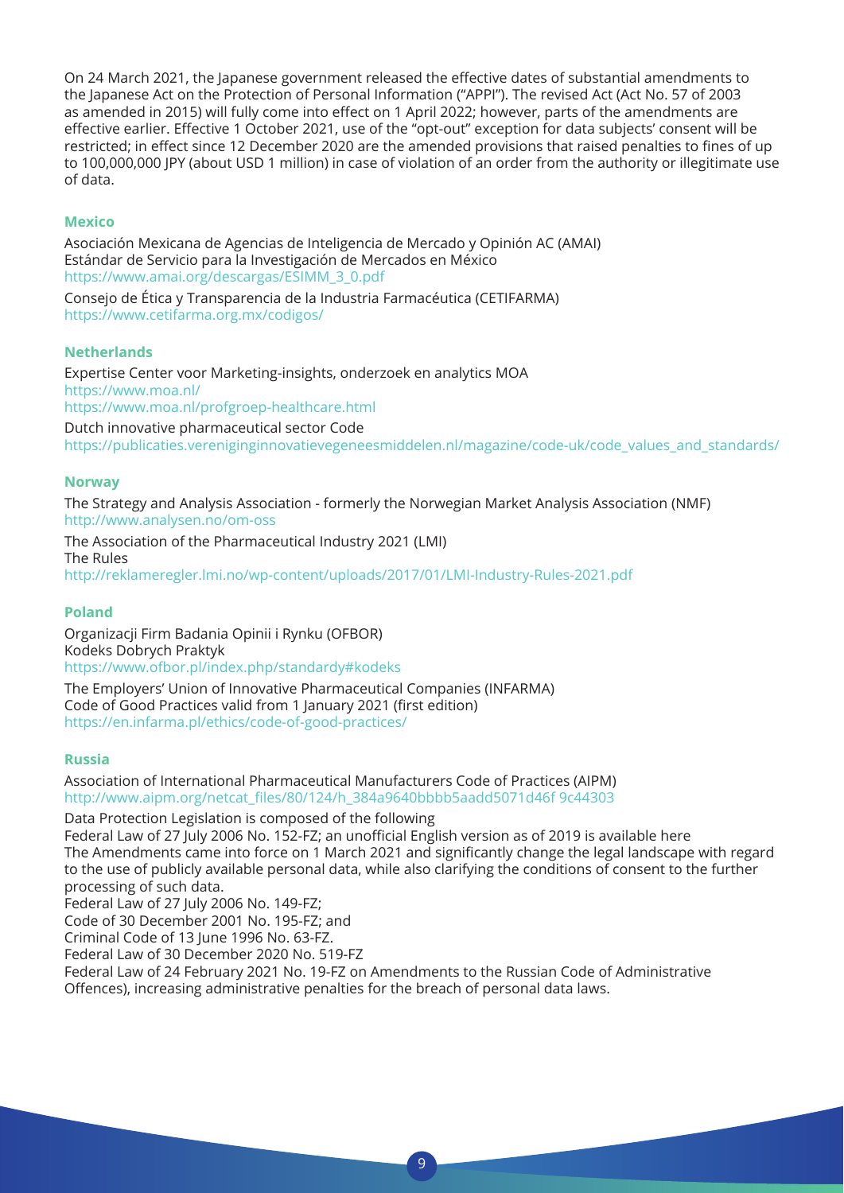On 24 March 2021, the Japanese government released the effective dates of substantial amendments to the Japanese Act on the Protection of Personal Information ("APPI"). The revised Act (Act No. 57 of 2003 as amended in 2015) will fully come into effect on 1 April 2022; however, parts of the amendments are effective earlier. Effective 1 October 2021, use of the "opt-out" exception for data subjects' consent will be restricted; in effect since 12 December 2020 are the amended provisions that raised penalties to fines of up to 100,000,000 JPY (about USD 1 million) in case of violation of an order from the authority or illegitimate use of data.

### Mexico

Asociación Mexicana de Agencias de Inteligencia de Mercado y Opinión AC (AMAI)
Estándar de Servicio para la Investigación de Mercados en México
https://www.amai.org/descargas/ESIMM_3_0.pdf

Consejo de Ética y Transparencia de la Industria Farmacéutica (CETIFARMA)
https://www.cetifarma.org.mx/codigos/

### Netherlands

Expertise Center voor Marketing-insights, onderzoek en analytics MOA
https://www.moa.nl/
https://www.moa.nl/profgroep-healthcare.html

Dutch innovative pharmaceutical sector Code
https://publicaties.vereniginginnovatievegeneesmiddelen.nl/magazine/code-uk/code_values_and_standards/

### Norway

The Strategy and Analysis Association - formerly the Norwegian Market Analysis Association (NMF)
http://www.analysen.no/om-oss

The Association of the Pharmaceutical Industry 2021 (LMI)
The Rules
http://reklameregler.lmi.no/wp-content/uploads/2017/01/LMI-Industry-Rules-2021.pdf

### Poland

Organizacji Firm Badania Opinii i Rynku (OFBOR)
Kodeks Dobrych Praktyk
https://www.ofbor.pl/index.php/standardy#kodeks

The Employers' Union of Innovative Pharmaceutical Companies (INFARMA)
Code of Good Practices valid from 1 January 2021 (first edition)
https://en.infarma.pl/ethics/code-of-good-practices/

### Russia

Association of International Pharmaceutical Manufacturers Code of Practices (AIPM)
http://www.aipm.org/netcat_files/80/124/h_384a9640bbbb5aadd5071d46f 9c44303

Data Protection Legislation is composed of the following
Federal Law of 27 July 2006 No. 152-FZ; an unofficial English version as of 2019 is available here
The Amendments came into force on 1 March 2021 and significantly change the legal landscape with regard to the use of publicly available personal data, while also clarifying the conditions of consent to the further processing of such data.
Federal Law of 27 July 2006 No. 149-FZ;
Code of 30 December 2001 No. 195-FZ; and
Criminal Code of 13 June 1996 No. 63-FZ.
Federal Law of 30 December 2020 No. 519-FZ
Federal Law of 24 February 2021 No. 19-FZ on Amendments to the Russian Code of Administrative Offences), increasing administrative penalties for the breach of personal data laws.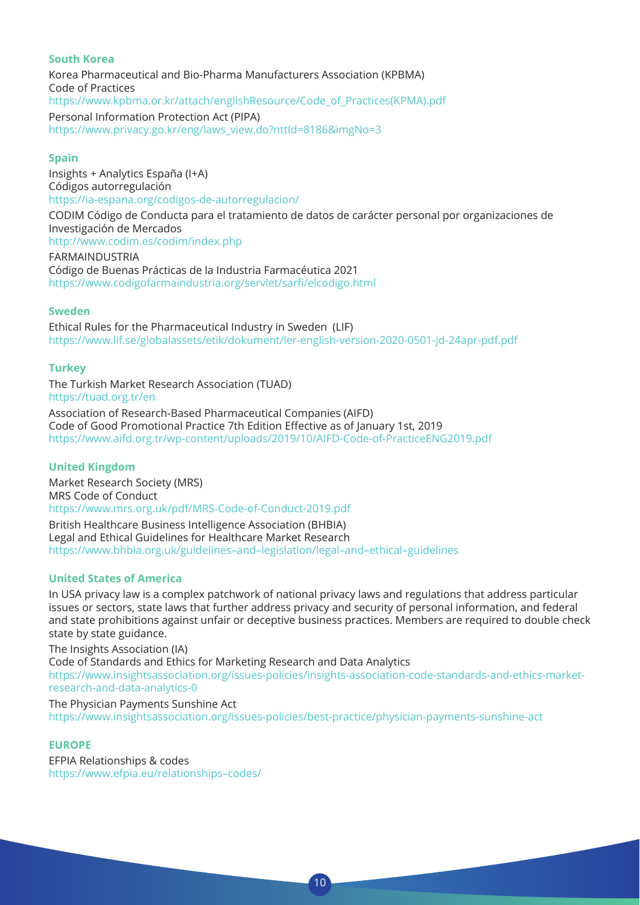### South Korea

Korea Pharmaceutical and Bio-Pharma Manufacturers Association (KPBMA)
Code of Practices
https://www.kpbma.or.kr/attach/englishResource/Code_of_Practices(KPMA).pdf

Personal Information Protection Act (PIPA)
https://www.privacy.go.kr/eng/laws_view.do?nttId=8186&imgNo=3

### Spain

Insights + Analytics España (I+A)
Códigos autorregulación
https://ia-espana.org/codigos-de-autorregulacion/

CODIM Código de Conducta para el tratamiento de datos de carácter personal por organizaciones de Investigación de Mercados
http://www.codim.es/codim/index.php

FARMAINDUSTRIA
Código de Buenas Prácticas de la Industria Farmacéutica 2021
https://www.codigofarmaindustria.org/servlet/sarfi/elcodigo.html

### Sweden

Ethical Rules for the Pharmaceutical Industry in Sweden (LIF)
https://www.lif.se/globalassets/etik/dokument/ler-english-version-2020-0501-jd-24apr-pdf.pdf

### Turkey

The Turkish Market Research Association (TUAD)
https://tuad.org.tr/en

Association of Research-Based Pharmaceutical Companies (AIFD)
Code of Good Promotional Practice 7th Edition Effective as of January 1st, 2019
https://www.aifd.org.tr/wp-content/uploads/2019/10/AIFD-Code-of-PracticeENG2019.pdf

### United Kingdom

Market Research Society (MRS)
MRS Code of Conduct
https://www.mrs.org.uk/pdf/MRS-Code-of-Conduct-2019.pdf

British Healthcare Business Intelligence Association (BHBIA)
Legal and Ethical Guidelines for Healthcare Market Research
https://www.bhbia.org.uk/guidelines–and–legislation/legal–and–ethical–guidelines

### United States of America

In USA privacy law is a complex patchwork of national privacy laws and regulations that address particular issues or sectors, state laws that further address privacy and security of personal information, and federal and state prohibitions against unfair or deceptive business practices. Members are required to double check state by state guidance.

The Insights Association (IA)
Code of Standards and Ethics for Marketing Research and Data Analytics
https://www.insightsassociation.org/issues-policies/insights-association-code-standards-and-ethics-market-research-and-data-analytics-0

The Physician Payments Sunshine Act
https://www.insightsassociation.org/issues-policies/best-practice/physician-payments-sunshine-act

### EUROPE

EFPIA Relationships & codes
https://www.efpia.eu/relationships–codes/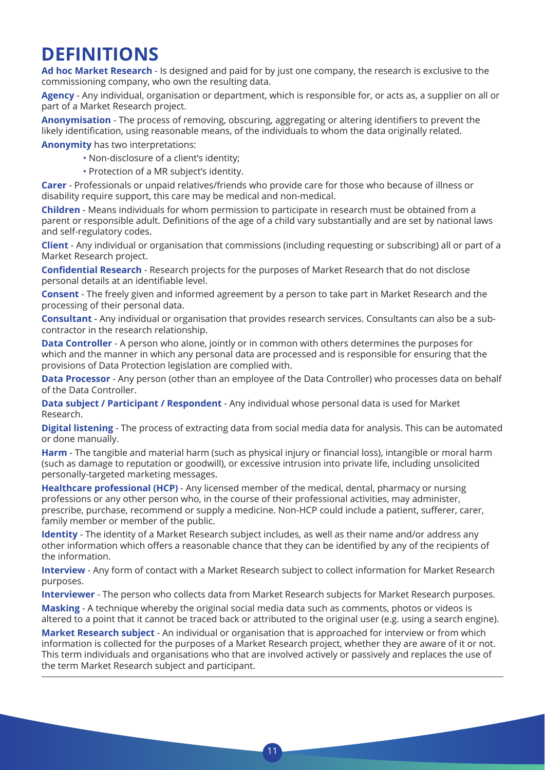# DEFINITIONS

**Ad hoc Market Research** - Is designed and paid for by just one company, the research is exclusive to the commissioning company, who own the resulting data.

**Agency** - Any individual, organisation or department, which is responsible for, or acts as, a supplier on all or part of a Market Research project.

**Anonymisation** - The process of removing, obscuring, aggregating or altering identifiers to prevent the likely identification, using reasonable means, of the individuals to whom the data originally related.

**Anonymity** has two interpretations:

- Non-disclosure of a client's identity;
- Protection of a MR subject's identity.

**Carer** - Professionals or unpaid relatives/friends who provide care for those who because of illness or disability require support, this care may be medical and non-medical.

**Children** - Means individuals for whom permission to participate in research must be obtained from a parent or responsible adult. Definitions of the age of a child vary substantially and are set by national laws and self-regulatory codes.

**Client** - Any individual or organisation that commissions (including requesting or subscribing) all or part of a Market Research project.

**Confidential Research** - Research projects for the purposes of Market Research that do not disclose personal details at an identifiable level.

**Consent** - The freely given and informed agreement by a person to take part in Market Research and the processing of their personal data.

**Consultant** - Any individual or organisation that provides research services. Consultants can also be a sub-contractor in the research relationship.

**Data Controller** - A person who alone, jointly or in common with others determines the purposes for which and the manner in which any personal data are processed and is responsible for ensuring that the provisions of Data Protection legislation are complied with.

**Data Processor** - Any person (other than an employee of the Data Controller) who processes data on behalf of the Data Controller.

**Data subject / Participant / Respondent** - Any individual whose personal data is used for Market Research.

**Digital listening** - The process of extracting data from social media data for analysis. This can be automated or done manually.

**Harm** - The tangible and material harm (such as physical injury or financial loss), intangible or moral harm (such as damage to reputation or goodwill), or excessive intrusion into private life, including unsolicited personally-targeted marketing messages.

**Healthcare professional (HCP)** - Any licensed member of the medical, dental, pharmacy or nursing professions or any other person who, in the course of their professional activities, may administer, prescribe, purchase, recommend or supply a medicine. Non-HCP could include a patient, sufferer, carer, family member or member of the public.

**Identity** - The identity of a Market Research subject includes, as well as their name and/or address any other information which offers a reasonable chance that they can be identified by any of the recipients of the information.

**Interview** - Any form of contact with a Market Research subject to collect information for Market Research purposes.

**Interviewer** - The person who collects data from Market Research subjects for Market Research purposes.

**Masking** - A technique whereby the original social media data such as comments, photos or videos is altered to a point that it cannot be traced back or attributed to the original user (e.g. using a search engine).

**Market Research subject** - An individual or organisation that is approached for interview or from which information is collected for the purposes of a Market Research project, whether they are aware of it or not. This term individuals and organisations who that are involved actively or passively and replaces the use of the term Market Research subject and participant.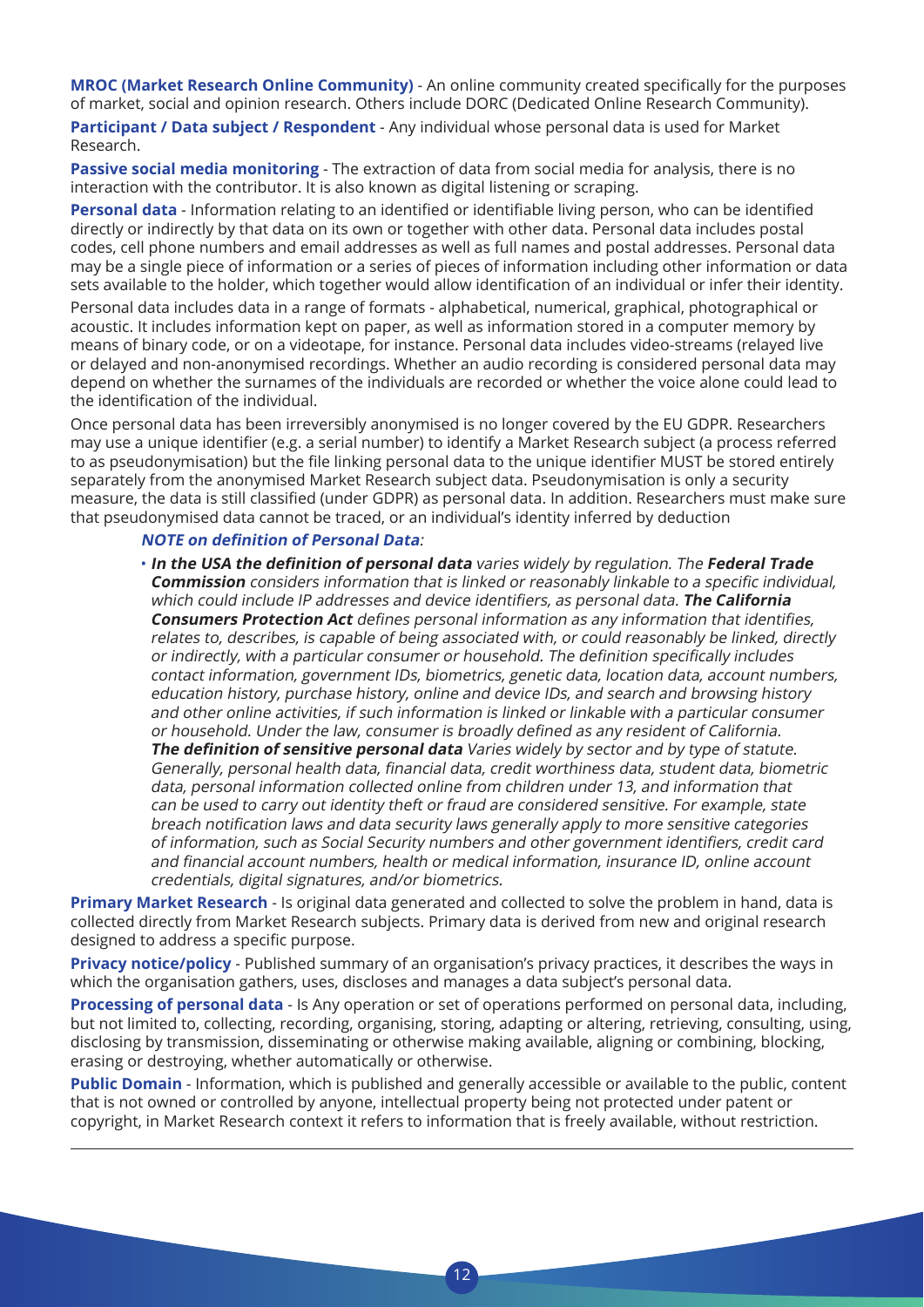**MROC (Market Research Online Community)** - An online community created specifically for the purposes of market, social and opinion research. Others include DORC (Dedicated Online Research Community).

**Participant / Data subject / Respondent** - Any individual whose personal data is used for Market Research.

**Passive social media monitoring** - The extraction of data from social media for analysis, there is no interaction with the contributor. It is also known as digital listening or scraping.

**Personal data** - Information relating to an identified or identifiable living person, who can be identified directly or indirectly by that data on its own or together with other data. Personal data includes postal codes, cell phone numbers and email addresses as well as full names and postal addresses. Personal data may be a single piece of information or a series of pieces of information including other information or data sets available to the holder, which together would allow identification of an individual or infer their identity.

Personal data includes data in a range of formats - alphabetical, numerical, graphical, photographical or acoustic. It includes information kept on paper, as well as information stored in a computer memory by means of binary code, or on a videotape, for instance. Personal data includes video-streams (relayed live or delayed and non-anonymised recordings. Whether an audio recording is considered personal data may depend on whether the surnames of the individuals are recorded or whether the voice alone could lead to the identification of the individual.

Once personal data has been irreversibly anonymised is no longer covered by the EU GDPR. Researchers may use a unique identifier (e.g. a serial number) to identify a Market Research subject (a process referred to as pseudonymisation) but the file linking personal data to the unique identifier MUST be stored entirely separately from the anonymised Market Research subject data. Pseudonymisation is only a security measure, the data is still classified (under GDPR) as personal data. In addition. Researchers must make sure that pseudonymised data cannot be traced, or an individual's identity inferred by deduction

***NOTE on definition of Personal Data****:*

- ***In the USA the definition of personal data*** *varies widely by regulation. The* ***Federal Trade Commission*** *considers information that is linked or reasonably linkable to a specific individual, which could include IP addresses and device identifiers, as personal data.* ***The California Consumers Protection Act*** *defines personal information as any information that identifies, relates to, describes, is capable of being associated with, or could reasonably be linked, directly or indirectly, with a particular consumer or household. The definition specifically includes contact information, government IDs, biometrics, genetic data, location data, account numbers, education history, purchase history, online and device IDs, and search and browsing history and other online activities, if such information is linked or linkable with a particular consumer or household. Under the law, consumer is broadly defined as any resident of California.*
  ***The definition of sensitive personal data*** *Varies widely by sector and by type of statute. Generally, personal health data, financial data, credit worthiness data, student data, biometric data, personal information collected online from children under 13, and information that can be used to carry out identity theft or fraud are considered sensitive. For example, state breach notification laws and data security laws generally apply to more sensitive categories of information, such as Social Security numbers and other government identifiers, credit card and financial account numbers, health or medical information, insurance ID, online account credentials, digital signatures, and/or biometrics.*

**Primary Market Research** - Is original data generated and collected to solve the problem in hand, data is collected directly from Market Research subjects. Primary data is derived from new and original research designed to address a specific purpose.

**Privacy notice/policy** - Published summary of an organisation's privacy practices, it describes the ways in which the organisation gathers, uses, discloses and manages a data subject's personal data.

**Processing of personal data** - Is Any operation or set of operations performed on personal data, including, but not limited to, collecting, recording, organising, storing, adapting or altering, retrieving, consulting, using, disclosing by transmission, disseminating or otherwise making available, aligning or combining, blocking, erasing or destroying, whether automatically or otherwise.

**Public Domain** - Information, which is published and generally accessible or available to the public, content that is not owned or controlled by anyone, intellectual property being not protected under patent or copyright, in Market Research context it refers to information that is freely available, without restriction.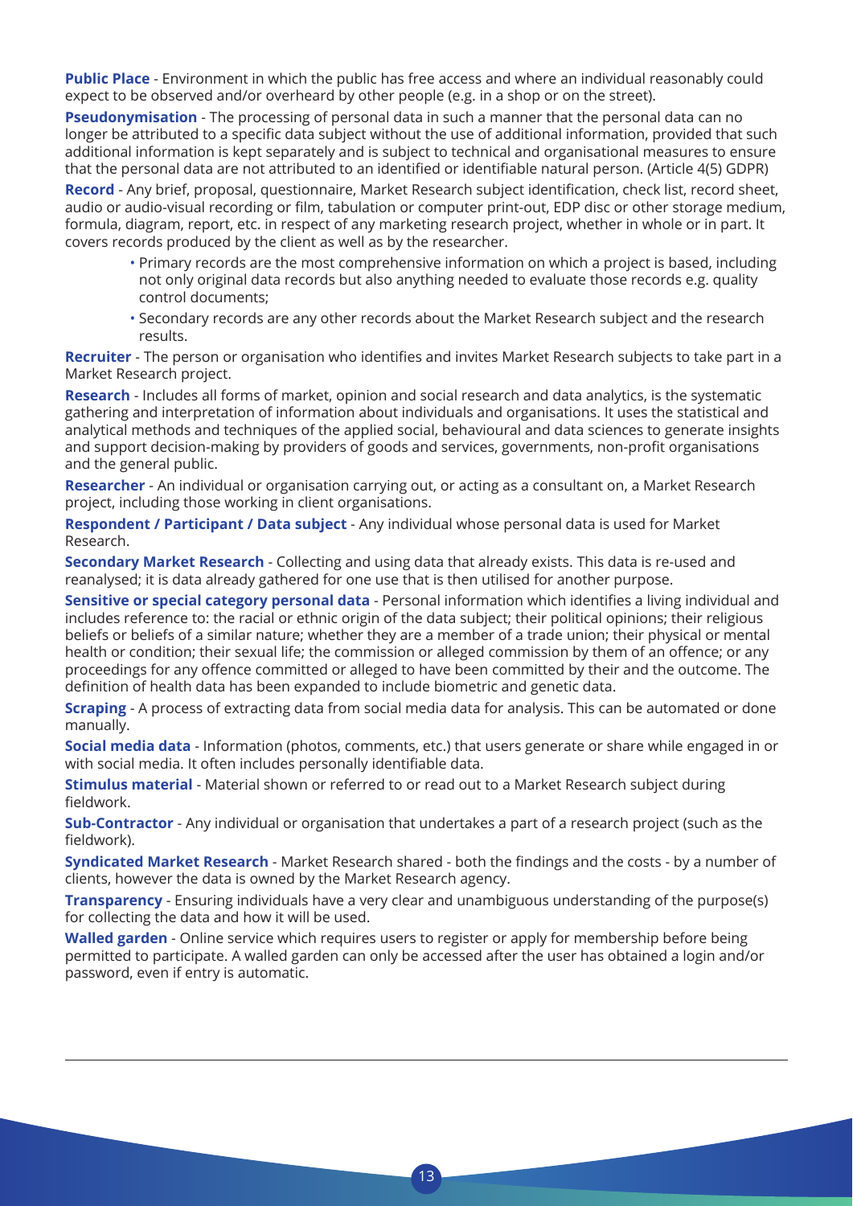**Public Place** - Environment in which the public has free access and where an individual reasonably could expect to be observed and/or overheard by other people (e.g. in a shop or on the street).

**Pseudonymisation** - The processing of personal data in such a manner that the personal data can no longer be attributed to a specific data subject without the use of additional information, provided that such additional information is kept separately and is subject to technical and organisational measures to ensure that the personal data are not attributed to an identified or identifiable natural person. (Article 4(5) GDPR)

**Record** - Any brief, proposal, questionnaire, Market Research subject identification, check list, record sheet, audio or audio-visual recording or film, tabulation or computer print-out, EDP disc or other storage medium, formula, diagram, report, etc. in respect of any marketing research project, whether in whole or in part. It covers records produced by the client as well as by the researcher.

- Primary records are the most comprehensive information on which a project is based, including not only original data records but also anything needed to evaluate those records e.g. quality control documents;
- Secondary records are any other records about the Market Research subject and the research results.

**Recruiter** - The person or organisation who identifies and invites Market Research subjects to take part in a Market Research project.

**Research** - Includes all forms of market, opinion and social research and data analytics, is the systematic gathering and interpretation of information about individuals and organisations. It uses the statistical and analytical methods and techniques of the applied social, behavioural and data sciences to generate insights and support decision-making by providers of goods and services, governments, non-profit organisations and the general public.

**Researcher** - An individual or organisation carrying out, or acting as a consultant on, a Market Research project, including those working in client organisations.

**Respondent / Participant / Data subject** - Any individual whose personal data is used for Market Research.

**Secondary Market Research** - Collecting and using data that already exists. This data is re-used and reanalysed; it is data already gathered for one use that is then utilised for another purpose.

**Sensitive or special category personal data** - Personal information which identifies a living individual and includes reference to: the racial or ethnic origin of the data subject; their political opinions; their religious beliefs or beliefs of a similar nature; whether they are a member of a trade union; their physical or mental health or condition; their sexual life; the commission or alleged commission by them of an offence; or any proceedings for any offence committed or alleged to have been committed by their and the outcome. The definition of health data has been expanded to include biometric and genetic data.

**Scraping** - A process of extracting data from social media data for analysis. This can be automated or done manually.

**Social media data** - Information (photos, comments, etc.) that users generate or share while engaged in or with social media. It often includes personally identifiable data.

**Stimulus material** - Material shown or referred to or read out to a Market Research subject during fieldwork.

**Sub-Contractor** - Any individual or organisation that undertakes a part of a research project (such as the fieldwork).

**Syndicated Market Research** - Market Research shared - both the findings and the costs - by a number of clients, however the data is owned by the Market Research agency.

**Transparency** - Ensuring individuals have a very clear and unambiguous understanding of the purpose(s) for collecting the data and how it will be used.

**Walled garden** - Online service which requires users to register or apply for membership before being permitted to participate. A walled garden can only be accessed after the user has obtained a login and/or password, even if entry is automatic.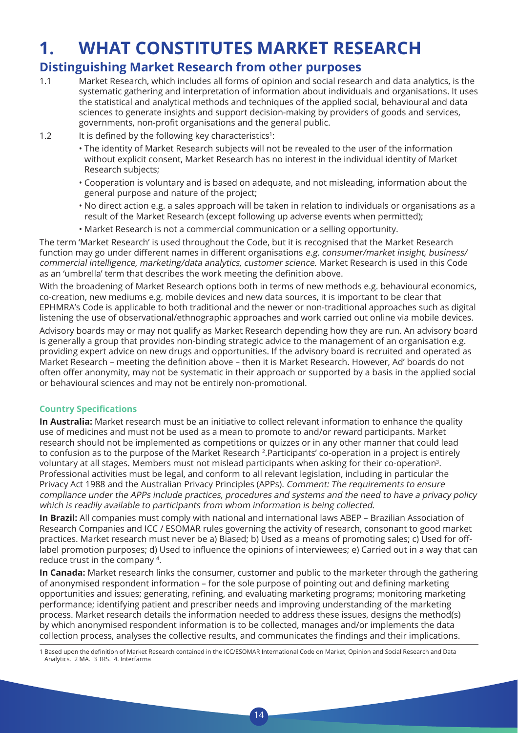# 1. WHAT CONSTITUTES MARKET RESEARCH

## Distinguishing Market Research from other purposes

1.1 Market Research, which includes all forms of opinion and social research and data analytics, is the systematic gathering and interpretation of information about individuals and organisations. It uses the statistical and analytical methods and techniques of the applied social, behavioural and data sciences to generate insights and support decision-making by providers of goods and services, governments, non-profit organisations and the general public.

1.2 It is defined by the following key characteristics[1]:

- The identity of Market Research subjects will not be revealed to the user of the information without explicit consent, Market Research has no interest in the individual identity of Market Research subjects;
- Cooperation is voluntary and is based on adequate, and not misleading, information about the general purpose and nature of the project;
- No direct action e.g. a sales approach will be taken in relation to individuals or organisations as a result of the Market Research (except following up adverse events when permitted);
- Market Research is not a commercial communication or a selling opportunity.

The term 'Market Research' is used throughout the Code, but it is recognised that the Market Research function may go under different names in different organisations *e.g. consumer/market insight, business/commercial intelligence, marketing/data analytics, customer science*. Market Research is used in this Code as an 'umbrella' term that describes the work meeting the definition above.

With the broadening of Market Research options both in terms of new methods e.g. behavioural economics, co-creation, new mediums e.g. mobile devices and new data sources, it is important to be clear that EPHMRA's Code is applicable to both traditional and the newer or non-traditional approaches such as digital listening the use of observational/ethnographic approaches and work carried out online via mobile devices.

Advisory boards may or may not qualify as Market Research depending how they are run. An advisory board is generally a group that provides non-binding strategic advice to the management of an organisation e.g. providing expert advice on new drugs and opportunities. If the advisory board is recruited and operated as Market Research – meeting the definition above – then it is Market Research. However, Ad' boards do not often offer anonymity, may not be systematic in their approach or supported by a basis in the applied social or behavioural sciences and may not be entirely non-promotional.

### Country Specifications

**In Australia:** Market research must be an initiative to collect relevant information to enhance the quality use of medicines and must not be used as a mean to promote to and/or reward participants. Market research should not be implemented as competitions or quizzes or in any other manner that could lead to confusion as to the purpose of the Market Research [2].Participants' co-operation in a project is entirely voluntary at all stages. Members must not mislead participants when asking for their co-operation[3]. Professional activities must be legal, and conform to all relevant legislation, including in particular the Privacy Act 1988 and the Australian Privacy Principles (APPs). *Comment: The requirements to ensure compliance under the APPs include practices, procedures and systems and the need to have a privacy policy which is readily available to participants from whom information is being collected.*

**In Brazil:** All companies must comply with national and international laws ABEP – Brazilian Association of Research Companies and ICC / ESOMAR rules governing the activity of research, consonant to good market practices. Market research must never be a) Biased; b) Used as a means of promoting sales; c) Used for off-label promotion purposes; d) Used to influence the opinions of interviewees; e) Carried out in a way that can reduce trust in the company [4].

**In Canada:** Market research links the consumer, customer and public to the marketer through the gathering of anonymised respondent information – for the sole purpose of pointing out and defining marketing opportunities and issues; generating, refining, and evaluating marketing programs; monitoring marketing performance; identifying patient and prescriber needs and improving understanding of the marketing process. Market research details the information needed to address these issues, designs the method(s) by which anonymised respondent information is to be collected, manages and/or implements the data collection process, analyses the collective results, and communicates the findings and their implications.

---

1 Based upon the definition of Market Research contained in the ICC/ESOMAR International Code on Market, Opinion and Social Research and Data Analytics. 2 MA. 3 TRS. 4. Interfarma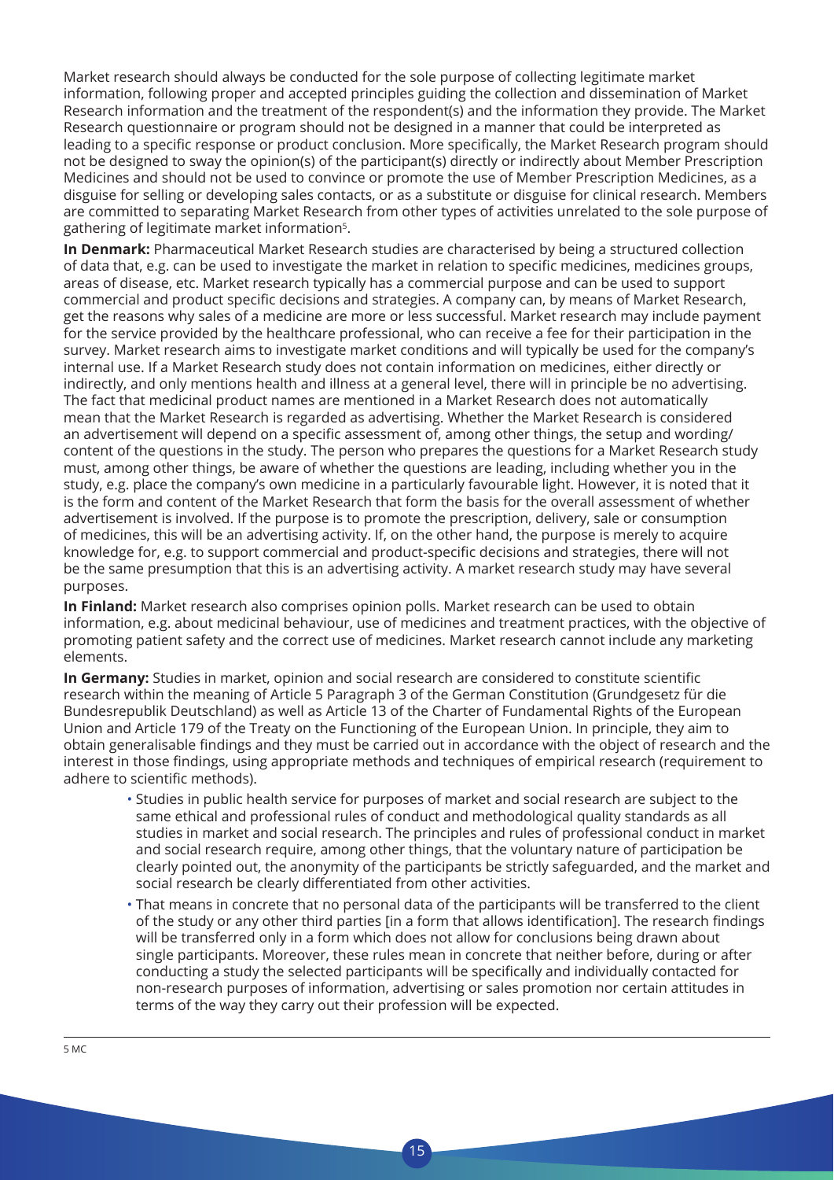Market research should always be conducted for the sole purpose of collecting legitimate market information, following proper and accepted principles guiding the collection and dissemination of Market Research information and the treatment of the respondent(s) and the information they provide. The Market Research questionnaire or program should not be designed in a manner that could be interpreted as leading to a specific response or product conclusion. More specifically, the Market Research program should not be designed to sway the opinion(s) of the participant(s) directly or indirectly about Member Prescription Medicines and should not be used to convince or promote the use of Member Prescription Medicines, as a disguise for selling or developing sales contacts, or as a substitute or disguise for clinical research. Members are committed to separating Market Research from other types of activities unrelated to the sole purpose of gathering of legitimate market information[5].

**In Denmark:** Pharmaceutical Market Research studies are characterised by being a structured collection of data that, e.g. can be used to investigate the market in relation to specific medicines, medicines groups, areas of disease, etc. Market research typically has a commercial purpose and can be used to support commercial and product specific decisions and strategies. A company can, by means of Market Research, get the reasons why sales of a medicine are more or less successful. Market research may include payment for the service provided by the healthcare professional, who can receive a fee for their participation in the survey. Market research aims to investigate market conditions and will typically be used for the company's internal use. If a Market Research study does not contain information on medicines, either directly or indirectly, and only mentions health and illness at a general level, there will in principle be no advertising. The fact that medicinal product names are mentioned in a Market Research does not automatically mean that the Market Research is regarded as advertising. Whether the Market Research is considered an advertisement will depend on a specific assessment of, among other things, the setup and wording/ content of the questions in the study. The person who prepares the questions for a Market Research study must, among other things, be aware of whether the questions are leading, including whether you in the study, e.g. place the company's own medicine in a particularly favourable light. However, it is noted that it is the form and content of the Market Research that form the basis for the overall assessment of whether advertisement is involved. If the purpose is to promote the prescription, delivery, sale or consumption of medicines, this will be an advertising activity. If, on the other hand, the purpose is merely to acquire knowledge for, e.g. to support commercial and product-specific decisions and strategies, there will not be the same presumption that this is an advertising activity. A market research study may have several purposes.

**In Finland:** Market research also comprises opinion polls. Market research can be used to obtain information, e.g. about medicinal behaviour, use of medicines and treatment practices, with the objective of promoting patient safety and the correct use of medicines. Market research cannot include any marketing elements.

**In Germany:** Studies in market, opinion and social research are considered to constitute scientific research within the meaning of Article 5 Paragraph 3 of the German Constitution (Grundgesetz für die Bundesrepublik Deutschland) as well as Article 13 of the Charter of Fundamental Rights of the European Union and Article 179 of the Treaty on the Functioning of the European Union. In principle, they aim to obtain generalisable findings and they must be carried out in accordance with the object of research and the interest in those findings, using appropriate methods and techniques of empirical research (requirement to adhere to scientific methods).

- Studies in public health service for purposes of market and social research are subject to the same ethical and professional rules of conduct and methodological quality standards as all studies in market and social research. The principles and rules of professional conduct in market and social research require, among other things, that the voluntary nature of participation be clearly pointed out, the anonymity of the participants be strictly safeguarded, and the market and social research be clearly differentiated from other activities.
- That means in concrete that no personal data of the participants will be transferred to the client of the study or any other third parties [in a form that allows identification]. The research findings will be transferred only in a form which does not allow for conclusions being drawn about single participants. Moreover, these rules mean in concrete that neither before, during or after conducting a study the selected participants will be specifically and individually contacted for non-research purposes of information, advertising or sales promotion nor certain attitudes in terms of the way they carry out their profession will be expected.

---

5 MC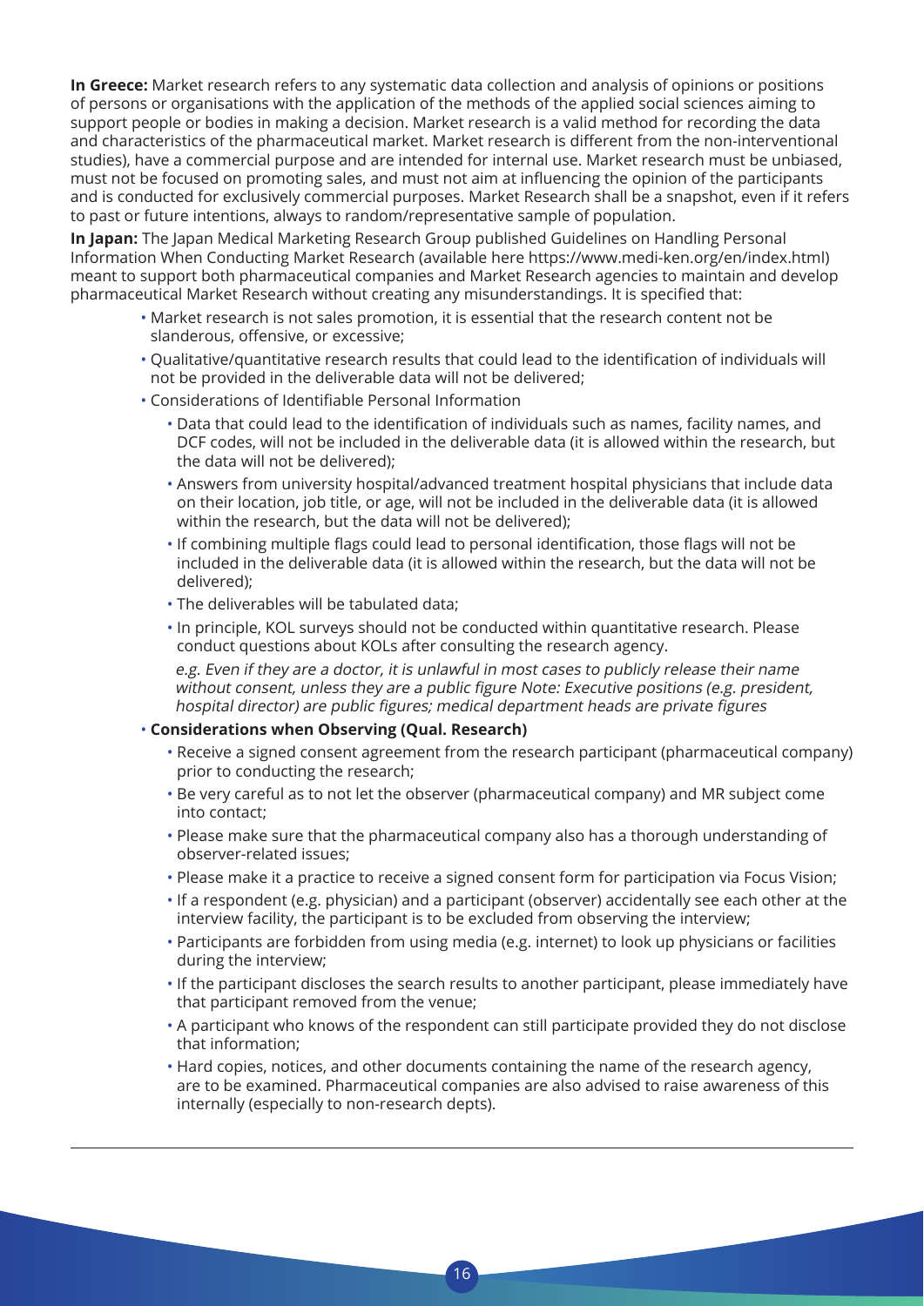**In Greece:** Market research refers to any systematic data collection and analysis of opinions or positions of persons or organisations with the application of the methods of the applied social sciences aiming to support people or bodies in making a decision. Market research is a valid method for recording the data and characteristics of the pharmaceutical market. Market research is different from the non-interventional studies), have a commercial purpose and are intended for internal use. Market research must be unbiased, must not be focused on promoting sales, and must not aim at influencing the opinion of the participants and is conducted for exclusively commercial purposes. Market Research shall be a snapshot, even if it refers to past or future intentions, always to random/representative sample of population.

**In Japan:** The Japan Medical Marketing Research Group published Guidelines on Handling Personal Information When Conducting Market Research (available here https://www.medi-ken.org/en/index.html) meant to support both pharmaceutical companies and Market Research agencies to maintain and develop pharmaceutical Market Research without creating any misunderstandings. It is specified that:

- Market research is not sales promotion, it is essential that the research content not be slanderous, offensive, or excessive;
- Qualitative/quantitative research results that could lead to the identification of individuals will not be provided in the deliverable data will not be delivered;
- Considerations of Identifiable Personal Information
    - Data that could lead to the identification of individuals such as names, facility names, and DCF codes, will not be included in the deliverable data (it is allowed within the research, but the data will not be delivered);
    - Answers from university hospital/advanced treatment hospital physicians that include data on their location, job title, or age, will not be included in the deliverable data (it is allowed within the research, but the data will not be delivered);
    - If combining multiple flags could lead to personal identification, those flags will not be included in the deliverable data (it is allowed within the research, but the data will not be delivered);
    - The deliverables will be tabulated data;
    - In principle, KOL surveys should not be conducted within quantitative research. Please conduct questions about KOLs after consulting the research agency.

      *e.g. Even if they are a doctor, it is unlawful in most cases to publicly release their name without consent, unless they are a public figure Note: Executive positions (e.g. president, hospital director) are public figures; medical department heads are private figures*
- **Considerations when Observing (Qual. Research)**
    - Receive a signed consent agreement from the research participant (pharmaceutical company) prior to conducting the research;
    - Be very careful as to not let the observer (pharmaceutical company) and MR subject come into contact;
    - Please make sure that the pharmaceutical company also has a thorough understanding of observer-related issues;
    - Please make it a practice to receive a signed consent form for participation via Focus Vision;
    - If a respondent (e.g. physician) and a participant (observer) accidentally see each other at the interview facility, the participant is to be excluded from observing the interview;
    - Participants are forbidden from using media (e.g. internet) to look up physicians or facilities during the interview;
    - If the participant discloses the search results to another participant, please immediately have that participant removed from the venue;
    - A participant who knows of the respondent can still participate provided they do not disclose that information;
    - Hard copies, notices, and other documents containing the name of the research agency, are to be examined. Pharmaceutical companies are also advised to raise awareness of this internally (especially to non-research depts).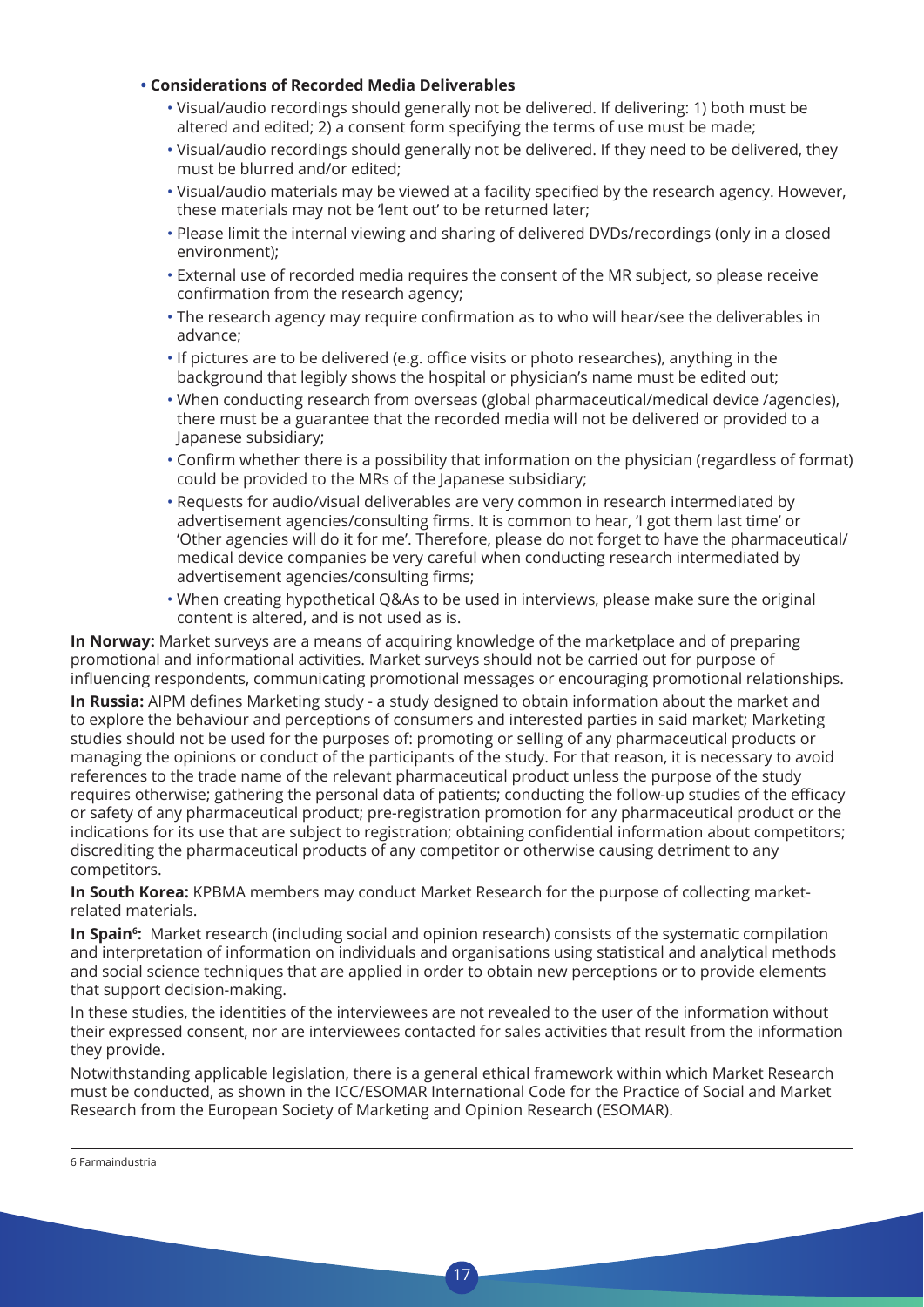- **Considerations of Recorded Media Deliverables**
  - Visual/audio recordings should generally not be delivered. If delivering: 1) both must be altered and edited; 2) a consent form specifying the terms of use must be made;
  - Visual/audio recordings should generally not be delivered. If they need to be delivered, they must be blurred and/or edited;
  - Visual/audio materials may be viewed at a facility specified by the research agency. However, these materials may not be 'lent out' to be returned later;
  - Please limit the internal viewing and sharing of delivered DVDs/recordings (only in a closed environment);
  - External use of recorded media requires the consent of the MR subject, so please receive confirmation from the research agency;
  - The research agency may require confirmation as to who will hear/see the deliverables in advance;
  - If pictures are to be delivered (e.g. office visits or photo researches), anything in the background that legibly shows the hospital or physician's name must be edited out;
  - When conducting research from overseas (global pharmaceutical/medical device /agencies), there must be a guarantee that the recorded media will not be delivered or provided to a Japanese subsidiary;
  - Confirm whether there is a possibility that information on the physician (regardless of format) could be provided to the MRs of the Japanese subsidiary;
  - Requests for audio/visual deliverables are very common in research intermediated by advertisement agencies/consulting firms. It is common to hear, 'I got them last time' or 'Other agencies will do it for me'. Therefore, please do not forget to have the pharmaceutical/ medical device companies be very careful when conducting research intermediated by advertisement agencies/consulting firms;
  - When creating hypothetical Q&As to be used in interviews, please make sure the original content is altered, and is not used as is.

**In Norway:** Market surveys are a means of acquiring knowledge of the marketplace and of preparing promotional and informational activities. Market surveys should not be carried out for purpose of influencing respondents, communicating promotional messages or encouraging promotional relationships.

**In Russia:** AIPM defines Marketing study - a study designed to obtain information about the market and to explore the behaviour and perceptions of consumers and interested parties in said market; Marketing studies should not be used for the purposes of: promoting or selling of any pharmaceutical products or managing the opinions or conduct of the participants of the study. For that reason, it is necessary to avoid references to the trade name of the relevant pharmaceutical product unless the purpose of the study requires otherwise; gathering the personal data of patients; conducting the follow-up studies of the efficacy or safety of any pharmaceutical product; pre-registration promotion for any pharmaceutical product or the indications for its use that are subject to registration; obtaining confidential information about competitors; discrediting the pharmaceutical products of any competitor or otherwise causing detriment to any competitors.

**In South Korea:** KPBMA members may conduct Market Research for the purpose of collecting market-related materials.

**In Spain[6]:** Market research (including social and opinion research) consists of the systematic compilation and interpretation of information on individuals and organisations using statistical and analytical methods and social science techniques that are applied in order to obtain new perceptions or to provide elements that support decision-making.

In these studies, the identities of the interviewees are not revealed to the user of the information without their expressed consent, nor are interviewees contacted for sales activities that result from the information they provide.

Notwithstanding applicable legislation, there is a general ethical framework within which Market Research must be conducted, as shown in the ICC/ESOMAR International Code for the Practice of Social and Market Research from the European Society of Marketing and Opinion Research (ESOMAR).

---

6 Farmaindustria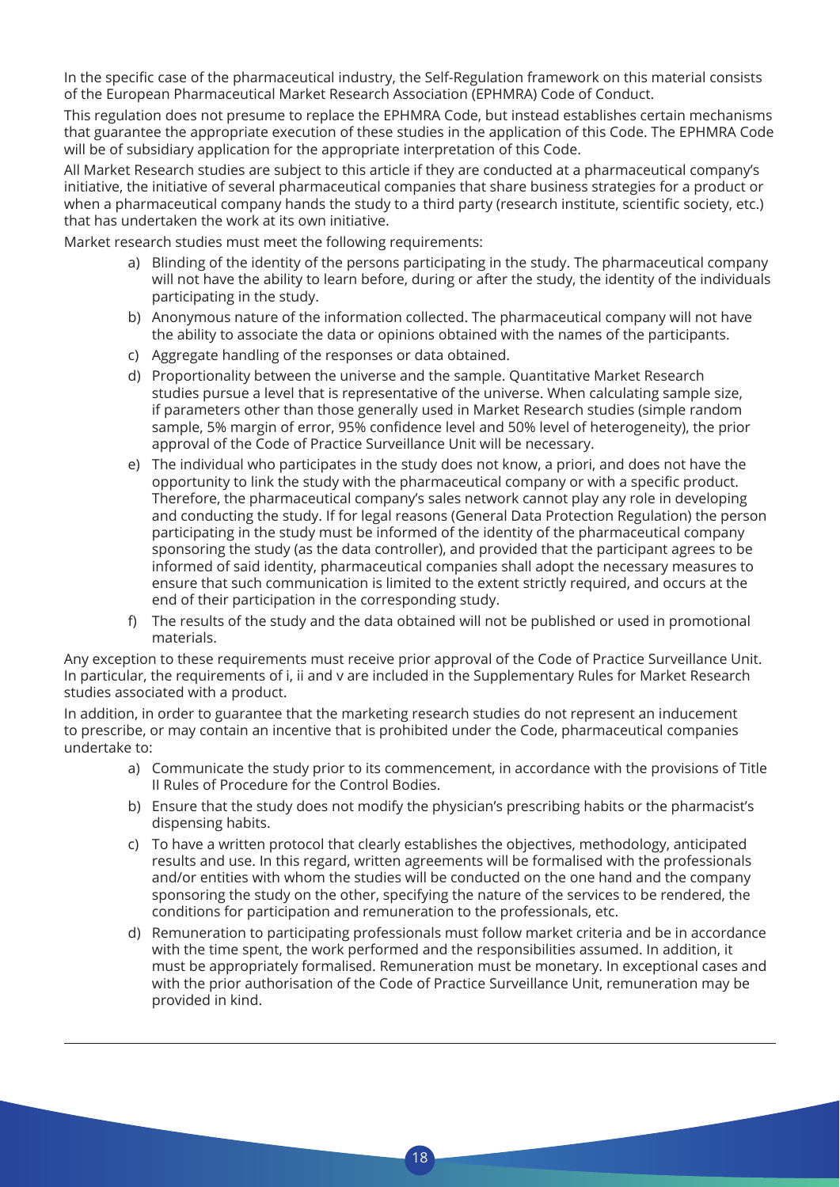In the specific case of the pharmaceutical industry, the Self-Regulation framework on this material consists of the European Pharmaceutical Market Research Association (EPHMRA) Code of Conduct.

This regulation does not presume to replace the EPHMRA Code, but instead establishes certain mechanisms that guarantee the appropriate execution of these studies in the application of this Code. The EPHMRA Code will be of subsidiary application for the appropriate interpretation of this Code.

All Market Research studies are subject to this article if they are conducted at a pharmaceutical company's initiative, the initiative of several pharmaceutical companies that share business strategies for a product or when a pharmaceutical company hands the study to a third party (research institute, scientific society, etc.) that has undertaken the work at its own initiative.

Market research studies must meet the following requirements:

a) Blinding of the identity of the persons participating in the study. The pharmaceutical company will not have the ability to learn before, during or after the study, the identity of the individuals participating in the study.

b) Anonymous nature of the information collected. The pharmaceutical company will not have the ability to associate the data or opinions obtained with the names of the participants.

c) Aggregate handling of the responses or data obtained.

d) Proportionality between the universe and the sample. Quantitative Market Research studies pursue a level that is representative of the universe. When calculating sample size, if parameters other than those generally used in Market Research studies (simple random sample, 5% margin of error, 95% confidence level and 50% level of heterogeneity), the prior approval of the Code of Practice Surveillance Unit will be necessary.

e) The individual who participates in the study does not know, a priori, and does not have the opportunity to link the study with the pharmaceutical company or with a specific product. Therefore, the pharmaceutical company's sales network cannot play any role in developing and conducting the study. If for legal reasons (General Data Protection Regulation) the person participating in the study must be informed of the identity of the pharmaceutical company sponsoring the study (as the data controller), and provided that the participant agrees to be informed of said identity, pharmaceutical companies shall adopt the necessary measures to ensure that such communication is limited to the extent strictly required, and occurs at the end of their participation in the corresponding study.

f) The results of the study and the data obtained will not be published or used in promotional materials.

Any exception to these requirements must receive prior approval of the Code of Practice Surveillance Unit. In particular, the requirements of i, ii and v are included in the Supplementary Rules for Market Research studies associated with a product.

In addition, in order to guarantee that the marketing research studies do not represent an inducement to prescribe, or may contain an incentive that is prohibited under the Code, pharmaceutical companies undertake to:

a) Communicate the study prior to its commencement, in accordance with the provisions of Title II Rules of Procedure for the Control Bodies.

b) Ensure that the study does not modify the physician's prescribing habits or the pharmacist's dispensing habits.

c) To have a written protocol that clearly establishes the objectives, methodology, anticipated results and use. In this regard, written agreements will be formalised with the professionals and/or entities with whom the studies will be conducted on the one hand and the company sponsoring the study on the other, specifying the nature of the services to be rendered, the conditions for participation and remuneration to the professionals, etc.

d) Remuneration to participating professionals must follow market criteria and be in accordance with the time spent, the work performed and the responsibilities assumed. In addition, it must be appropriately formalised. Remuneration must be monetary. In exceptional cases and with the prior authorisation of the Code of Practice Surveillance Unit, remuneration may be provided in kind.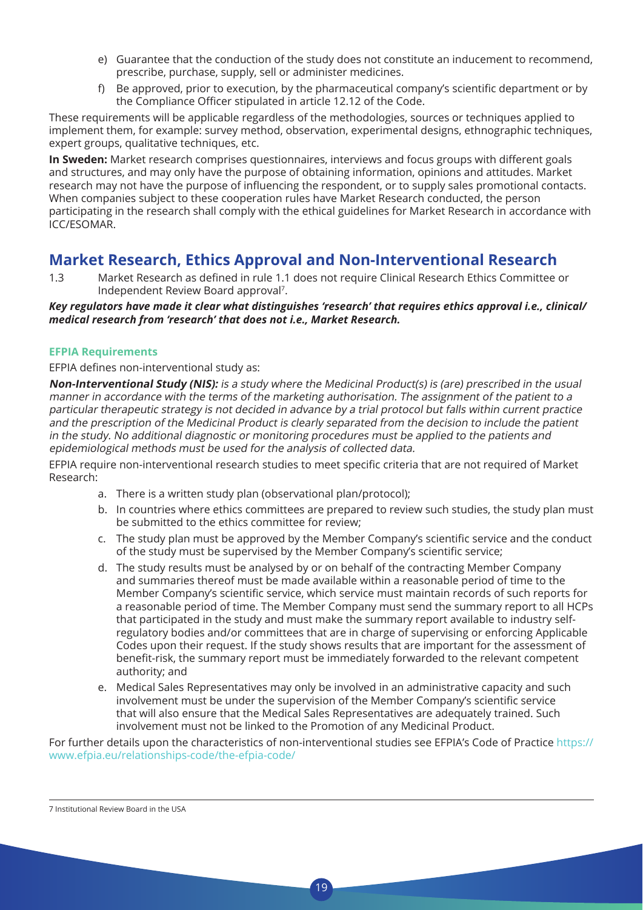e) Guarantee that the conduction of the study does not constitute an inducement to recommend, prescribe, purchase, supply, sell or administer medicines.

f) Be approved, prior to execution, by the pharmaceutical company's scientific department or by the Compliance Officer stipulated in article 12.12 of the Code.

These requirements will be applicable regardless of the methodologies, sources or techniques applied to implement them, for example: survey method, observation, experimental designs, ethnographic techniques, expert groups, qualitative techniques, etc.

**In Sweden:** Market research comprises questionnaires, interviews and focus groups with different goals and structures, and may only have the purpose of obtaining information, opinions and attitudes. Market research may not have the purpose of influencing the respondent, or to supply sales promotional contacts. When companies subject to these cooperation rules have Market Research conducted, the person participating in the research shall comply with the ethical guidelines for Market Research in accordance with ICC/ESOMAR.

## Market Research, Ethics Approval and Non-Interventional Research

1.3 Market Research as defined in rule 1.1 does not require Clinical Research Ethics Committee or Independent Review Board approval[7].

***Key regulators have made it clear what distinguishes 'research' that requires ethics approval i.e., clinical/medical research from 'research' that does not i.e., Market Research.***

### EFPIA Requirements

EFPIA defines non-interventional study as:

***Non-Interventional Study (NIS):*** *is a study where the Medicinal Product(s) is (are) prescribed in the usual manner in accordance with the terms of the marketing authorisation. The assignment of the patient to a particular therapeutic strategy is not decided in advance by a trial protocol but falls within current practice and the prescription of the Medicinal Product is clearly separated from the decision to include the patient in the study. No additional diagnostic or monitoring procedures must be applied to the patients and epidemiological methods must be used for the analysis of collected data.*

EFPIA require non-interventional research studies to meet specific criteria that are not required of Market Research:

a. There is a written study plan (observational plan/protocol);

b. In countries where ethics committees are prepared to review such studies, the study plan must be submitted to the ethics committee for review;

c. The study plan must be approved by the Member Company's scientific service and the conduct of the study must be supervised by the Member Company's scientific service;

d. The study results must be analysed by or on behalf of the contracting Member Company and summaries thereof must be made available within a reasonable period of time to the Member Company's scientific service, which service must maintain records of such reports for a reasonable period of time. The Member Company must send the summary report to all HCPs that participated in the study and must make the summary report available to industry self-regulatory bodies and/or committees that are in charge of supervising or enforcing Applicable Codes upon their request. If the study shows results that are important for the assessment of benefit-risk, the summary report must be immediately forwarded to the relevant competent authority; and

e. Medical Sales Representatives may only be involved in an administrative capacity and such involvement must be under the supervision of the Member Company's scientific service that will also ensure that the Medical Sales Representatives are adequately trained. Such involvement must not be linked to the Promotion of any Medicinal Product.

For further details upon the characteristics of non-interventional studies see EFPIA's Code of Practice https://www.efpia.eu/relationships-code/the-efpia-code/

---

7 Institutional Review Board in the USA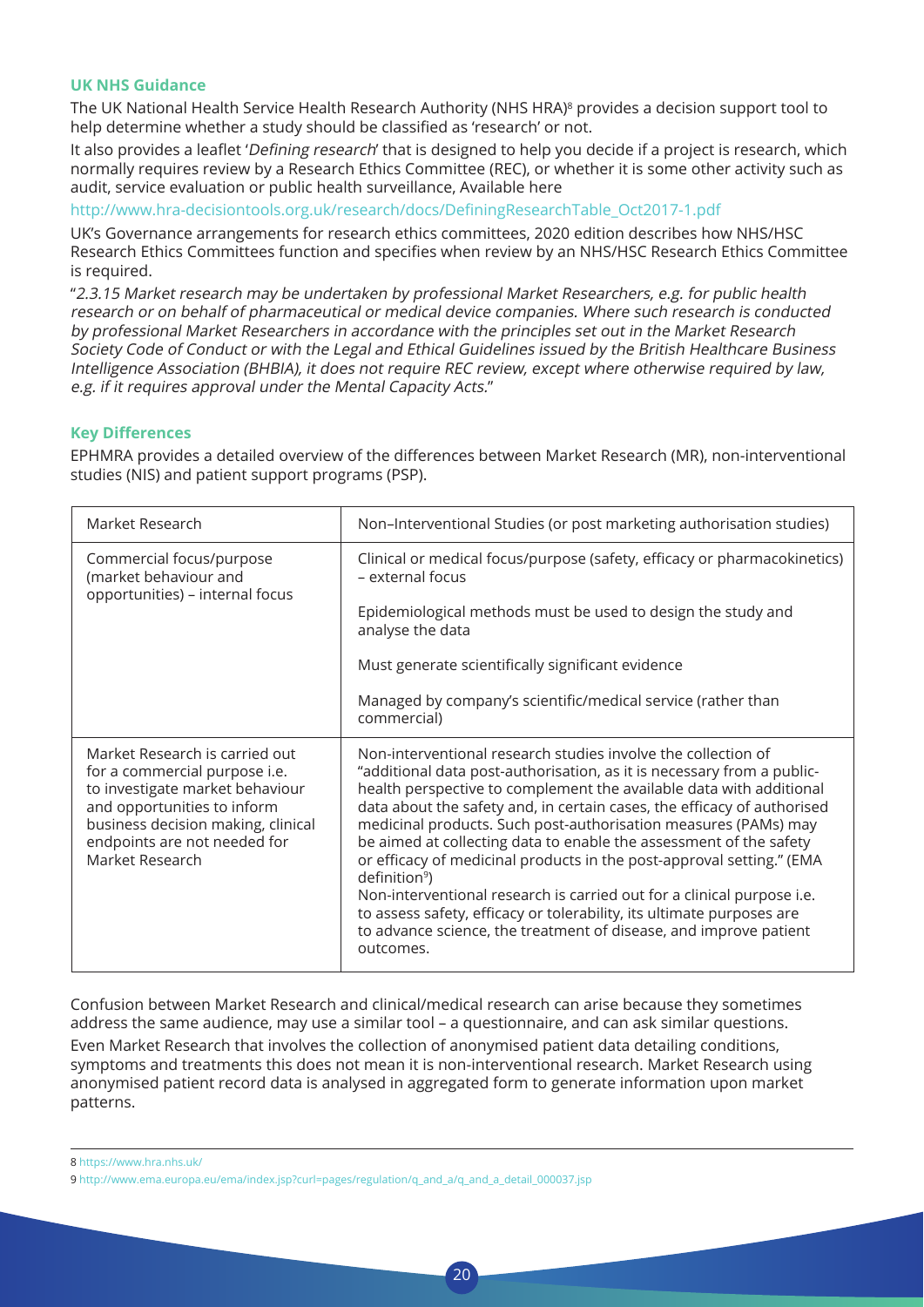### UK NHS Guidance

The UK National Health Service Health Research Authority (NHS HRA)[8] provides a decision support tool to help determine whether a study should be classified as 'research' or not.

It also provides a leaflet '*Defining research*' that is designed to help you decide if a project is research, which normally requires review by a Research Ethics Committee (REC), or whether it is some other activity such as audit, service evaluation or public health surveillance, Available here

http://www.hra-decisiontools.org.uk/research/docs/DefiningResearchTable_Oct2017-1.pdf

UK's Governance arrangements for research ethics committees, 2020 edition describes how NHS/HSC Research Ethics Committees function and specifies when review by an NHS/HSC Research Ethics Committee is required.

"*2.3.15 Market research may be undertaken by professional Market Researchers, e.g. for public health research or on behalf of pharmaceutical or medical device companies. Where such research is conducted by professional Market Researchers in accordance with the principles set out in the Market Research Society Code of Conduct or with the Legal and Ethical Guidelines issued by the British Healthcare Business Intelligence Association (BHBIA), it does not require REC review, except where otherwise required by law, e.g. if it requires approval under the Mental Capacity Acts.*"

### Key Differences

EPHMRA provides a detailed overview of the differences between Market Research (MR), non-interventional studies (NIS) and patient support programs (PSP).

| Market Research | Non–Interventional Studies (or post marketing authorisation studies) |
|---|---|
| Commercial focus/purpose (market behaviour and opportunities) – internal focus | Clinical or medical focus/purpose (safety, efficacy or pharmacokinetics) – external focus<br><br>Epidemiological methods must be used to design the study and analyse the data<br><br>Must generate scientifically significant evidence<br><br>Managed by company's scientific/medical service (rather than commercial) |
| Market Research is carried out for a commercial purpose i.e. to investigate market behaviour and opportunities to inform business decision making, clinical endpoints are not needed for Market Research | Non-interventional research studies involve the collection of "additional data post-authorisation, as it is necessary from a public-health perspective to complement the available data with additional data about the safety and, in certain cases, the efficacy of authorised medicinal products. Such post-authorisation measures (PAMs) may be aimed at collecting data to enable the assessment of the safety or efficacy of medicinal products in the post-approval setting." (EMA definition[9])<br>Non-interventional research is carried out for a clinical purpose i.e. to assess safety, efficacy or tolerability, its ultimate purposes are to advance science, the treatment of disease, and improve patient outcomes. |

Confusion between Market Research and clinical/medical research can arise because they sometimes address the same audience, may use a similar tool – a questionnaire, and can ask similar questions.

Even Market Research that involves the collection of anonymised patient data detailing conditions, symptoms and treatments this does not mean it is non-interventional research. Market Research using anonymised patient record data is analysed in aggregated form to generate information upon market patterns.

8 https://www.hra.nhs.uk/

9 http://www.ema.europa.eu/ema/index.jsp?curl=pages/regulation/q_and_a/q_and_a_detail_000037.jsp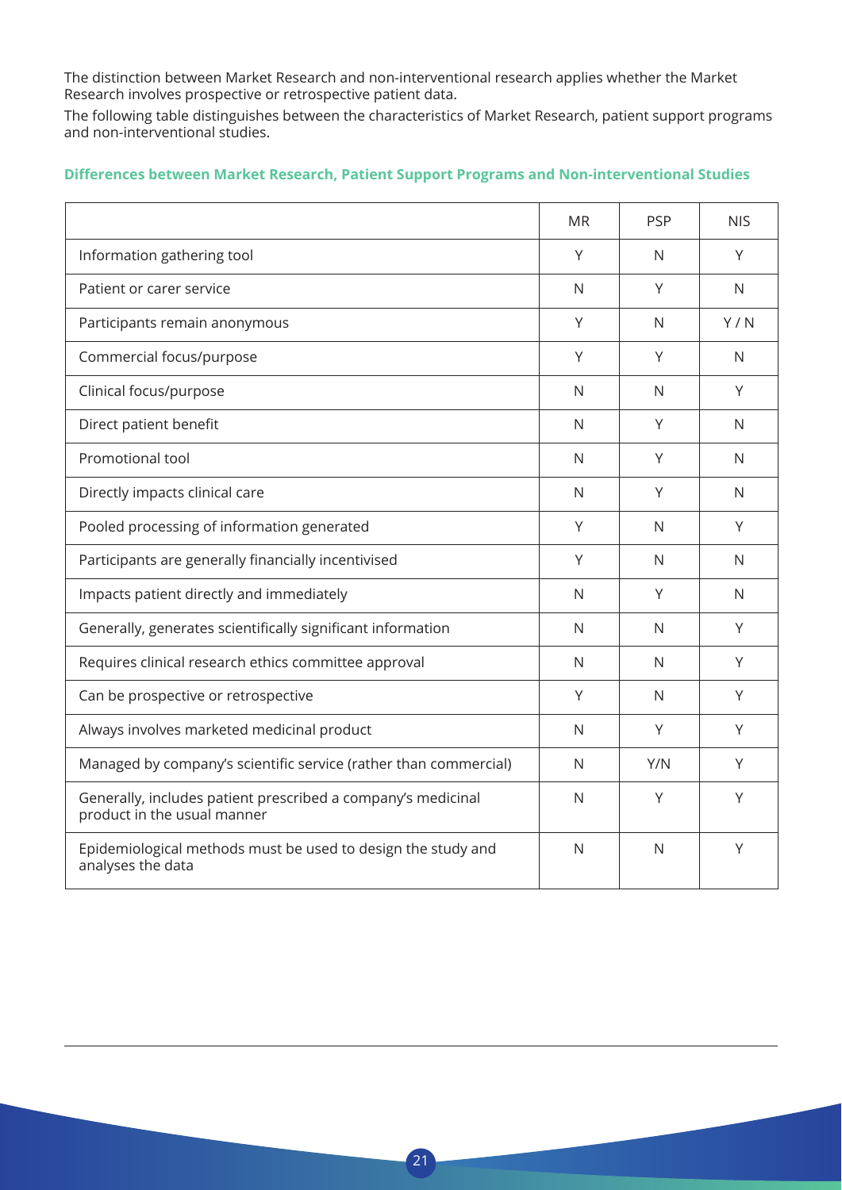The distinction between Market Research and non-interventional research applies whether the Market Research involves prospective or retrospective patient data.

The following table distinguishes between the characteristics of Market Research, patient support programs and non-interventional studies.

**Differences between Market Research, Patient Support Programs and Non-interventional Studies**

| | MR | PSP | NIS |
|---|---|---|---|
| Information gathering tool | Y | N | Y |
| Patient or carer service | N | Y | N |
| Participants remain anonymous | Y | N | Y / N |
| Commercial focus/purpose | Y | Y | N |
| Clinical focus/purpose | N | N | Y |
| Direct patient benefit | N | Y | N |
| Promotional tool | N | Y | N |
| Directly impacts clinical care | N | Y | N |
| Pooled processing of information generated | Y | N | Y |
| Participants are generally financially incentivised | Y | N | N |
| Impacts patient directly and immediately | N | Y | N |
| Generally, generates scientifically significant information | N | N | Y |
| Requires clinical research ethics committee approval | N | N | Y |
| Can be prospective or retrospective | Y | N | Y |
| Always involves marketed medicinal product | N | Y | Y |
| Managed by company's scientific service (rather than commercial) | N | Y/N | Y |
| Generally, includes patient prescribed a company's medicinal product in the usual manner | N | Y | Y |
| Epidemiological methods must be used to design the study and analyses the data | N | N | Y |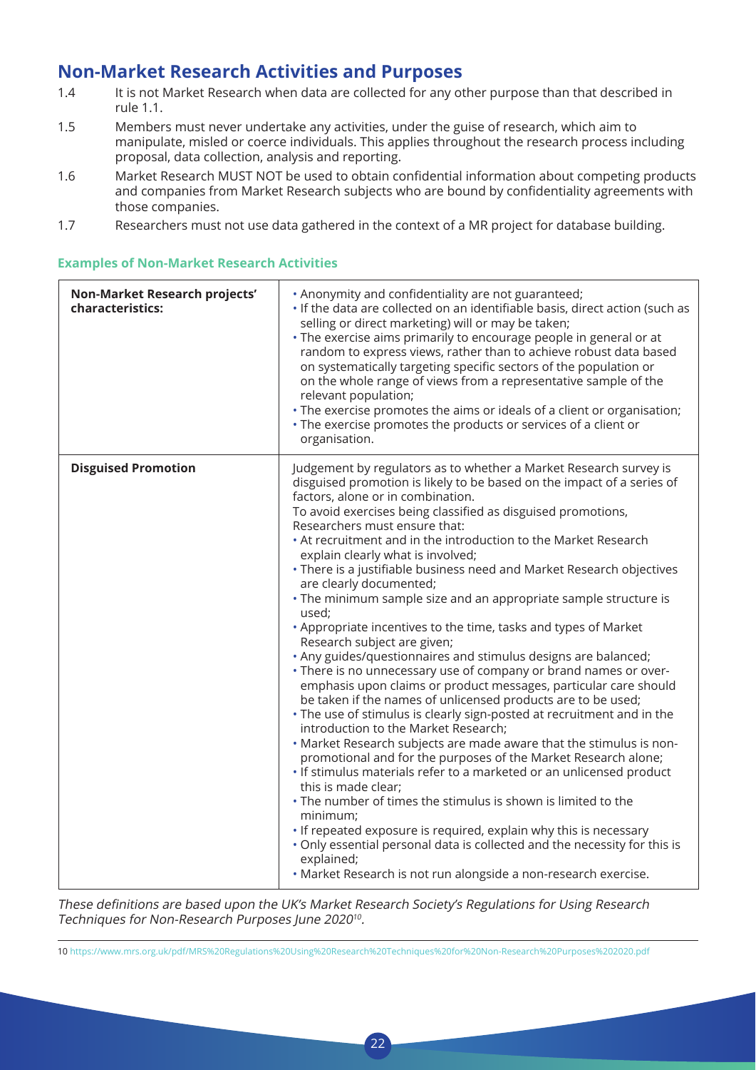## Non-Market Research Activities and Purposes

1.4 It is not Market Research when data are collected for any other purpose than that described in rule 1.1.

1.5 Members must never undertake any activities, under the guise of research, which aim to manipulate, misled or coerce individuals. This applies throughout the research process including proposal, data collection, analysis and reporting.

1.6 Market Research MUST NOT be used to obtain confidential information about competing products and companies from Market Research subjects who are bound by confidentiality agreements with those companies.

1.7 Researchers must not use data gathered in the context of a MR project for database building.

### Examples of Non-Market Research Activities

| **Non-Market Research projects' characteristics:** | • Anonymity and confidentiality are not guaranteed;<br>• If the data are collected on an identifiable basis, direct action (such as selling or direct marketing) will or may be taken;<br>• The exercise aims primarily to encourage people in general or at random to express views, rather than to achieve robust data based on systematically targeting specific sectors of the population or on the whole range of views from a representative sample of the relevant population;<br>• The exercise promotes the aims or ideals of a client or organisation;<br>• The exercise promotes the products or services of a client or organisation. |
|---|---|
| **Disguised Promotion** | Judgement by regulators as to whether a Market Research survey is disguised promotion is likely to be based on the impact of a series of factors, alone or in combination.<br>To avoid exercises being classified as disguised promotions, Researchers must ensure that:<br>• At recruitment and in the introduction to the Market Research explain clearly what is involved;<br>• There is a justifiable business need and Market Research objectives are clearly documented;<br>• The minimum sample size and an appropriate sample structure is used;<br>• Appropriate incentives to the time, tasks and types of Market Research subject are given;<br>• Any guides/questionnaires and stimulus designs are balanced;<br>• There is no unnecessary use of company or brand names or over-emphasis upon claims or product messages, particular care should be taken if the names of unlicensed products are to be used;<br>• The use of stimulus is clearly sign-posted at recruitment and in the introduction to the Market Research;<br>• Market Research subjects are made aware that the stimulus is non-promotional and for the purposes of the Market Research alone;<br>• If stimulus materials refer to a marketed or an unlicensed product this is made clear;<br>• The number of times the stimulus is shown is limited to the minimum;<br>• If repeated exposure is required, explain why this is necessary<br>• Only essential personal data is collected and the necessity for this is explained;<br>• Market Research is not run alongside a non-research exercise. |

*These definitions are based upon the UK's Market Research Society's Regulations for Using Research Techniques for Non-Research Purposes June 2020[10].*

10 https://www.mrs.org.uk/pdf/MRS%20Regulations%20Using%20Research%20Techniques%20for%20Non-Research%20Purposes%202020.pdf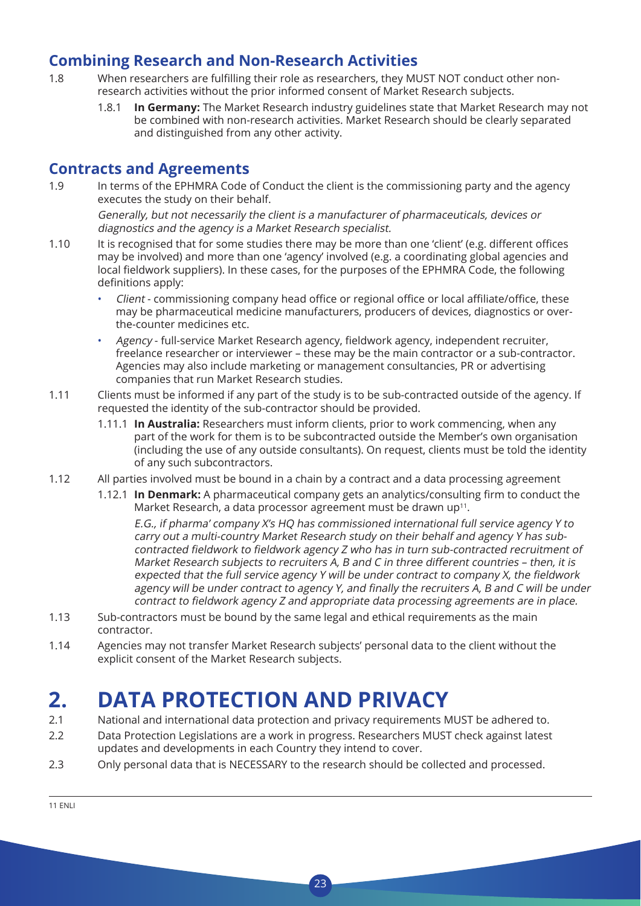## Combining Research and Non-Research Activities

1.8 When researchers are fulfilling their role as researchers, they MUST NOT conduct other non-research activities without the prior informed consent of Market Research subjects.

1.8.1 **In Germany:** The Market Research industry guidelines state that Market Research may not be combined with non-research activities. Market Research should be clearly separated and distinguished from any other activity.

## Contracts and Agreements

1.9 In terms of the EPHMRA Code of Conduct the client is the commissioning party and the agency executes the study on their behalf.

*Generally, but not necessarily the client is a manufacturer of pharmaceuticals, devices or diagnostics and the agency is a Market Research specialist.*

1.10 It is recognised that for some studies there may be more than one 'client' (e.g. different offices may be involved) and more than one 'agency' involved (e.g. a coordinating global agencies and local fieldwork suppliers). In these cases, for the purposes of the EPHMRA Code, the following definitions apply:

- *Client* - commissioning company head office or regional office or local affiliate/office, these may be pharmaceutical medicine manufacturers, producers of devices, diagnostics or over-the-counter medicines etc.
- *Agency* - full-service Market Research agency, fieldwork agency, independent recruiter, freelance researcher or interviewer – these may be the main contractor or a sub-contractor. Agencies may also include marketing or management consultancies, PR or advertising companies that run Market Research studies.

1.11 Clients must be informed if any part of the study is to be sub-contracted outside of the agency. If requested the identity of the sub-contractor should be provided.

1.11.1 **In Australia:** Researchers must inform clients, prior to work commencing, when any part of the work for them is to be subcontracted outside the Member's own organisation (including the use of any outside consultants). On request, clients must be told the identity of any such subcontractors.

1.12 All parties involved must be bound in a chain by a contract and a data processing agreement

1.12.1 **In Denmark:** A pharmaceutical company gets an analytics/consulting firm to conduct the Market Research, a data processor agreement must be drawn up[11].

*E.G., if pharma' company X's HQ has commissioned international full service agency Y to carry out a multi-country Market Research study on their behalf and agency Y has sub-contracted fieldwork to fieldwork agency Z who has in turn sub-contracted recruitment of Market Research subjects to recruiters A, B and C in three different countries – then, it is expected that the full service agency Y will be under contract to company X, the fieldwork agency will be under contract to agency Y, and finally the recruiters A, B and C will be under contract to fieldwork agency Z and appropriate data processing agreements are in place.*

1.13 Sub-contractors must be bound by the same legal and ethical requirements as the main contractor.

1.14 Agencies may not transfer Market Research subjects' personal data to the client without the explicit consent of the Market Research subjects.

# 2. DATA PROTECTION AND PRIVACY

2.1 National and international data protection and privacy requirements MUST be adhered to.

2.2 Data Protection Legislations are a work in progress. Researchers MUST check against latest updates and developments in each Country they intend to cover.

2.3 Only personal data that is NECESSARY to the research should be collected and processed.

---

11 ENLI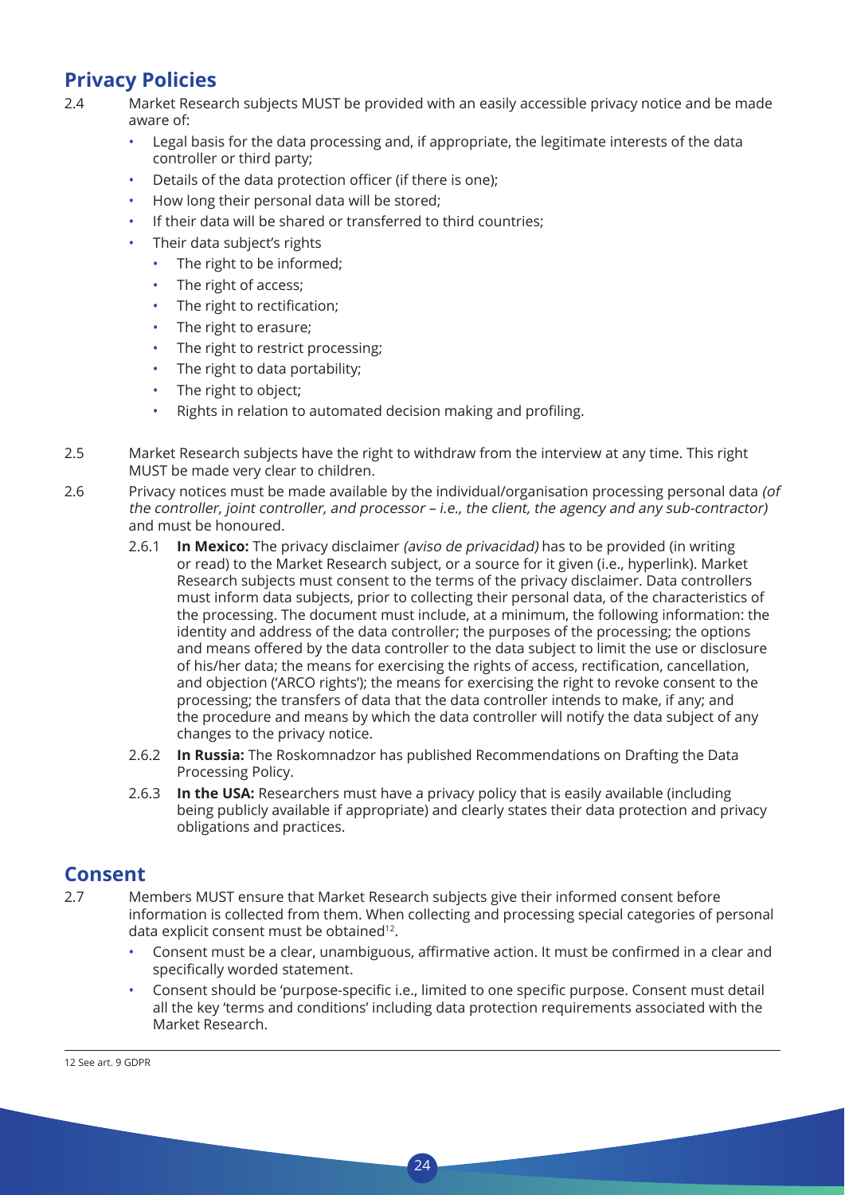## Privacy Policies

2.4 Market Research subjects MUST be provided with an easily accessible privacy notice and be made aware of:

- Legal basis for the data processing and, if appropriate, the legitimate interests of the data controller or third party;
- Details of the data protection officer (if there is one);
- How long their personal data will be stored;
- If their data will be shared or transferred to third countries;
- Their data subject's rights
    - The right to be informed;
    - The right of access;
    - The right to rectification;
    - The right to erasure;
    - The right to restrict processing;
    - The right to data portability;
    - The right to object;
    - Rights in relation to automated decision making and profiling.

2.5 Market Research subjects have the right to withdraw from the interview at any time. This right MUST be made very clear to children.

2.6 Privacy notices must be made available by the individual/organisation processing personal data *(of the controller, joint controller, and processor – i.e., the client, the agency and any sub-contractor)* and must be honoured.

2.6.1 **In Mexico:** The privacy disclaimer *(aviso de privacidad)* has to be provided (in writing or read) to the Market Research subject, or a source for it given (i.e., hyperlink). Market Research subjects must consent to the terms of the privacy disclaimer. Data controllers must inform data subjects, prior to collecting their personal data, of the characteristics of the processing. The document must include, at a minimum, the following information: the identity and address of the data controller; the purposes of the processing; the options and means offered by the data controller to the data subject to limit the use or disclosure of his/her data; the means for exercising the rights of access, rectification, cancellation, and objection ('ARCO rights'); the means for exercising the right to revoke consent to the processing; the transfers of data that the data controller intends to make, if any; and the procedure and means by which the data controller will notify the data subject of any changes to the privacy notice.

2.6.2 **In Russia:** The Roskomnadzor has published Recommendations on Drafting the Data Processing Policy.

2.6.3 **In the USA:** Researchers must have a privacy policy that is easily available (including being publicly available if appropriate) and clearly states their data protection and privacy obligations and practices.

## Consent

2.7 Members MUST ensure that Market Research subjects give their informed consent before information is collected from them. When collecting and processing special categories of personal data explicit consent must be obtained[12].

- Consent must be a clear, unambiguous, affirmative action. It must be confirmed in a clear and specifically worded statement.
- Consent should be 'purpose-specific i.e., limited to one specific purpose. Consent must detail all the key 'terms and conditions' including data protection requirements associated with the Market Research.

12 See art. 9 GDPR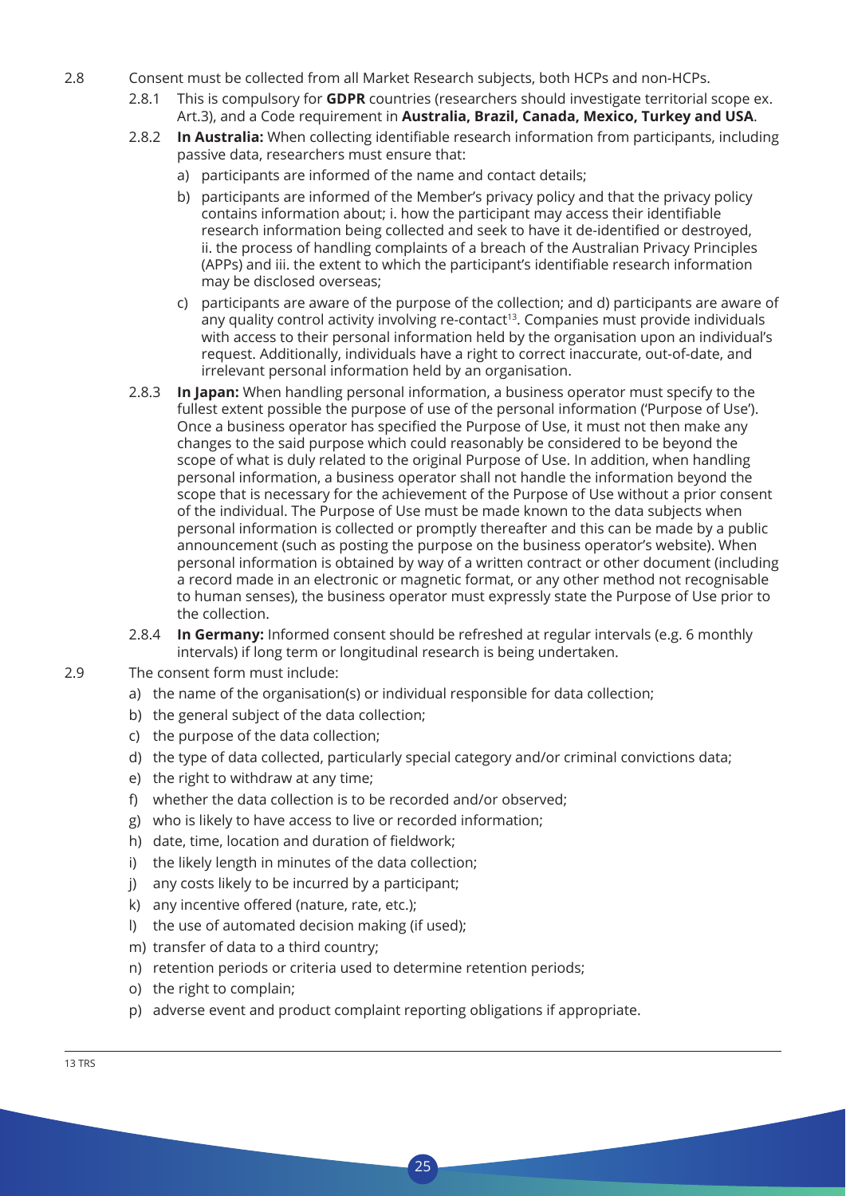2.8 Consent must be collected from all Market Research subjects, both HCPs and non-HCPs.

2.8.1 This is compulsory for **GDPR** countries (researchers should investigate territorial scope ex. Art.3), and a Code requirement in **Australia, Brazil, Canada, Mexico, Turkey and USA**.

2.8.2 **In Australia:** When collecting identifiable research information from participants, including passive data, researchers must ensure that:

a) participants are informed of the name and contact details;

b) participants are informed of the Member's privacy policy and that the privacy policy contains information about; i. how the participant may access their identifiable research information being collected and seek to have it de-identified or destroyed, ii. the process of handling complaints of a breach of the Australian Privacy Principles (APPs) and iii. the extent to which the participant's identifiable research information may be disclosed overseas;

c) participants are aware of the purpose of the collection; and d) participants are aware of any quality control activity involving re-contact[13]. Companies must provide individuals with access to their personal information held by the organisation upon an individual's request. Additionally, individuals have a right to correct inaccurate, out-of-date, and irrelevant personal information held by an organisation.

2.8.3 **In Japan:** When handling personal information, a business operator must specify to the fullest extent possible the purpose of use of the personal information ('Purpose of Use'). Once a business operator has specified the Purpose of Use, it must not then make any changes to the said purpose which could reasonably be considered to be beyond the scope of what is duly related to the original Purpose of Use. In addition, when handling personal information, a business operator shall not handle the information beyond the scope that is necessary for the achievement of the Purpose of Use without a prior consent of the individual. The Purpose of Use must be made known to the data subjects when personal information is collected or promptly thereafter and this can be made by a public announcement (such as posting the purpose on the business operator's website). When personal information is obtained by way of a written contract or other document (including a record made in an electronic or magnetic format, or any other method not recognisable to human senses), the business operator must expressly state the Purpose of Use prior to the collection.

2.8.4 **In Germany:** Informed consent should be refreshed at regular intervals (e.g. 6 monthly intervals) if long term or longitudinal research is being undertaken.

2.9 The consent form must include:

a) the name of the organisation(s) or individual responsible for data collection;
b) the general subject of the data collection;
c) the purpose of the data collection;
d) the type of data collected, particularly special category and/or criminal convictions data;
e) the right to withdraw at any time;
f) whether the data collection is to be recorded and/or observed;
g) who is likely to have access to live or recorded information;
h) date, time, location and duration of fieldwork;
i) the likely length in minutes of the data collection;
j) any costs likely to be incurred by a participant;
k) any incentive offered (nature, rate, etc.);
l) the use of automated decision making (if used);
m) transfer of data to a third country;
n) retention periods or criteria used to determine retention periods;
o) the right to complain;
p) adverse event and product complaint reporting obligations if appropriate.

---

13 TRS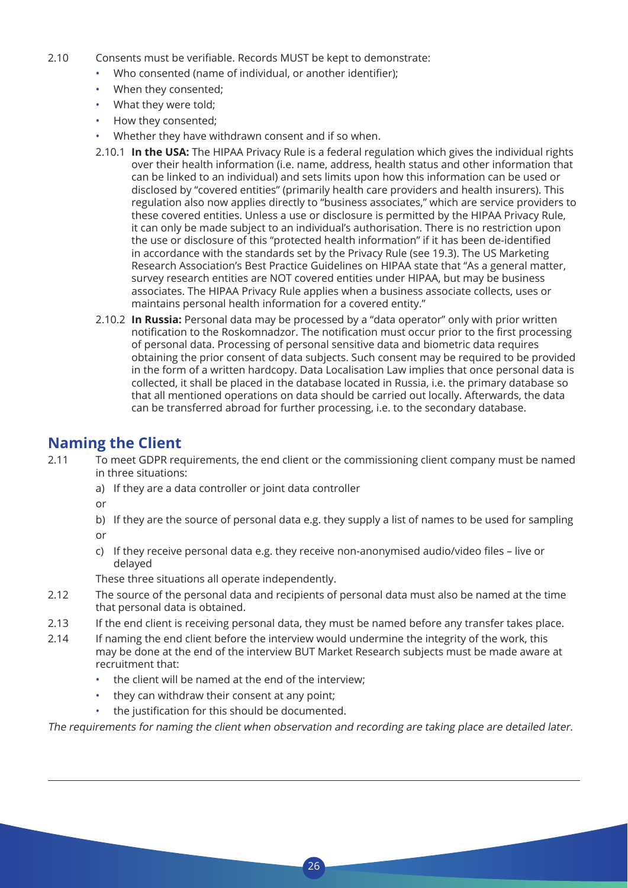2.10 Consents must be verifiable. Records MUST be kept to demonstrate:

- Who consented (name of individual, or another identifier);
- When they consented;
- What they were told;
- How they consented;
- Whether they have withdrawn consent and if so when.

2.10.1 **In the USA:** The HIPAA Privacy Rule is a federal regulation which gives the individual rights over their health information (i.e. name, address, health status and other information that can be linked to an individual) and sets limits upon how this information can be used or disclosed by "covered entities" (primarily health care providers and health insurers). This regulation also now applies directly to "business associates," which are service providers to these covered entities. Unless a use or disclosure is permitted by the HIPAA Privacy Rule, it can only be made subject to an individual's authorisation. There is no restriction upon the use or disclosure of this "protected health information" if it has been de-identified in accordance with the standards set by the Privacy Rule (see 19.3). The US Marketing Research Association's Best Practice Guidelines on HIPAA state that "As a general matter, survey research entities are NOT covered entities under HIPAA, but may be business associates. The HIPAA Privacy Rule applies when a business associate collects, uses or maintains personal health information for a covered entity."

2.10.2 **In Russia:** Personal data may be processed by a "data operator" only with prior written notification to the Roskomnadzor. The notification must occur prior to the first processing of personal data. Processing of personal sensitive data and biometric data requires obtaining the prior consent of data subjects. Such consent may be required to be provided in the form of a written hardcopy. Data Localisation Law implies that once personal data is collected, it shall be placed in the database located in Russia, i.e. the primary database so that all mentioned operations on data should be carried out locally. Afterwards, the data can be transferred abroad for further processing, i.e. to the secondary database.

## Naming the Client

2.11 To meet GDPR requirements, the end client or the commissioning client company must be named in three situations:

a) If they are a data controller or joint data controller

or

b) If they are the source of personal data e.g. they supply a list of names to be used for sampling

or

c) If they receive personal data e.g. they receive non-anonymised audio/video files – live or delayed

These three situations all operate independently.

2.12 The source of the personal data and recipients of personal data must also be named at the time that personal data is obtained.

2.13 If the end client is receiving personal data, they must be named before any transfer takes place.

2.14 If naming the end client before the interview would undermine the integrity of the work, this may be done at the end of the interview BUT Market Research subjects must be made aware at recruitment that:

- the client will be named at the end of the interview;
- they can withdraw their consent at any point;
- the justification for this should be documented.

*The requirements for naming the client when observation and recording are taking place are detailed later.*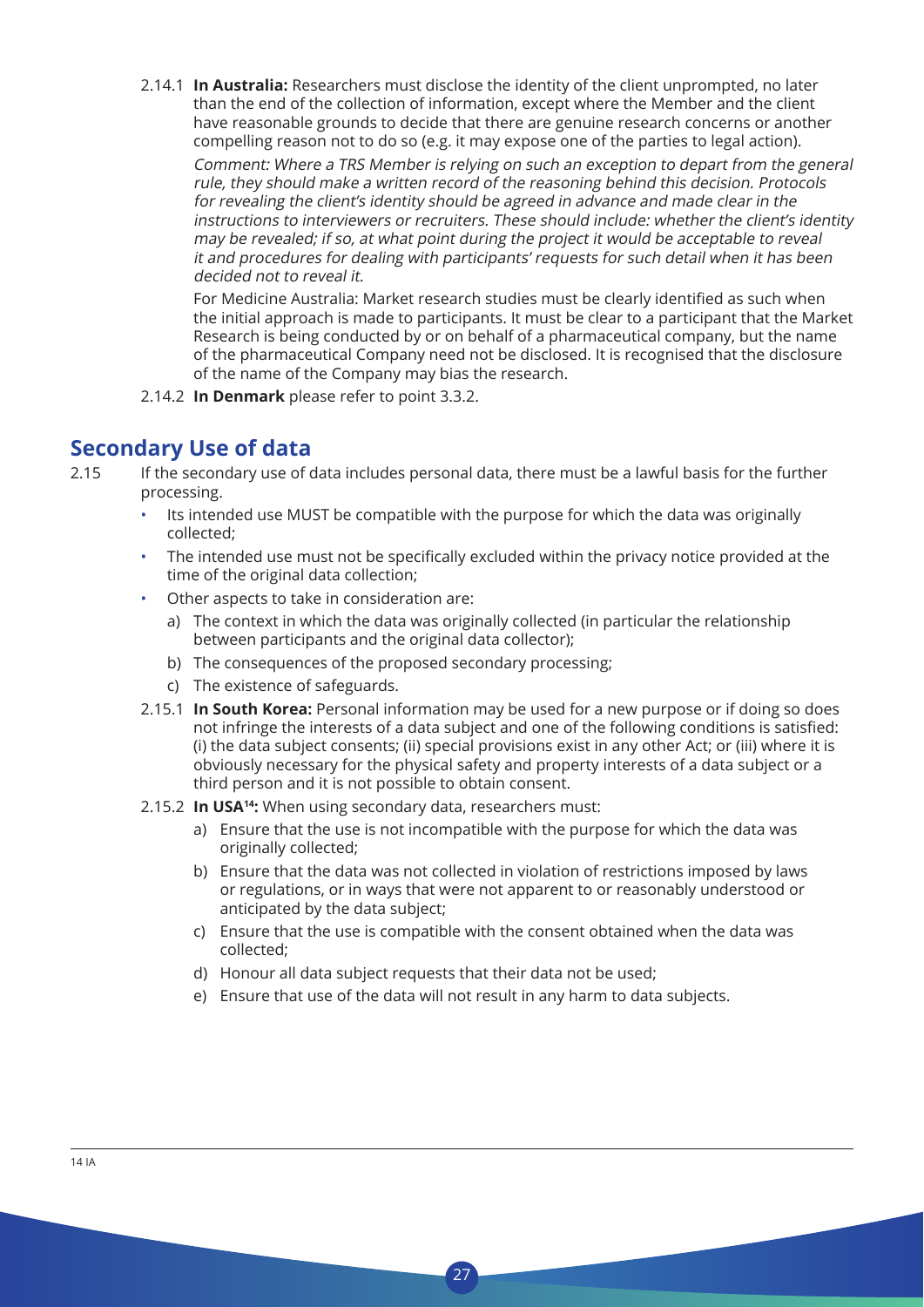2.14.1 **In Australia:** Researchers must disclose the identity of the client unprompted, no later than the end of the collection of information, except where the Member and the client have reasonable grounds to decide that there are genuine research concerns or another compelling reason not to do so (e.g. it may expose one of the parties to legal action).

*Comment: Where a TRS Member is relying on such an exception to depart from the general rule, they should make a written record of the reasoning behind this decision. Protocols for revealing the client's identity should be agreed in advance and made clear in the instructions to interviewers or recruiters. These should include: whether the client's identity may be revealed; if so, at what point during the project it would be acceptable to reveal it and procedures for dealing with participants' requests for such detail when it has been decided not to reveal it.*

For Medicine Australia: Market research studies must be clearly identified as such when the initial approach is made to participants. It must be clear to a participant that the Market Research is being conducted by or on behalf of a pharmaceutical company, but the name of the pharmaceutical Company need not be disclosed. It is recognised that the disclosure of the name of the Company may bias the research.

2.14.2 **In Denmark** please refer to point 3.3.2.

## Secondary Use of data

2.15 If the secondary use of data includes personal data, there must be a lawful basis for the further processing.

- Its intended use MUST be compatible with the purpose for which the data was originally collected;
- The intended use must not be specifically excluded within the privacy notice provided at the time of the original data collection;
- Other aspects to take in consideration are:
  a) The context in which the data was originally collected (in particular the relationship between participants and the original data collector);
  b) The consequences of the proposed secondary processing;
  c) The existence of safeguards.

2.15.1 **In South Korea:** Personal information may be used for a new purpose or if doing so does not infringe the interests of a data subject and one of the following conditions is satisfied: (i) the data subject consents; (ii) special provisions exist in any other Act; or (iii) where it is obviously necessary for the physical safety and property interests of a data subject or a third person and it is not possible to obtain consent.

2.15.2 **In USA[14]:** When using secondary data, researchers must:

a) Ensure that the use is not incompatible with the purpose for which the data was originally collected;
b) Ensure that the data was not collected in violation of restrictions imposed by laws or regulations, or in ways that were not apparent to or reasonably understood or anticipated by the data subject;
c) Ensure that the use is compatible with the consent obtained when the data was collected;
d) Honour all data subject requests that their data not be used;
e) Ensure that use of the data will not result in any harm to data subjects.

---

14 IA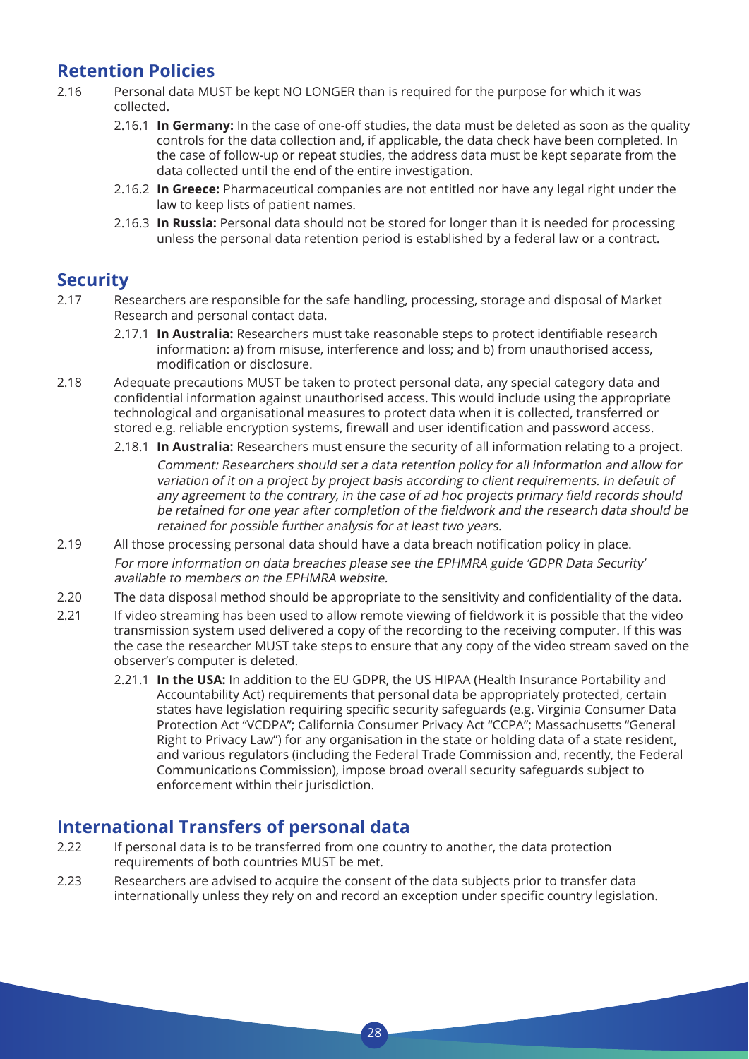## Retention Policies

2.16 Personal data MUST be kept NO LONGER than is required for the purpose for which it was collected.

2.16.1 **In Germany:** In the case of one-off studies, the data must be deleted as soon as the quality controls for the data collection and, if applicable, the data check have been completed. In the case of follow-up or repeat studies, the address data must be kept separate from the data collected until the end of the entire investigation.

2.16.2 **In Greece:** Pharmaceutical companies are not entitled nor have any legal right under the law to keep lists of patient names.

2.16.3 **In Russia:** Personal data should not be stored for longer than it is needed for processing unless the personal data retention period is established by a federal law or a contract.

## Security

2.17 Researchers are responsible for the safe handling, processing, storage and disposal of Market Research and personal contact data.

2.17.1 **In Australia:** Researchers must take reasonable steps to protect identifiable research information: a) from misuse, interference and loss; and b) from unauthorised access, modification or disclosure.

2.18 Adequate precautions MUST be taken to protect personal data, any special category data and confidential information against unauthorised access. This would include using the appropriate technological and organisational measures to protect data when it is collected, transferred or stored e.g. reliable encryption systems, firewall and user identification and password access.

2.18.1 **In Australia:** Researchers must ensure the security of all information relating to a project.

*Comment: Researchers should set a data retention policy for all information and allow for variation of it on a project by project basis according to client requirements. In default of any agreement to the contrary, in the case of ad hoc projects primary field records should be retained for one year after completion of the fieldwork and the research data should be retained for possible further analysis for at least two years.*

2.19 All those processing personal data should have a data breach notification policy in place.

*For more information on data breaches please see the EPHMRA guide 'GDPR Data Security' available to members on the EPHMRA website.*

2.20 The data disposal method should be appropriate to the sensitivity and confidentiality of the data.

2.21 If video streaming has been used to allow remote viewing of fieldwork it is possible that the video transmission system used delivered a copy of the recording to the receiving computer. If this was the case the researcher MUST take steps to ensure that any copy of the video stream saved on the observer's computer is deleted.

2.21.1 **In the USA:** In addition to the EU GDPR, the US HIPAA (Health Insurance Portability and Accountability Act) requirements that personal data be appropriately protected, certain states have legislation requiring specific security safeguards (e.g. Virginia Consumer Data Protection Act "VCDPA"; California Consumer Privacy Act "CCPA"; Massachusetts "General Right to Privacy Law") for any organisation in the state or holding data of a state resident, and various regulators (including the Federal Trade Commission and, recently, the Federal Communications Commission), impose broad overall security safeguards subject to enforcement within their jurisdiction.

## International Transfers of personal data

2.22 If personal data is to be transferred from one country to another, the data protection requirements of both countries MUST be met.

2.23 Researchers are advised to acquire the consent of the data subjects prior to transfer data internationally unless they rely on and record an exception under specific country legislation.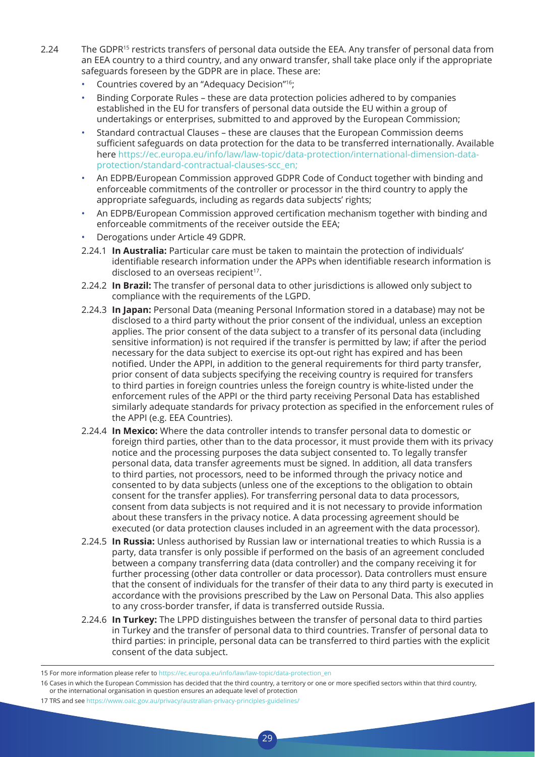2.24 The GDPR[15] restricts transfers of personal data outside the EEA. Any transfer of personal data from an EEA country to a third country, and any onward transfer, shall take place only if the appropriate safeguards foreseen by the GDPR are in place. These are:

- Countries covered by an "Adequacy Decision"[16];
- Binding Corporate Rules – these are data protection policies adhered to by companies established in the EU for transfers of personal data outside the EU within a group of undertakings or enterprises, submitted to and approved by the European Commission;
- Standard contractual Clauses – these are clauses that the European Commission deems sufficient safeguards on data protection for the data to be transferred internationally. Available here https://ec.europa.eu/info/law/law-topic/data-protection/international-dimension-data-protection/standard-contractual-clauses-scc_en;
- An EDPB/European Commission approved GDPR Code of Conduct together with binding and enforceable commitments of the controller or processor in the third country to apply the appropriate safeguards, including as regards data subjects' rights;
- An EDPB/European Commission approved certification mechanism together with binding and enforceable commitments of the receiver outside the EEA;
- Derogations under Article 49 GDPR.

2.24.1 **In Australia:** Particular care must be taken to maintain the protection of individuals' identifiable research information under the APPs when identifiable research information is disclosed to an overseas recipient[17].

2.24.2 **In Brazil:** The transfer of personal data to other jurisdictions is allowed only subject to compliance with the requirements of the LGPD.

2.24.3 **In Japan:** Personal Data (meaning Personal Information stored in a database) may not be disclosed to a third party without the prior consent of the individual, unless an exception applies. The prior consent of the data subject to a transfer of its personal data (including sensitive information) is not required if the transfer is permitted by law; if after the period necessary for the data subject to exercise its opt-out right has expired and has been notified. Under the APPI, in addition to the general requirements for third party transfer, prior consent of data subjects specifying the receiving country is required for transfers to third parties in foreign countries unless the foreign country is white-listed under the enforcement rules of the APPI or the third party receiving Personal Data has established similarly adequate standards for privacy protection as specified in the enforcement rules of the APPI (e.g. EEA Countries).

2.24.4 **In Mexico:** Where the data controller intends to transfer personal data to domestic or foreign third parties, other than to the data processor, it must provide them with its privacy notice and the processing purposes the data subject consented to. To legally transfer personal data, data transfer agreements must be signed. In addition, all data transfers to third parties, not processors, need to be informed through the privacy notice and consented to by data subjects (unless one of the exceptions to the obligation to obtain consent for the transfer applies). For transferring personal data to data processors, consent from data subjects is not required and it is not necessary to provide information about these transfers in the privacy notice. A data processing agreement should be executed (or data protection clauses included in an agreement with the data processor).

2.24.5 **In Russia:** Unless authorised by Russian law or international treaties to which Russia is a party, data transfer is only possible if performed on the basis of an agreement concluded between a company transferring data (data controller) and the company receiving it for further processing (other data controller or data processor). Data controllers must ensure that the consent of individuals for the transfer of their data to any third party is executed in accordance with the provisions prescribed by the Law on Personal Data. This also applies to any cross-border transfer, if data is transferred outside Russia.

2.24.6 **In Turkey:** The LPPD distinguishes between the transfer of personal data to third parties in Turkey and the transfer of personal data to third countries. Transfer of personal data to third parties: in principle, personal data can be transferred to third parties with the explicit consent of the data subject.

---

15 For more information please refer to https://ec.europa.eu/info/law/law-topic/data-protection_en

16 Cases in which the European Commission has decided that the third country, a territory or one or more specified sectors within that third country, or the international organisation in question ensures an adequate level of protection

17 TRS and see https://www.oaic.gov.au/privacy/australian-privacy-principles-guidelines/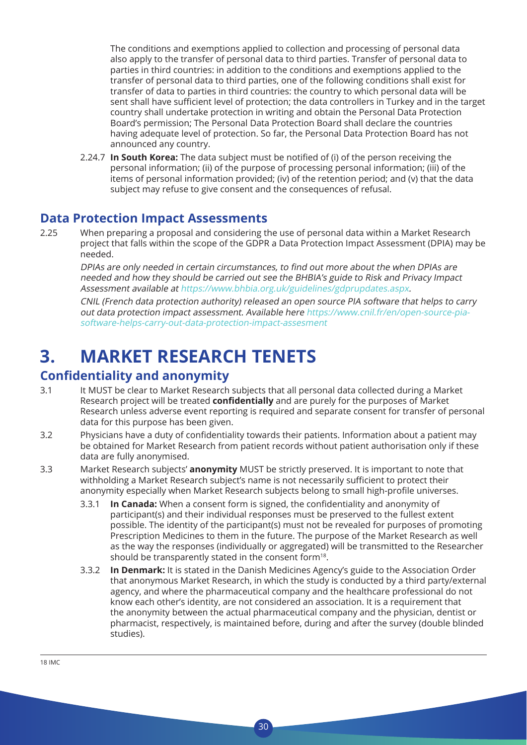The conditions and exemptions applied to collection and processing of personal data also apply to the transfer of personal data to third parties. Transfer of personal data to parties in third countries: in addition to the conditions and exemptions applied to the transfer of personal data to third parties, one of the following conditions shall exist for transfer of data to parties in third countries: the country to which personal data will be sent shall have sufficient level of protection; the data controllers in Turkey and in the target country shall undertake protection in writing and obtain the Personal Data Protection Board's permission; The Personal Data Protection Board shall declare the countries having adequate level of protection. So far, the Personal Data Protection Board has not announced any country.

2.24.7 **In South Korea:** The data subject must be notified of (i) of the person receiving the personal information; (ii) of the purpose of processing personal information; (iii) of the items of personal information provided; (iv) of the retention period; and (v) that the data subject may refuse to give consent and the consequences of refusal.

## Data Protection Impact Assessments

2.25 When preparing a proposal and considering the use of personal data within a Market Research project that falls within the scope of the GDPR a Data Protection Impact Assessment (DPIA) may be needed.

*DPIAs are only needed in certain circumstances, to find out more about the when DPIAs are needed and how they should be carried out see the BHBIA's guide to Risk and Privacy Impact Assessment available at https://www.bhbia.org.uk/guidelines/gdprupdates.aspx.*

*CNIL (French data protection authority) released an open source PIA software that helps to carry out data protection impact assessment. Available here https://www.cnil.fr/en/open-source-pia-software-helps-carry-out-data-protection-impact-assesment*

# 3. MARKET RESEARCH TENETS

## Confidentiality and anonymity

3.1 It MUST be clear to Market Research subjects that all personal data collected during a Market Research project will be treated **confidentially** and are purely for the purposes of Market Research unless adverse event reporting is required and separate consent for transfer of personal data for this purpose has been given.

3.2 Physicians have a duty of confidentiality towards their patients. Information about a patient may be obtained for Market Research from patient records without patient authorisation only if these data are fully anonymised.

3.3 Market Research subjects' **anonymity** MUST be strictly preserved. It is important to note that withholding a Market Research subject's name is not necessarily sufficient to protect their anonymity especially when Market Research subjects belong to small high-profile universes.

3.3.1 **In Canada:** When a consent form is signed, the confidentiality and anonymity of participant(s) and their individual responses must be preserved to the fullest extent possible. The identity of the participant(s) must not be revealed for purposes of promoting Prescription Medicines to them in the future. The purpose of the Market Research as well as the way the responses (individually or aggregated) will be transmitted to the Researcher should be transparently stated in the consent form[18].

3.3.2 **In Denmark:** It is stated in the Danish Medicines Agency's guide to the Association Order that anonymous Market Research, in which the study is conducted by a third party/external agency, and where the pharmaceutical company and the healthcare professional do not know each other's identity, are not considered an association. It is a requirement that the anonymity between the actual pharmaceutical company and the physician, dentist or pharmacist, respectively, is maintained before, during and after the survey (double blinded studies).

---

18 IMC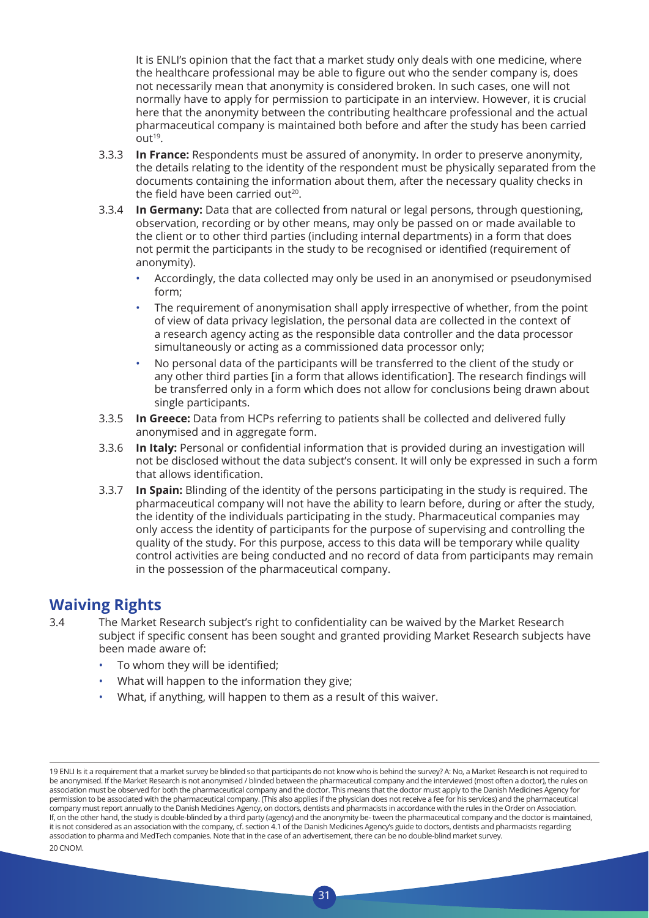It is ENLI's opinion that the fact that a market study only deals with one medicine, where the healthcare professional may be able to figure out who the sender company is, does not necessarily mean that anonymity is considered broken. In such cases, one will not normally have to apply for permission to participate in an interview. However, it is crucial here that the anonymity between the contributing healthcare professional and the actual pharmaceutical company is maintained both before and after the study has been carried out[19].

3.3.3 **In France:** Respondents must be assured of anonymity. In order to preserve anonymity, the details relating to the identity of the respondent must be physically separated from the documents containing the information about them, after the necessary quality checks in the field have been carried out[20].

3.3.4 **In Germany:** Data that are collected from natural or legal persons, through questioning, observation, recording or by other means, may only be passed on or made available to the client or to other third parties (including internal departments) in a form that does not permit the participants in the study to be recognised or identified (requirement of anonymity).

- Accordingly, the data collected may only be used in an anonymised or pseudonymised form;
- The requirement of anonymisation shall apply irrespective of whether, from the point of view of data privacy legislation, the personal data are collected in the context of a research agency acting as the responsible data controller and the data processor simultaneously or acting as a commissioned data processor only;
- No personal data of the participants will be transferred to the client of the study or any other third parties [in a form that allows identification]. The research findings will be transferred only in a form which does not allow for conclusions being drawn about single participants.

3.3.5 **In Greece:** Data from HCPs referring to patients shall be collected and delivered fully anonymised and in aggregate form.

3.3.6 **In Italy:** Personal or confidential information that is provided during an investigation will not be disclosed without the data subject's consent. It will only be expressed in such a form that allows identification.

3.3.7 **In Spain:** Blinding of the identity of the persons participating in the study is required. The pharmaceutical company will not have the ability to learn before, during or after the study, the identity of the individuals participating in the study. Pharmaceutical companies may only access the identity of participants for the purpose of supervising and controlling the quality of the study. For this purpose, access to this data will be temporary while quality control activities are being conducted and no record of data from participants may remain in the possession of the pharmaceutical company.

## Waiving Rights

3.4 The Market Research subject's right to confidentiality can be waived by the Market Research subject if specific consent has been sought and granted providing Market Research subjects have been made aware of:

- To whom they will be identified;
- What will happen to the information they give;
- What, if anything, will happen to them as a result of this waiver.

---

19 ENLI Is it a requirement that a market survey be blinded so that participants do not know who is behind the survey? A: No, a Market Research is not required to be anonymised. If the Market Research is not anonymised / blinded between the pharmaceutical company and the interviewed (most often a doctor), the rules on association must be observed for both the pharmaceutical company and the doctor. This means that the doctor must apply to the Danish Medicines Agency for permission to be associated with the pharmaceutical company. (This also applies if the physician does not receive a fee for his services) and the pharmaceutical company must report annually to the Danish Medicines Agency, on doctors, dentists and pharmacists in accordance with the rules in the Order on Association. If, on the other hand, the study is double-blinded by a third party (agency) and the anonymity be- tween the pharmaceutical company and the doctor is maintained, it is not considered as an association with the company, cf. section 4.1 of the Danish Medicines Agency's guide to doctors, dentists and pharmacists regarding association to pharma and MedTech companies. Note that in the case of an advertisement, there can be no double-blind market survey.

20 CNOM.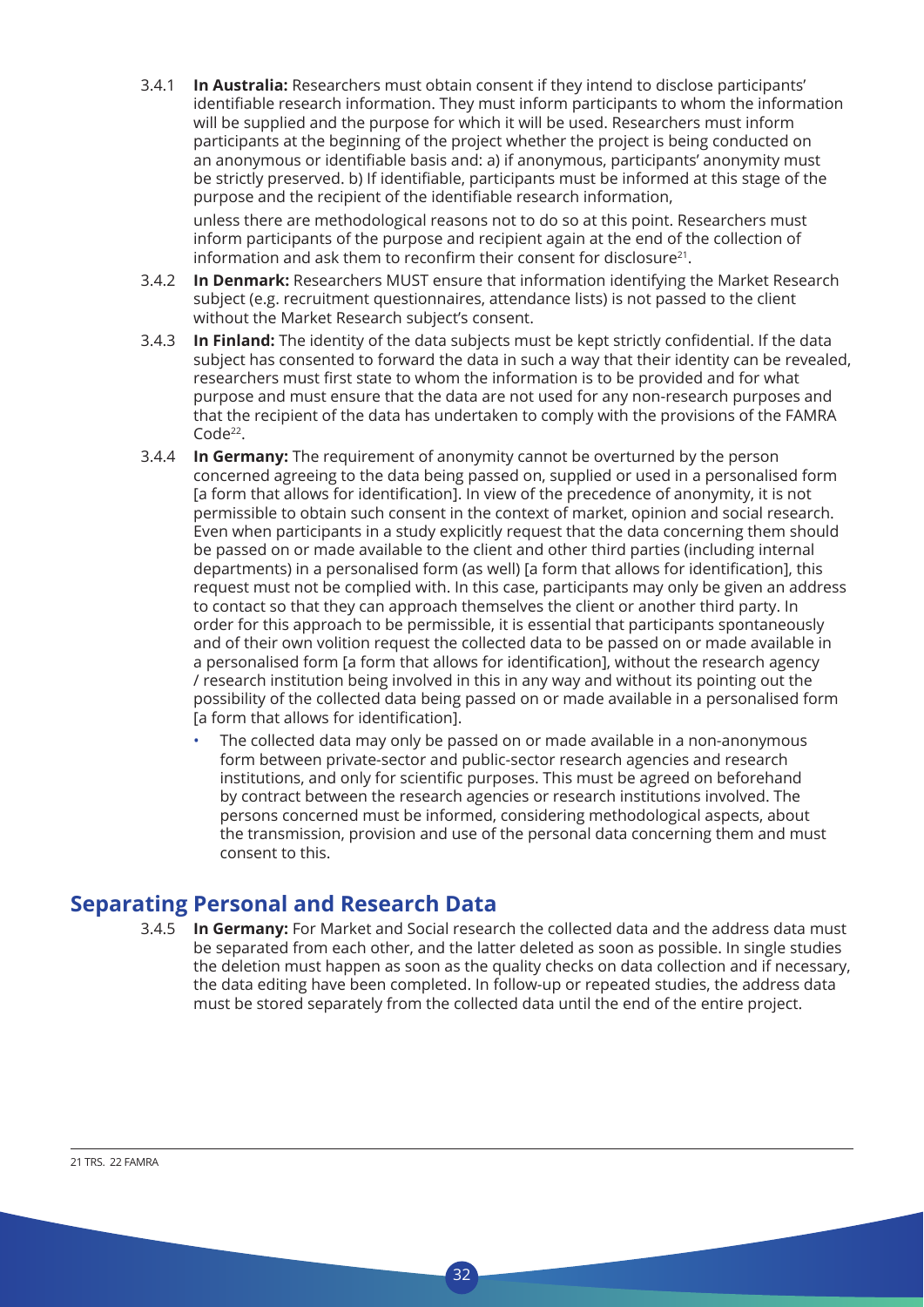3.4.1 **In Australia:** Researchers must obtain consent if they intend to disclose participants' identifiable research information. They must inform participants to whom the information will be supplied and the purpose for which it will be used. Researchers must inform participants at the beginning of the project whether the project is being conducted on an anonymous or identifiable basis and: a) if anonymous, participants' anonymity must be strictly preserved. b) If identifiable, participants must be informed at this stage of the purpose and the recipient of the identifiable research information,

unless there are methodological reasons not to do so at this point. Researchers must inform participants of the purpose and recipient again at the end of the collection of information and ask them to reconfirm their consent for disclosure[21].

3.4.2 **In Denmark:** Researchers MUST ensure that information identifying the Market Research subject (e.g. recruitment questionnaires, attendance lists) is not passed to the client without the Market Research subject's consent.

3.4.3 **In Finland:** The identity of the data subjects must be kept strictly confidential. If the data subject has consented to forward the data in such a way that their identity can be revealed, researchers must first state to whom the information is to be provided and for what purpose and must ensure that the data are not used for any non-research purposes and that the recipient of the data has undertaken to comply with the provisions of the FAMRA Code[22].

3.4.4 **In Germany:** The requirement of anonymity cannot be overturned by the person concerned agreeing to the data being passed on, supplied or used in a personalised form [a form that allows for identification]. In view of the precedence of anonymity, it is not permissible to obtain such consent in the context of market, opinion and social research. Even when participants in a study explicitly request that the data concerning them should be passed on or made available to the client and other third parties (including internal departments) in a personalised form (as well) [a form that allows for identification], this request must not be complied with. In this case, participants may only be given an address to contact so that they can approach themselves the client or another third party. In order for this approach to be permissible, it is essential that participants spontaneously and of their own volition request the collected data to be passed on or made available in a personalised form [a form that allows for identification], without the research agency / research institution being involved in this in any way and without its pointing out the possibility of the collected data being passed on or made available in a personalised form [a form that allows for identification].

- The collected data may only be passed on or made available in a non-anonymous form between private-sector and public-sector research agencies and research institutions, and only for scientific purposes. This must be agreed on beforehand by contract between the research agencies or research institutions involved. The persons concerned must be informed, considering methodological aspects, about the transmission, provision and use of the personal data concerning them and must consent to this.

## Separating Personal and Research Data

3.4.5 **In Germany:** For Market and Social research the collected data and the address data must be separated from each other, and the latter deleted as soon as possible. In single studies the deletion must happen as soon as the quality checks on data collection and if necessary, the data editing have been completed. In follow-up or repeated studies, the address data must be stored separately from the collected data until the end of the entire project.

21 TRS. 22 FAMRA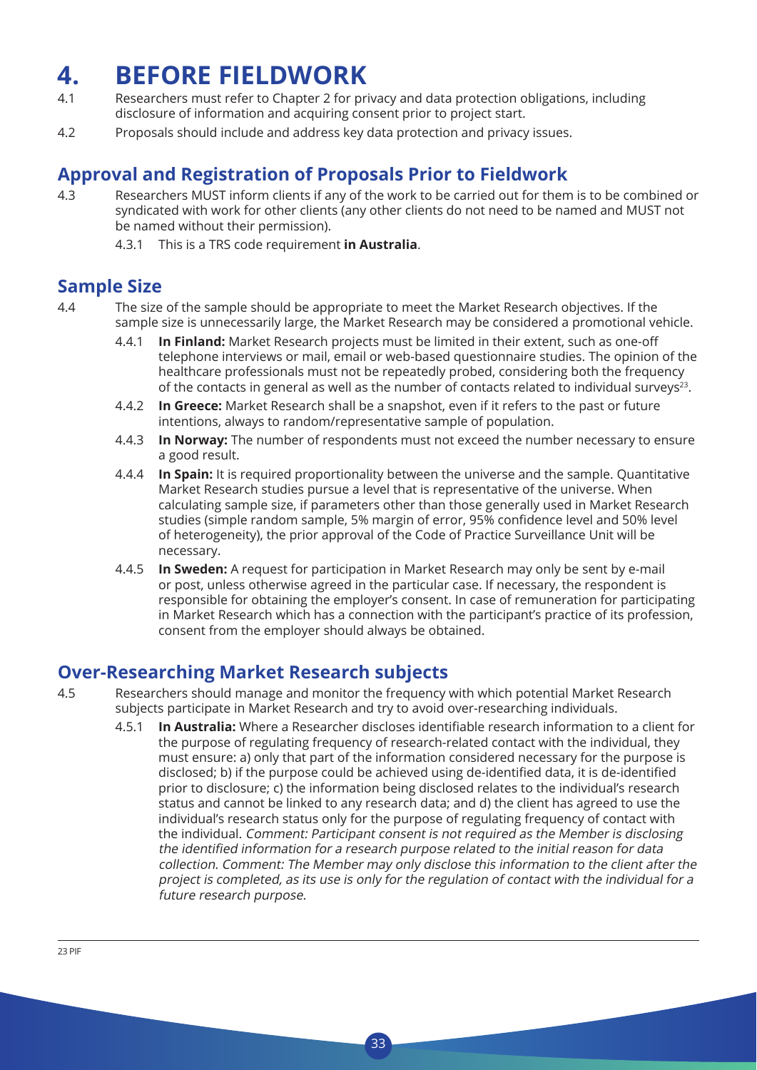# 4. BEFORE FIELDWORK

4.1 Researchers must refer to Chapter 2 for privacy and data protection obligations, including disclosure of information and acquiring consent prior to project start.

4.2 Proposals should include and address key data protection and privacy issues.

## Approval and Registration of Proposals Prior to Fieldwork

4.3 Researchers MUST inform clients if any of the work to be carried out for them is to be combined or syndicated with work for other clients (any other clients do not need to be named and MUST not be named without their permission).

4.3.1 This is a TRS code requirement **in Australia**.

## Sample Size

4.4 The size of the sample should be appropriate to meet the Market Research objectives. If the sample size is unnecessarily large, the Market Research may be considered a promotional vehicle.

4.4.1 **In Finland:** Market Research projects must be limited in their extent, such as one-off telephone interviews or mail, email or web-based questionnaire studies. The opinion of the healthcare professionals must not be repeatedly probed, considering both the frequency of the contacts in general as well as the number of contacts related to individual surveys[23].

4.4.2 **In Greece:** Market Research shall be a snapshot, even if it refers to the past or future intentions, always to random/representative sample of population.

4.4.3 **In Norway:** The number of respondents must not exceed the number necessary to ensure a good result.

4.4.4 **In Spain:** It is required proportionality between the universe and the sample. Quantitative Market Research studies pursue a level that is representative of the universe. When calculating sample size, if parameters other than those generally used in Market Research studies (simple random sample, 5% margin of error, 95% confidence level and 50% level of heterogeneity), the prior approval of the Code of Practice Surveillance Unit will be necessary.

4.4.5 **In Sweden:** A request for participation in Market Research may only be sent by e-mail or post, unless otherwise agreed in the particular case. If necessary, the respondent is responsible for obtaining the employer's consent. In case of remuneration for participating in Market Research which has a connection with the participant's practice of its profession, consent from the employer should always be obtained.

## Over-Researching Market Research subjects

4.5 Researchers should manage and monitor the frequency with which potential Market Research subjects participate in Market Research and try to avoid over-researching individuals.

4.5.1 **In Australia:** Where a Researcher discloses identifiable research information to a client for the purpose of regulating frequency of research-related contact with the individual, they must ensure: a) only that part of the information considered necessary for the purpose is disclosed; b) if the purpose could be achieved using de-identified data, it is de-identified prior to disclosure; c) the information being disclosed relates to the individual's research status and cannot be linked to any research data; and d) the client has agreed to use the individual's research status only for the purpose of regulating frequency of contact with the individual. *Comment: Participant consent is not required as the Member is disclosing the identified information for a research purpose related to the initial reason for data collection. Comment: The Member may only disclose this information to the client after the project is completed, as its use is only for the regulation of contact with the individual for a future research purpose.*

---

23 PIF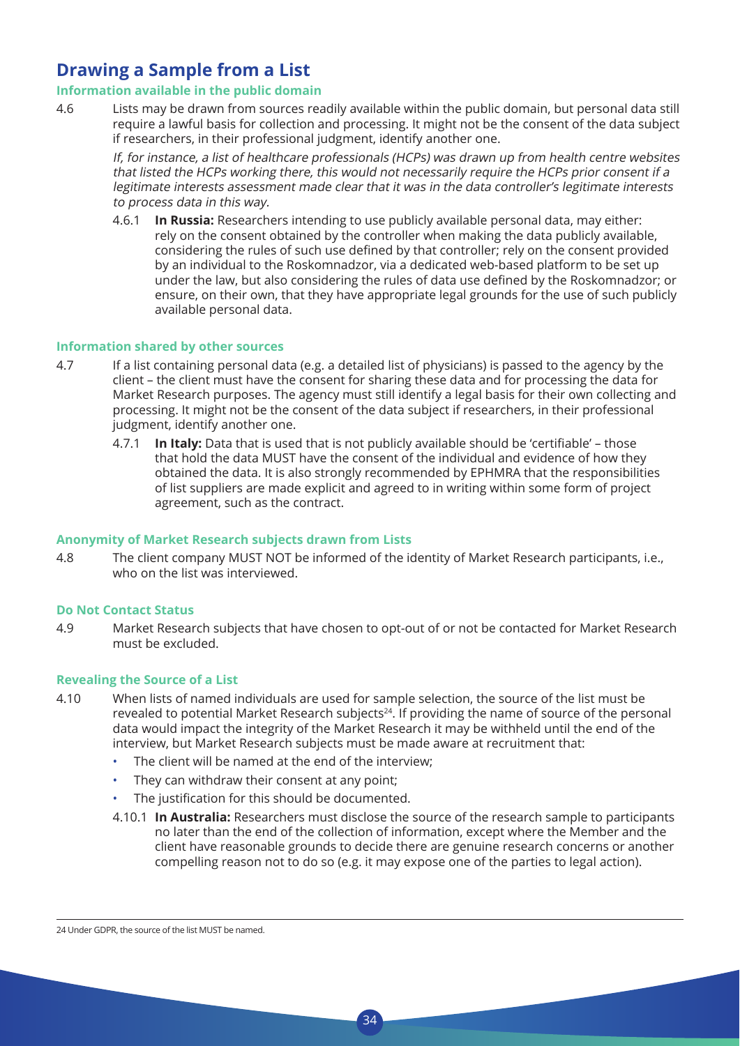## Drawing a Sample from a List

### Information available in the public domain

4.6 Lists may be drawn from sources readily available within the public domain, but personal data still require a lawful basis for collection and processing. It might not be the consent of the data subject if researchers, in their professional judgment, identify another one.

*If, for instance, a list of healthcare professionals (HCPs) was drawn up from health centre websites that listed the HCPs working there, this would not necessarily require the HCPs prior consent if a legitimate interests assessment made clear that it was in the data controller's legitimate interests to process data in this way.*

4.6.1 **In Russia:** Researchers intending to use publicly available personal data, may either: rely on the consent obtained by the controller when making the data publicly available, considering the rules of such use defined by that controller; rely on the consent provided by an individual to the Roskomnadzor, via a dedicated web-based platform to be set up under the law, but also considering the rules of data use defined by the Roskomnadzor; or ensure, on their own, that they have appropriate legal grounds for the use of such publicly available personal data.

### Information shared by other sources

4.7 If a list containing personal data (e.g. a detailed list of physicians) is passed to the agency by the client – the client must have the consent for sharing these data and for processing the data for Market Research purposes. The agency must still identify a legal basis for their own collecting and processing. It might not be the consent of the data subject if researchers, in their professional judgment, identify another one.

4.7.1 **In Italy:** Data that is used that is not publicly available should be 'certifiable' – those that hold the data MUST have the consent of the individual and evidence of how they obtained the data. It is also strongly recommended by EPHMRA that the responsibilities of list suppliers are made explicit and agreed to in writing within some form of project agreement, such as the contract.

### Anonymity of Market Research subjects drawn from Lists

4.8 The client company MUST NOT be informed of the identity of Market Research participants, i.e., who on the list was interviewed.

### Do Not Contact Status

4.9 Market Research subjects that have chosen to opt-out of or not be contacted for Market Research must be excluded.

### Revealing the Source of a List

4.10 When lists of named individuals are used for sample selection, the source of the list must be revealed to potential Market Research subjects[24]. If providing the name of source of the personal data would impact the integrity of the Market Research it may be withheld until the end of the interview, but Market Research subjects must be made aware at recruitment that:

- The client will be named at the end of the interview;
- They can withdraw their consent at any point;
- The justification for this should be documented.

4.10.1 **In Australia:** Researchers must disclose the source of the research sample to participants no later than the end of the collection of information, except where the Member and the client have reasonable grounds to decide there are genuine research concerns or another compelling reason not to do so (e.g. it may expose one of the parties to legal action).

---

24 Under GDPR, the source of the list MUST be named.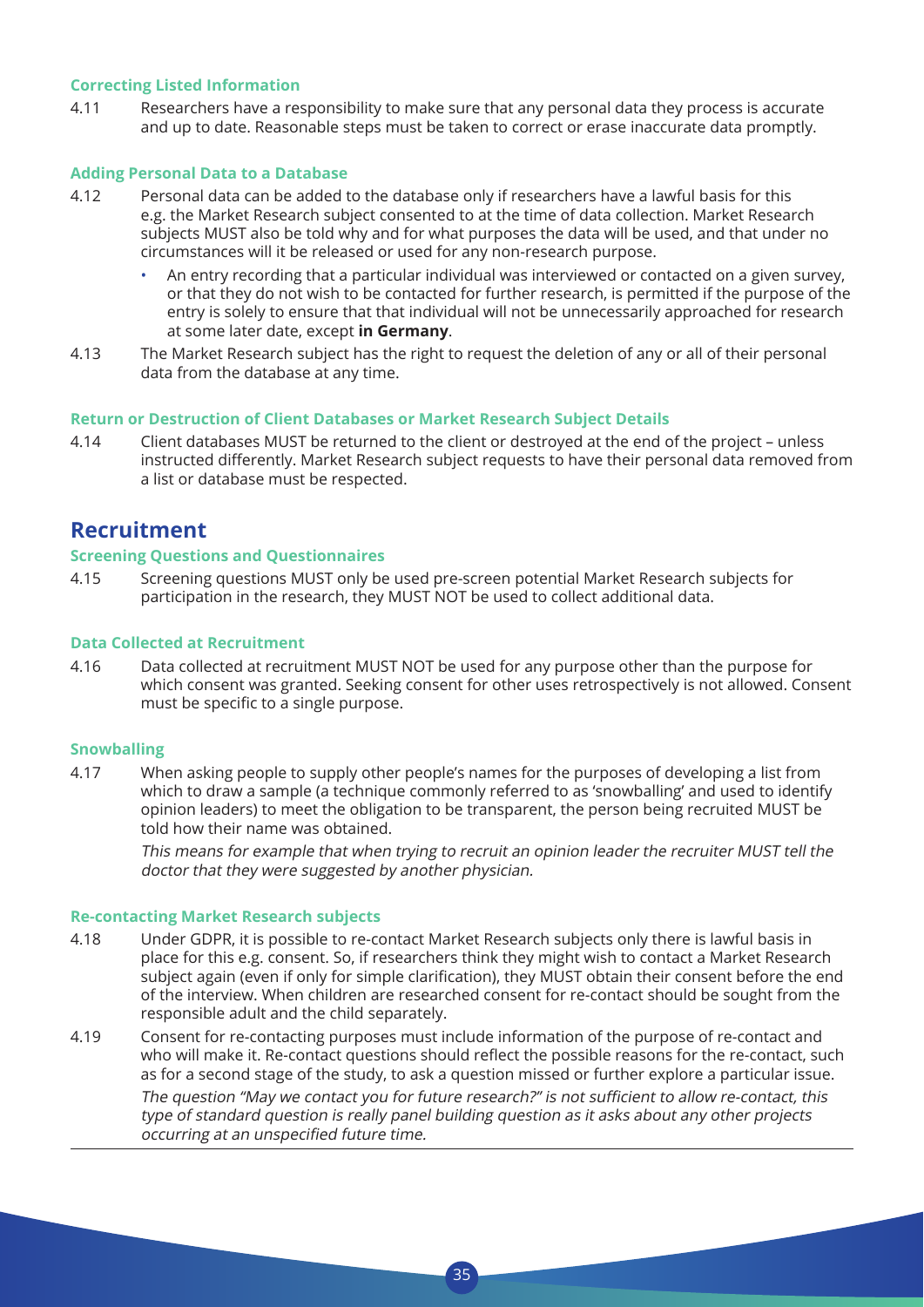#### Correcting Listed Information

4.11 Researchers have a responsibility to make sure that any personal data they process is accurate and up to date. Reasonable steps must be taken to correct or erase inaccurate data promptly.

#### Adding Personal Data to a Database

4.12 Personal data can be added to the database only if researchers have a lawful basis for this e.g. the Market Research subject consented to at the time of data collection. Market Research subjects MUST also be told why and for what purposes the data will be used, and that under no circumstances will it be released or used for any non-research purpose.

- An entry recording that a particular individual was interviewed or contacted on a given survey, or that they do not wish to be contacted for further research, is permitted if the purpose of the entry is solely to ensure that that individual will not be unnecessarily approached for research at some later date, except **in Germany**.

4.13 The Market Research subject has the right to request the deletion of any or all of their personal data from the database at any time.

#### Return or Destruction of Client Databases or Market Research Subject Details

4.14 Client databases MUST be returned to the client or destroyed at the end of the project – unless instructed differently. Market Research subject requests to have their personal data removed from a list or database must be respected.

## Recruitment

#### Screening Questions and Questionnaires

4.15 Screening questions MUST only be used pre-screen potential Market Research subjects for participation in the research, they MUST NOT be used to collect additional data.

#### Data Collected at Recruitment

4.16 Data collected at recruitment MUST NOT be used for any purpose other than the purpose for which consent was granted. Seeking consent for other uses retrospectively is not allowed. Consent must be specific to a single purpose.

#### Snowballing

4.17 When asking people to supply other people's names for the purposes of developing a list from which to draw a sample (a technique commonly referred to as 'snowballing' and used to identify opinion leaders) to meet the obligation to be transparent, the person being recruited MUST be told how their name was obtained.

*This means for example that when trying to recruit an opinion leader the recruiter MUST tell the doctor that they were suggested by another physician.*

#### Re-contacting Market Research subjects

4.18 Under GDPR, it is possible to re-contact Market Research subjects only there is lawful basis in place for this e.g. consent. So, if researchers think they might wish to contact a Market Research subject again (even if only for simple clarification), they MUST obtain their consent before the end of the interview. When children are researched consent for re-contact should be sought from the responsible adult and the child separately.

4.19 Consent for re-contacting purposes must include information of the purpose of re-contact and who will make it. Re-contact questions should reflect the possible reasons for the re-contact, such as for a second stage of the study, to ask a question missed or further explore a particular issue.

*The question "May we contact you for future research?" is not sufficient to allow re-contact, this type of standard question is really panel building question as it asks about any other projects occurring at an unspecified future time.*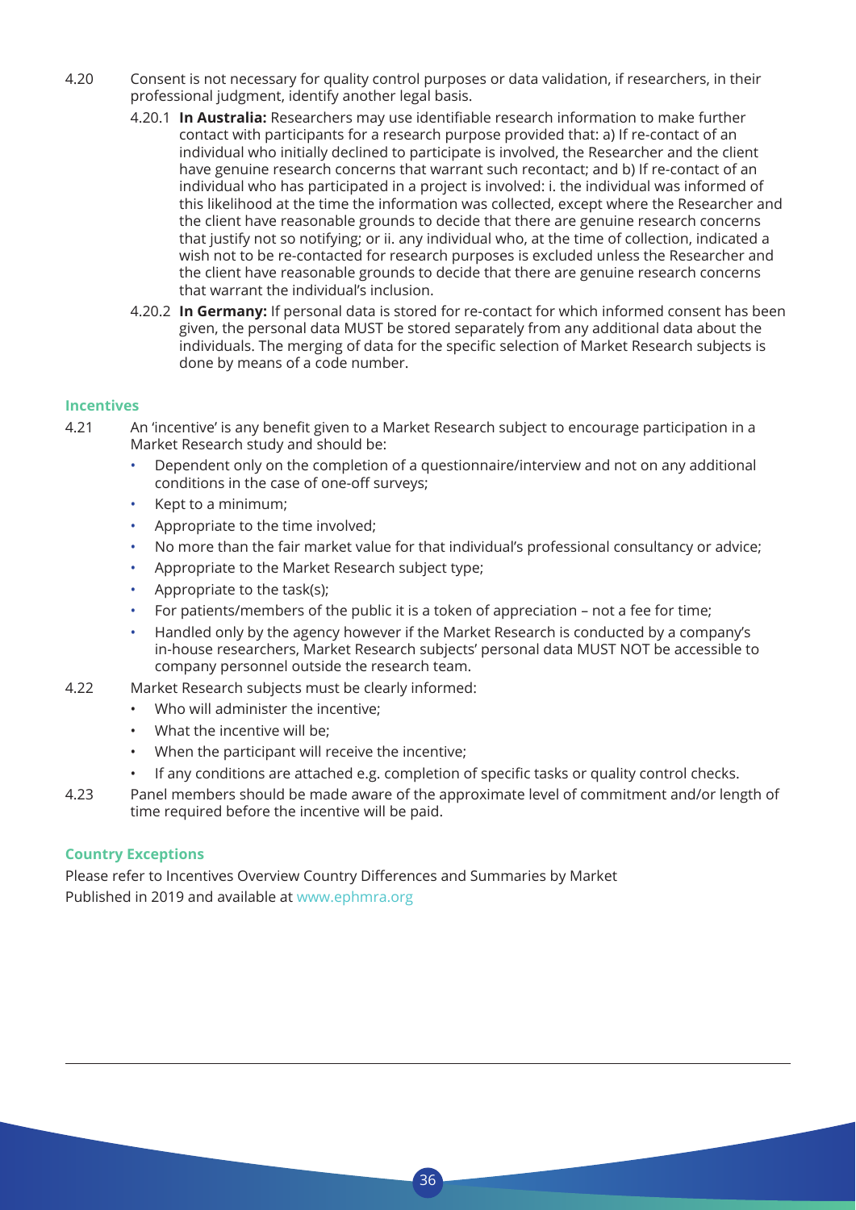4.20 Consent is not necessary for quality control purposes or data validation, if researchers, in their professional judgment, identify another legal basis.

4.20.1 **In Australia:** Researchers may use identifiable research information to make further contact with participants for a research purpose provided that: a) If re-contact of an individual who initially declined to participate is involved, the Researcher and the client have genuine research concerns that warrant such recontact; and b) If re-contact of an individual who has participated in a project is involved: i. the individual was informed of this likelihood at the time the information was collected, except where the Researcher and the client have reasonable grounds to decide that there are genuine research concerns that justify not so notifying; or ii. any individual who, at the time of collection, indicated a wish not to be re-contacted for research purposes is excluded unless the Researcher and the client have reasonable grounds to decide that there are genuine research concerns that warrant the individual's inclusion.

4.20.2 **In Germany:** If personal data is stored for re-contact for which informed consent has been given, the personal data MUST be stored separately from any additional data about the individuals. The merging of data for the specific selection of Market Research subjects is done by means of a code number.

### Incentives

4.21 An 'incentive' is any benefit given to a Market Research subject to encourage participation in a Market Research study and should be:

- Dependent only on the completion of a questionnaire/interview and not on any additional conditions in the case of one-off surveys;
- Kept to a minimum;
- Appropriate to the time involved;
- No more than the fair market value for that individual's professional consultancy or advice;
- Appropriate to the Market Research subject type;
- Appropriate to the task(s);
- For patients/members of the public it is a token of appreciation – not a fee for time;
- Handled only by the agency however if the Market Research is conducted by a company's in-house researchers, Market Research subjects' personal data MUST NOT be accessible to company personnel outside the research team.

4.22 Market Research subjects must be clearly informed:

- Who will administer the incentive;
- What the incentive will be;
- When the participant will receive the incentive;
- If any conditions are attached e.g. completion of specific tasks or quality control checks.

4.23 Panel members should be made aware of the approximate level of commitment and/or length of time required before the incentive will be paid.

### Country Exceptions

Please refer to Incentives Overview Country Differences and Summaries by Market
Published in 2019 and available at www.ephmra.org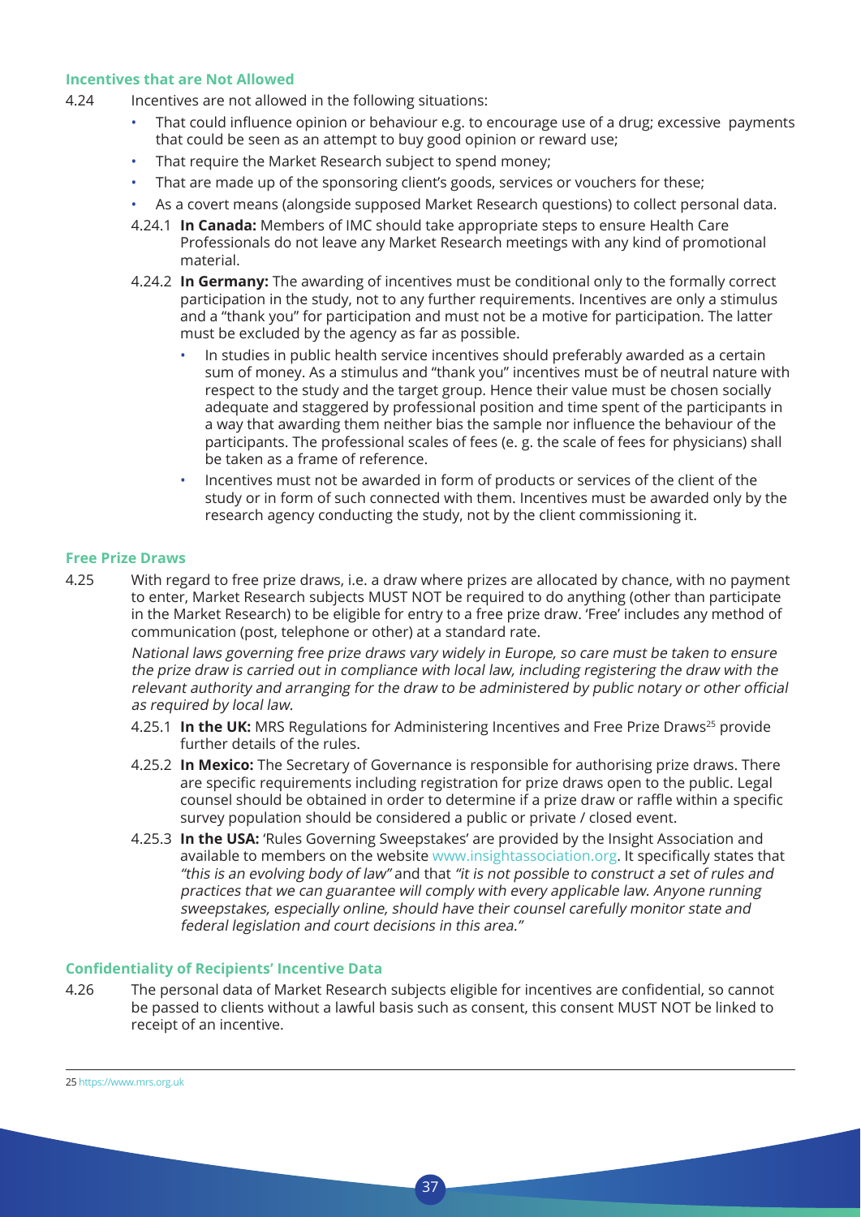### Incentives that are Not Allowed

4.24 Incentives are not allowed in the following situations:

- That could influence opinion or behaviour e.g. to encourage use of a drug; excessive payments that could be seen as an attempt to buy good opinion or reward use;
- That require the Market Research subject to spend money;
- That are made up of the sponsoring client's goods, services or vouchers for these;
- As a covert means (alongside supposed Market Research questions) to collect personal data.

4.24.1 **In Canada:** Members of IMC should take appropriate steps to ensure Health Care Professionals do not leave any Market Research meetings with any kind of promotional material.

4.24.2 **In Germany:** The awarding of incentives must be conditional only to the formally correct participation in the study, not to any further requirements. Incentives are only a stimulus and a "thank you" for participation and must not be a motive for participation. The latter must be excluded by the agency as far as possible.

- In studies in public health service incentives should preferably awarded as a certain sum of money. As a stimulus and "thank you" incentives must be of neutral nature with respect to the study and the target group. Hence their value must be chosen socially adequate and staggered by professional position and time spent of the participants in a way that awarding them neither bias the sample nor influence the behaviour of the participants. The professional scales of fees (e. g. the scale of fees for physicians) shall be taken as a frame of reference.
- Incentives must not be awarded in form of products or services of the client of the study or in form of such connected with them. Incentives must be awarded only by the research agency conducting the study, not by the client commissioning it.

### Free Prize Draws

4.25 With regard to free prize draws, i.e. a draw where prizes are allocated by chance, with no payment to enter, Market Research subjects MUST NOT be required to do anything (other than participate in the Market Research) to be eligible for entry to a free prize draw. 'Free' includes any method of communication (post, telephone or other) at a standard rate.

*National laws governing free prize draws vary widely in Europe, so care must be taken to ensure the prize draw is carried out in compliance with local law, including registering the draw with the relevant authority and arranging for the draw to be administered by public notary or other official as required by local law.*

4.25.1 **In the UK:** MRS Regulations for Administering Incentives and Free Prize Draws[25] provide further details of the rules.

4.25.2 **In Mexico:** The Secretary of Governance is responsible for authorising prize draws. There are specific requirements including registration for prize draws open to the public. Legal counsel should be obtained in order to determine if a prize draw or raffle within a specific survey population should be considered a public or private / closed event.

4.25.3 **In the USA:** 'Rules Governing Sweepstakes' are provided by the Insight Association and available to members on the website www.insightassociation.org. It specifically states that *"this is an evolving body of law"* and that *"it is not possible to construct a set of rules and practices that we can guarantee will comply with every applicable law. Anyone running sweepstakes, especially online, should have their counsel carefully monitor state and federal legislation and court decisions in this area."*

### Confidentiality of Recipients' Incentive Data

4.26 The personal data of Market Research subjects eligible for incentives are confidential, so cannot be passed to clients without a lawful basis such as consent, this consent MUST NOT be linked to receipt of an incentive.

---

25 https://www.mrs.org.uk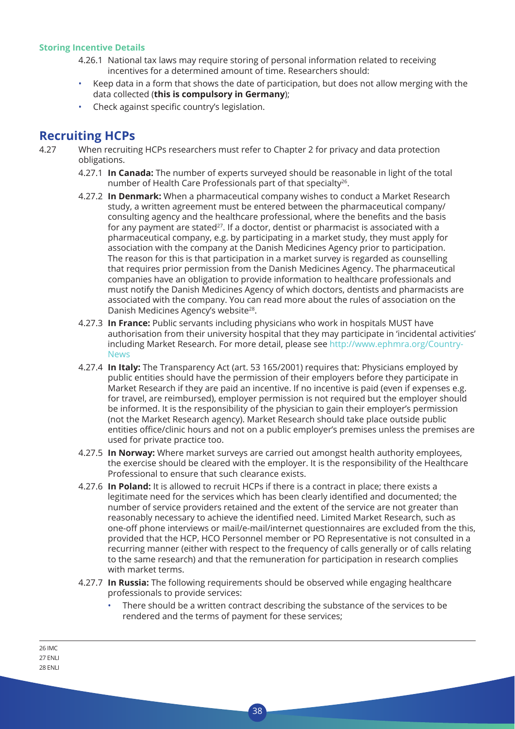#### Storing Incentive Details

4.26.1 National tax laws may require storing of personal information related to receiving incentives for a determined amount of time. Researchers should:

- Keep data in a form that shows the date of participation, but does not allow merging with the data collected (**this is compulsory in Germany**);
- Check against specific country's legislation.

## Recruiting HCPs

4.27 When recruiting HCPs researchers must refer to Chapter 2 for privacy and data protection obligations.

4.27.1 **In Canada:** The number of experts surveyed should be reasonable in light of the total number of Health Care Professionals part of that specialty[26].

4.27.2 **In Denmark:** When a pharmaceutical company wishes to conduct a Market Research study, a written agreement must be entered between the pharmaceutical company/consulting agency and the healthcare professional, where the benefits and the basis for any payment are stated[27]. If a doctor, dentist or pharmacist is associated with a pharmaceutical company, e.g. by participating in a market study, they must apply for association with the company at the Danish Medicines Agency prior to participation. The reason for this is that participation in a market survey is regarded as counselling that requires prior permission from the Danish Medicines Agency. The pharmaceutical companies have an obligation to provide information to healthcare professionals and must notify the Danish Medicines Agency of which doctors, dentists and pharmacists are associated with the company. You can read more about the rules of association on the Danish Medicines Agency's website[28].

4.27.3 **In France:** Public servants including physicians who work in hospitals MUST have authorisation from their university hospital that they may participate in 'incidental activities' including Market Research. For more detail, please see http://www.ephmra.org/Country-News

4.27.4 **In Italy:** The Transparency Act (art. 53 165/2001) requires that: Physicians employed by public entities should have the permission of their employers before they participate in Market Research if they are paid an incentive. If no incentive is paid (even if expenses e.g. for travel, are reimbursed), employer permission is not required but the employer should be informed. It is the responsibility of the physician to gain their employer's permission (not the Market Research agency). Market Research should take place outside public entities office/clinic hours and not on a public employer's premises unless the premises are used for private practice too.

4.27.5 **In Norway:** Where market surveys are carried out amongst health authority employees, the exercise should be cleared with the employer. It is the responsibility of the Healthcare Professional to ensure that such clearance exists.

4.27.6 **In Poland:** It is allowed to recruit HCPs if there is a contract in place; there exists a legitimate need for the services which has been clearly identified and documented; the number of service providers retained and the extent of the service are not greater than reasonably necessary to achieve the identified need. Limited Market Research, such as one-off phone interviews or mail/e-mail/internet questionnaires are excluded from the this, provided that the HCP, HCO Personnel member or PO Representative is not consulted in a recurring manner (either with respect to the frequency of calls generally or of calls relating to the same research) and that the remuneration for participation in research complies with market terms.

4.27.7 **In Russia:** The following requirements should be observed while engaging healthcare professionals to provide services:

- There should be a written contract describing the substance of the services to be rendered and the terms of payment for these services;

---

26 IMC
27 ENLI
28 ENLI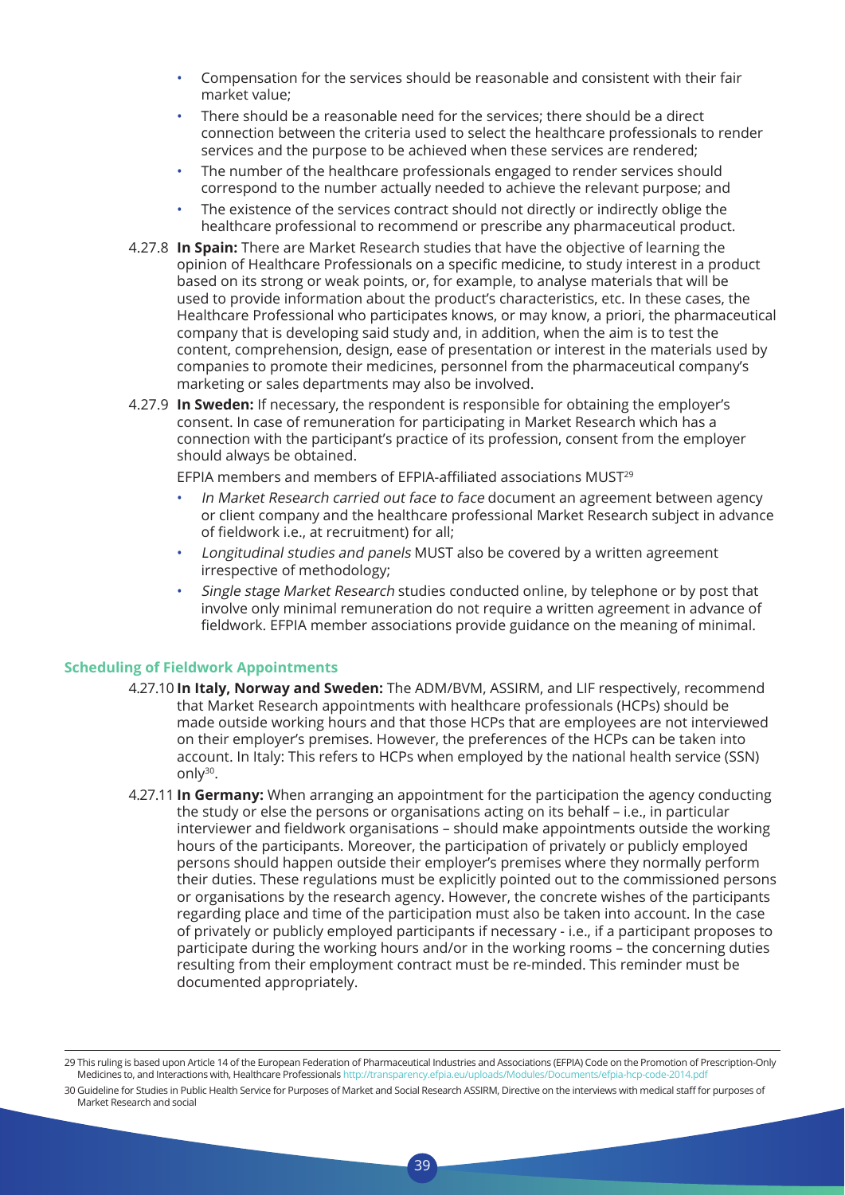- Compensation for the services should be reasonable and consistent with their fair market value;
- There should be a reasonable need for the services; there should be a direct connection between the criteria used to select the healthcare professionals to render services and the purpose to be achieved when these services are rendered;
- The number of the healthcare professionals engaged to render services should correspond to the number actually needed to achieve the relevant purpose; and
- The existence of the services contract should not directly or indirectly oblige the healthcare professional to recommend or prescribe any pharmaceutical product.

4.27.8 **In Spain:** There are Market Research studies that have the objective of learning the opinion of Healthcare Professionals on a specific medicine, to study interest in a product based on its strong or weak points, or, for example, to analyse materials that will be used to provide information about the product's characteristics, etc. In these cases, the Healthcare Professional who participates knows, or may know, a priori, the pharmaceutical company that is developing said study and, in addition, when the aim is to test the content, comprehension, design, ease of presentation or interest in the materials used by companies to promote their medicines, personnel from the pharmaceutical company's marketing or sales departments may also be involved.

4.27.9 **In Sweden:** If necessary, the respondent is responsible for obtaining the employer's consent. In case of remuneration for participating in Market Research which has a connection with the participant's practice of its profession, consent from the employer should always be obtained.

EFPIA members and members of EFPIA-affiliated associations MUST[29]

- *In Market Research carried out face to face* document an agreement between agency or client company and the healthcare professional Market Research subject in advance of fieldwork i.e., at recruitment) for all;
- *Longitudinal studies and panels* MUST also be covered by a written agreement irrespective of methodology;
- *Single stage Market Research* studies conducted online, by telephone or by post that involve only minimal remuneration do not require a written agreement in advance of fieldwork. EFPIA member associations provide guidance on the meaning of minimal.

### Scheduling of Fieldwork Appointments

4.27.10 **In Italy, Norway and Sweden:** The ADM/BVM, ASSIRM, and LIF respectively, recommend that Market Research appointments with healthcare professionals (HCPs) should be made outside working hours and that those HCPs that are employees are not interviewed on their employer's premises. However, the preferences of the HCPs can be taken into account. In Italy: This refers to HCPs when employed by the national health service (SSN) only[30].

4.27.11 **In Germany:** When arranging an appointment for the participation the agency conducting the study or else the persons or organisations acting on its behalf – i.e., in particular interviewer and fieldwork organisations – should make appointments outside the working hours of the participants. Moreover, the participation of privately or publicly employed persons should happen outside their employer's premises where they normally perform their duties. These regulations must be explicitly pointed out to the commissioned persons or organisations by the research agency. However, the concrete wishes of the participants regarding place and time of the participation must also be taken into account. In the case of privately or publicly employed participants if necessary - i.e., if a participant proposes to participate during the working hours and/or in the working rooms – the concerning duties resulting from their employment contract must be re-minded. This reminder must be documented appropriately.

---

29 This ruling is based upon Article 14 of the European Federation of Pharmaceutical Industries and Associations (EFPIA) Code on the Promotion of Prescription-Only Medicines to, and Interactions with, Healthcare Professionals http://transparency.efpia.eu/uploads/Modules/Documents/efpia-hcp-code-2014.pdf

30 Guideline for Studies in Public Health Service for Purposes of Market and Social Research ASSIRM, Directive on the interviews with medical staff for purposes of Market Research and social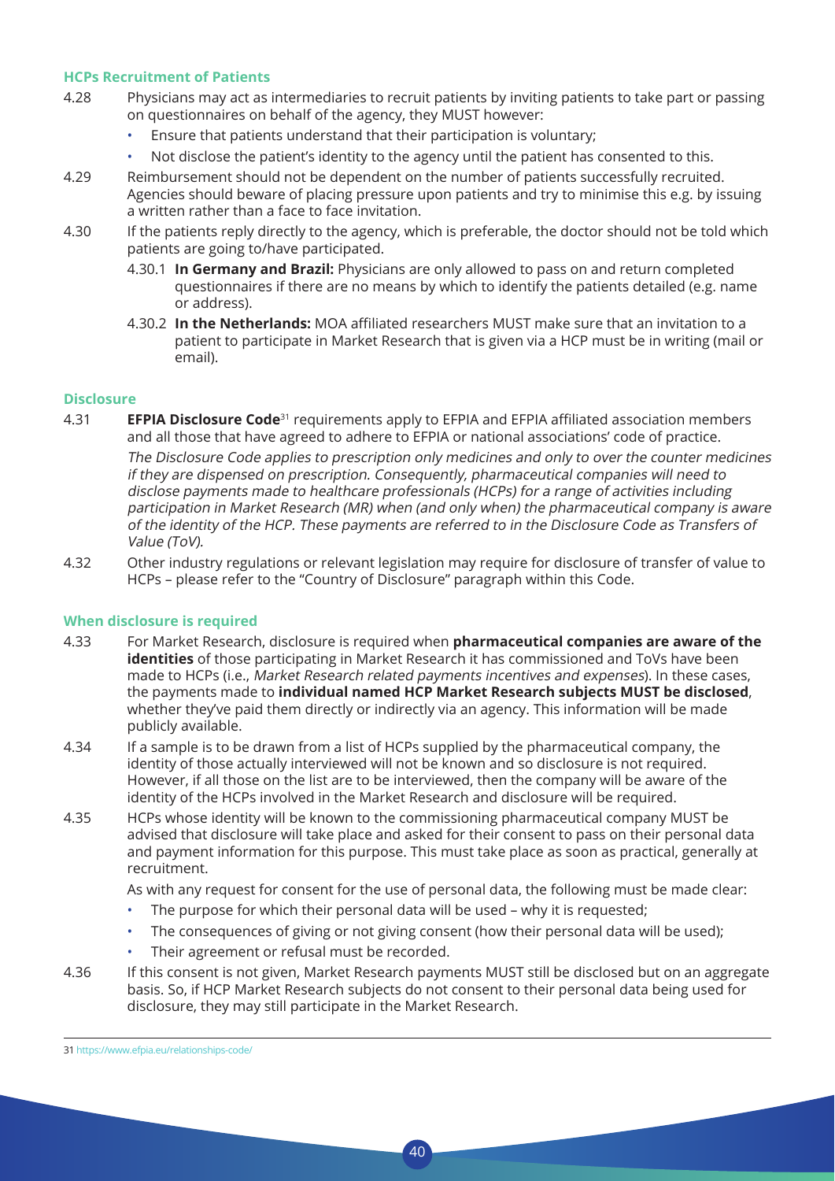### HCPs Recruitment of Patients

4.28 Physicians may act as intermediaries to recruit patients by inviting patients to take part or passing on questionnaires on behalf of the agency, they MUST however:

- Ensure that patients understand that their participation is voluntary;
- Not disclose the patient's identity to the agency until the patient has consented to this.

4.29 Reimbursement should not be dependent on the number of patients successfully recruited. Agencies should beware of placing pressure upon patients and try to minimise this e.g. by issuing a written rather than a face to face invitation.

4.30 If the patients reply directly to the agency, which is preferable, the doctor should not be told which patients are going to/have participated.

4.30.1 **In Germany and Brazil:** Physicians are only allowed to pass on and return completed questionnaires if there are no means by which to identify the patients detailed (e.g. name or address).

4.30.2 **In the Netherlands:** MOA affiliated researchers MUST make sure that an invitation to a patient to participate in Market Research that is given via a HCP must be in writing (mail or email).

### Disclosure

4.31 **EFPIA Disclosure Code**[31] requirements apply to EFPIA and EFPIA affiliated association members and all those that have agreed to adhere to EFPIA or national associations' code of practice.

*The Disclosure Code applies to prescription only medicines and only to over the counter medicines if they are dispensed on prescription. Consequently, pharmaceutical companies will need to disclose payments made to healthcare professionals (HCPs) for a range of activities including participation in Market Research (MR) when (and only when) the pharmaceutical company is aware of the identity of the HCP. These payments are referred to in the Disclosure Code as Transfers of Value (ToV).*

4.32 Other industry regulations or relevant legislation may require for disclosure of transfer of value to HCPs – please refer to the "Country of Disclosure" paragraph within this Code.

### When disclosure is required

4.33 For Market Research, disclosure is required when **pharmaceutical companies are aware of the identities** of those participating in Market Research it has commissioned and ToVs have been made to HCPs (i.e., *Market Research related payments incentives and expenses*). In these cases, the payments made to **individual named HCP Market Research subjects MUST be disclosed**, whether they've paid them directly or indirectly via an agency. This information will be made publicly available.

4.34 If a sample is to be drawn from a list of HCPs supplied by the pharmaceutical company, the identity of those actually interviewed will not be known and so disclosure is not required. However, if all those on the list are to be interviewed, then the company will be aware of the identity of the HCPs involved in the Market Research and disclosure will be required.

4.35 HCPs whose identity will be known to the commissioning pharmaceutical company MUST be advised that disclosure will take place and asked for their consent to pass on their personal data and payment information for this purpose. This must take place as soon as practical, generally at recruitment.

As with any request for consent for the use of personal data, the following must be made clear:

- The purpose for which their personal data will be used – why it is requested;
- The consequences of giving or not giving consent (how their personal data will be used);
- Their agreement or refusal must be recorded.

4.36 If this consent is not given, Market Research payments MUST still be disclosed but on an aggregate basis. So, if HCP Market Research subjects do not consent to their personal data being used for disclosure, they may still participate in the Market Research.

---

31 https://www.efpia.eu/relationships-code/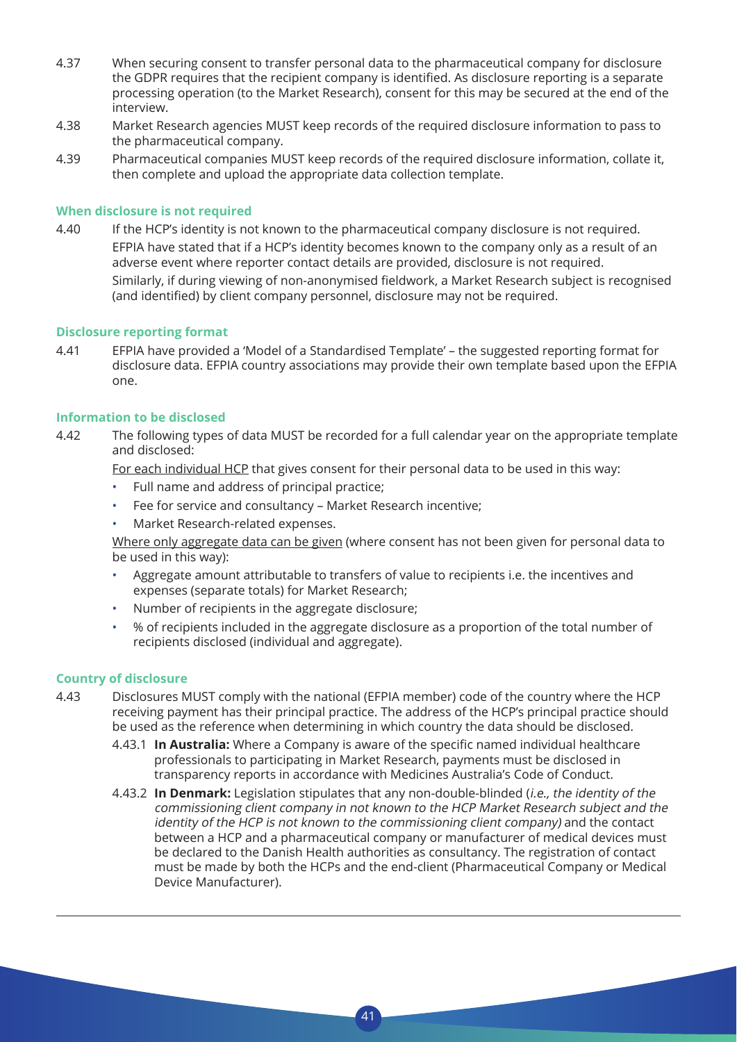4.37 When securing consent to transfer personal data to the pharmaceutical company for disclosure the GDPR requires that the recipient company is identified. As disclosure reporting is a separate processing operation (to the Market Research), consent for this may be secured at the end of the interview.

4.38 Market Research agencies MUST keep records of the required disclosure information to pass to the pharmaceutical company.

4.39 Pharmaceutical companies MUST keep records of the required disclosure information, collate it, then complete and upload the appropriate data collection template.

#### When disclosure is not required

4.40 If the HCP's identity is not known to the pharmaceutical company disclosure is not required.

EFPIA have stated that if a HCP's identity becomes known to the company only as a result of an adverse event where reporter contact details are provided, disclosure is not required.

Similarly, if during viewing of non-anonymised fieldwork, a Market Research subject is recognised (and identified) by client company personnel, disclosure may not be required.

#### Disclosure reporting format

4.41 EFPIA have provided a 'Model of a Standardised Template' – the suggested reporting format for disclosure data. EFPIA country associations may provide their own template based upon the EFPIA one.

#### Information to be disclosed

4.42 The following types of data MUST be recorded for a full calendar year on the appropriate template and disclosed:

For each individual HCP that gives consent for their personal data to be used in this way:

- Full name and address of principal practice;
- Fee for service and consultancy – Market Research incentive;
- Market Research-related expenses.

Where only aggregate data can be given (where consent has not been given for personal data to be used in this way):

- Aggregate amount attributable to transfers of value to recipients i.e. the incentives and expenses (separate totals) for Market Research;
- Number of recipients in the aggregate disclosure;
- % of recipients included in the aggregate disclosure as a proportion of the total number of recipients disclosed (individual and aggregate).

#### Country of disclosure

4.43 Disclosures MUST comply with the national (EFPIA member) code of the country where the HCP receiving payment has their principal practice. The address of the HCP's principal practice should be used as the reference when determining in which country the data should be disclosed.

4.43.1 **In Australia:** Where a Company is aware of the specific named individual healthcare professionals to participating in Market Research, payments must be disclosed in transparency reports in accordance with Medicines Australia's Code of Conduct.

4.43.2 **In Denmark:** Legislation stipulates that any non-double-blinded (*i.e., the identity of the commissioning client company in not known to the HCP Market Research subject and the identity of the HCP is not known to the commissioning client company)* and the contact between a HCP and a pharmaceutical company or manufacturer of medical devices must be declared to the Danish Health authorities as consultancy. The registration of contact must be made by both the HCPs and the end-client (Pharmaceutical Company or Medical Device Manufacturer).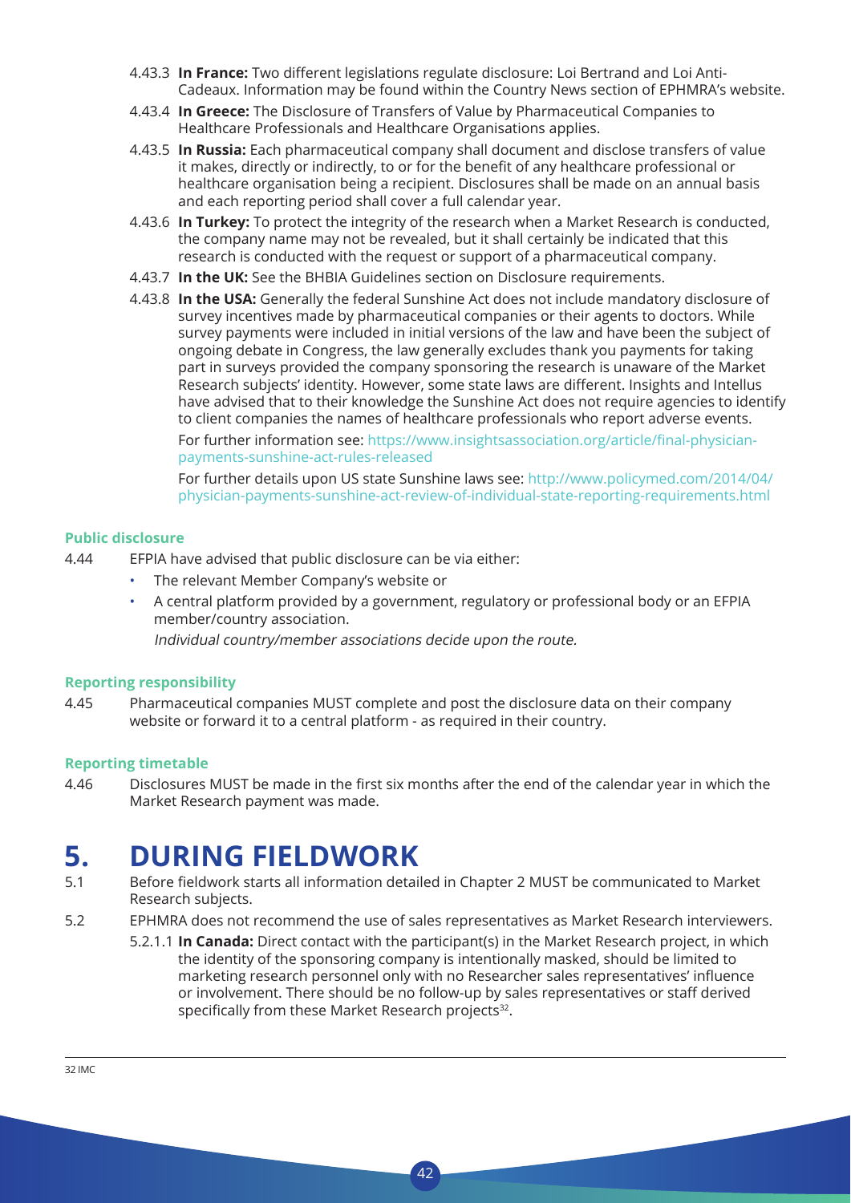4.43.3 **In France:** Two different legislations regulate disclosure: Loi Bertrand and Loi Anti-Cadeaux. Information may be found within the Country News section of EPHMRA's website.

4.43.4 **In Greece:** The Disclosure of Transfers of Value by Pharmaceutical Companies to Healthcare Professionals and Healthcare Organisations applies.

4.43.5 **In Russia:** Each pharmaceutical company shall document and disclose transfers of value it makes, directly or indirectly, to or for the benefit of any healthcare professional or healthcare organisation being a recipient. Disclosures shall be made on an annual basis and each reporting period shall cover a full calendar year.

4.43.6 **In Turkey:** To protect the integrity of the research when a Market Research is conducted, the company name may not be revealed, but it shall certainly be indicated that this research is conducted with the request or support of a pharmaceutical company.

4.43.7 **In the UK:** See the BHBIA Guidelines section on Disclosure requirements.

4.43.8 **In the USA:** Generally the federal Sunshine Act does not include mandatory disclosure of survey incentives made by pharmaceutical companies or their agents to doctors. While survey payments were included in initial versions of the law and have been the subject of ongoing debate in Congress, the law generally excludes thank you payments for taking part in surveys provided the company sponsoring the research is unaware of the Market Research subjects' identity. However, some state laws are different. Insights and Intellus have advised that to their knowledge the Sunshine Act does not require agencies to identify to client companies the names of healthcare professionals who report adverse events.

For further information see: https://www.insightsassociation.org/article/final-physician-payments-sunshine-act-rules-released

For further details upon US state Sunshine laws see: http://www.policymed.com/2014/04/physician-payments-sunshine-act-review-of-individual-state-reporting-requirements.html

#### Public disclosure

4.44 EFPIA have advised that public disclosure can be via either:

- The relevant Member Company's website or
- A central platform provided by a government, regulatory or professional body or an EFPIA member/country association.

*Individual country/member associations decide upon the route.*

#### Reporting responsibility

4.45 Pharmaceutical companies MUST complete and post the disclosure data on their company website or forward it to a central platform - as required in their country.

#### Reporting timetable

4.46 Disclosures MUST be made in the first six months after the end of the calendar year in which the Market Research payment was made.

# 5. DURING FIELDWORK

5.1 Before fieldwork starts all information detailed in Chapter 2 MUST be communicated to Market Research subjects.

5.2 EPHMRA does not recommend the use of sales representatives as Market Research interviewers.

5.2.1.1 **In Canada:** Direct contact with the participant(s) in the Market Research project, in which the identity of the sponsoring company is intentionally masked, should be limited to marketing research personnel only with no Researcher sales representatives' influence or involvement. There should be no follow-up by sales representatives or staff derived specifically from these Market Research projects[32].

[32] IMC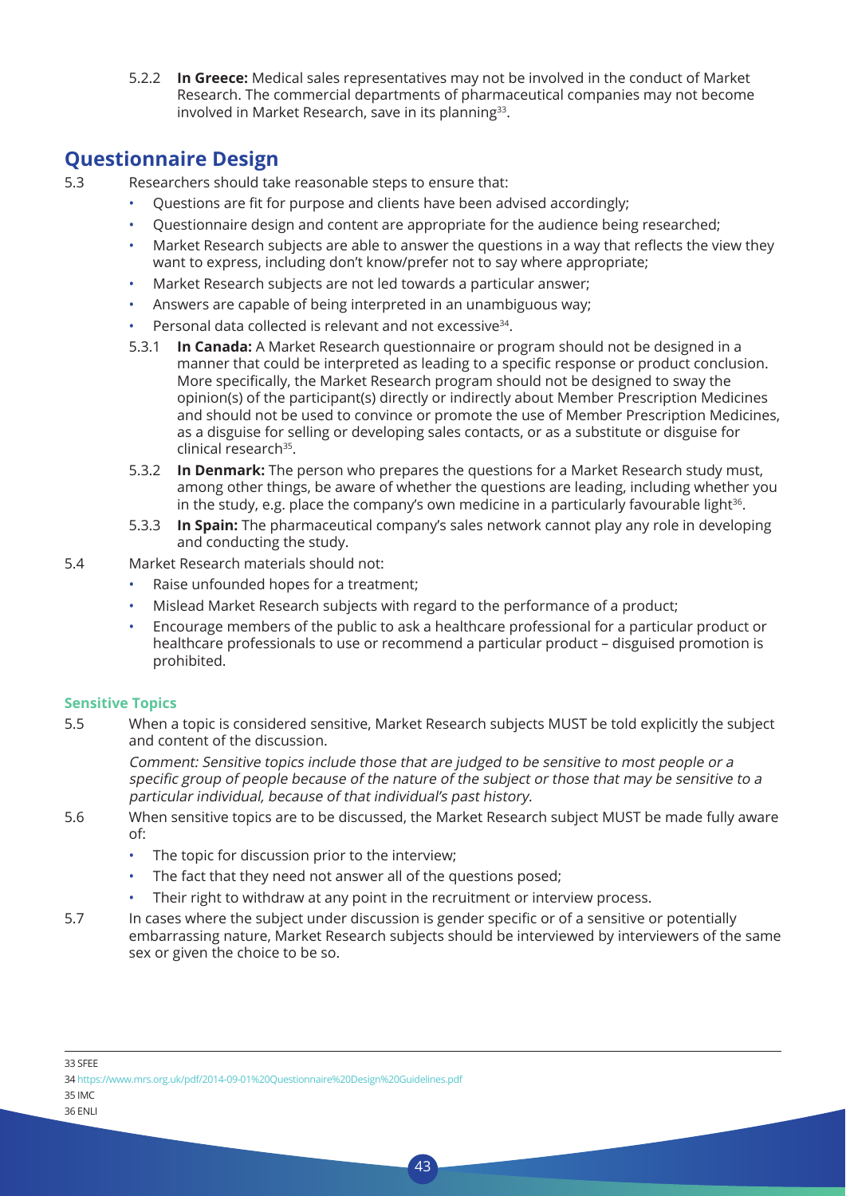5.2.2 **In Greece:** Medical sales representatives may not be involved in the conduct of Market Research. The commercial departments of pharmaceutical companies may not become involved in Market Research, save in its planning[33].

## Questionnaire Design

5.3 Researchers should take reasonable steps to ensure that:

- Questions are fit for purpose and clients have been advised accordingly;
- Questionnaire design and content are appropriate for the audience being researched;
- Market Research subjects are able to answer the questions in a way that reflects the view they want to express, including don't know/prefer not to say where appropriate;
- Market Research subjects are not led towards a particular answer;
- Answers are capable of being interpreted in an unambiguous way;
- Personal data collected is relevant and not excessive[34].

5.3.1 **In Canada:** A Market Research questionnaire or program should not be designed in a manner that could be interpreted as leading to a specific response or product conclusion. More specifically, the Market Research program should not be designed to sway the opinion(s) of the participant(s) directly or indirectly about Member Prescription Medicines and should not be used to convince or promote the use of Member Prescription Medicines, as a disguise for selling or developing sales contacts, or as a substitute or disguise for clinical research[35].

5.3.2 **In Denmark:** The person who prepares the questions for a Market Research study must, among other things, be aware of whether the questions are leading, including whether you in the study, e.g. place the company's own medicine in a particularly favourable light[36].

5.3.3 **In Spain:** The pharmaceutical company's sales network cannot play any role in developing and conducting the study.

5.4 Market Research materials should not:

- Raise unfounded hopes for a treatment;
- Mislead Market Research subjects with regard to the performance of a product;
- Encourage members of the public to ask a healthcare professional for a particular product or healthcare professionals to use or recommend a particular product – disguised promotion is prohibited.

### Sensitive Topics

5.5 When a topic is considered sensitive, Market Research subjects MUST be told explicitly the subject and content of the discussion.

*Comment: Sensitive topics include those that are judged to be sensitive to most people or a specific group of people because of the nature of the subject or those that may be sensitive to a particular individual, because of that individual's past history.*

5.6 When sensitive topics are to be discussed, the Market Research subject MUST be made fully aware of:

- The topic for discussion prior to the interview;
- The fact that they need not answer all of the questions posed;
- Their right to withdraw at any point in the recruitment or interview process.

5.7 In cases where the subject under discussion is gender specific or of a sensitive or potentially embarrassing nature, Market Research subjects should be interviewed by interviewers of the same sex or given the choice to be so.

---

33 SFEE

34 https://www.mrs.org.uk/pdf/2014-09-01%20Questionnaire%20Design%20Guidelines.pdf

35 IMC

36 ENLI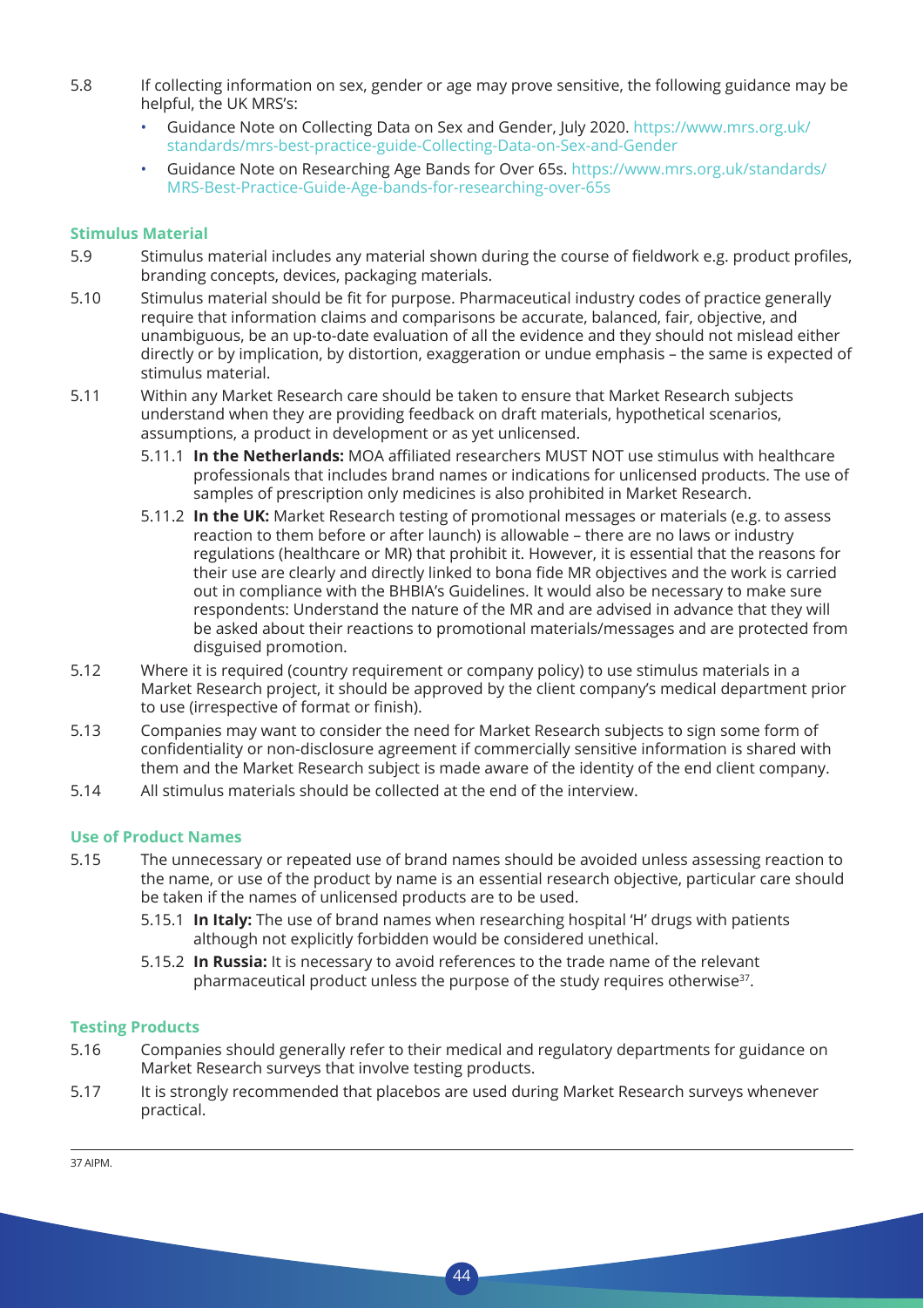5.8 If collecting information on sex, gender or age may prove sensitive, the following guidance may be helpful, the UK MRS's:

- Guidance Note on Collecting Data on Sex and Gender, July 2020. https://www.mrs.org.uk/standards/mrs-best-practice-guide-Collecting-Data-on-Sex-and-Gender
- Guidance Note on Researching Age Bands for Over 65s. https://www.mrs.org.uk/standards/MRS-Best-Practice-Guide-Age-bands-for-researching-over-65s

### Stimulus Material

5.9 Stimulus material includes any material shown during the course of fieldwork e.g. product profiles, branding concepts, devices, packaging materials.

5.10 Stimulus material should be fit for purpose. Pharmaceutical industry codes of practice generally require that information claims and comparisons be accurate, balanced, fair, objective, and unambiguous, be an up-to-date evaluation of all the evidence and they should not mislead either directly or by implication, by distortion, exaggeration or undue emphasis – the same is expected of stimulus material.

5.11 Within any Market Research care should be taken to ensure that Market Research subjects understand when they are providing feedback on draft materials, hypothetical scenarios, assumptions, a product in development or as yet unlicensed.

5.11.1 **In the Netherlands:** MOA affiliated researchers MUST NOT use stimulus with healthcare professionals that includes brand names or indications for unlicensed products. The use of samples of prescription only medicines is also prohibited in Market Research.

5.11.2 **In the UK:** Market Research testing of promotional messages or materials (e.g. to assess reaction to them before or after launch) is allowable – there are no laws or industry regulations (healthcare or MR) that prohibit it. However, it is essential that the reasons for their use are clearly and directly linked to bona fide MR objectives and the work is carried out in compliance with the BHBIA's Guidelines. It would also be necessary to make sure respondents: Understand the nature of the MR and are advised in advance that they will be asked about their reactions to promotional materials/messages and are protected from disguised promotion.

5.12 Where it is required (country requirement or company policy) to use stimulus materials in a Market Research project, it should be approved by the client company's medical department prior to use (irrespective of format or finish).

5.13 Companies may want to consider the need for Market Research subjects to sign some form of confidentiality or non-disclosure agreement if commercially sensitive information is shared with them and the Market Research subject is made aware of the identity of the end client company.

5.14 All stimulus materials should be collected at the end of the interview.

### Use of Product Names

5.15 The unnecessary or repeated use of brand names should be avoided unless assessing reaction to the name, or use of the product by name is an essential research objective, particular care should be taken if the names of unlicensed products are to be used.

5.15.1 **In Italy:** The use of brand names when researching hospital 'H' drugs with patients although not explicitly forbidden would be considered unethical.

5.15.2 **In Russia:** It is necessary to avoid references to the trade name of the relevant pharmaceutical product unless the purpose of the study requires otherwise[37].

### Testing Products

5.16 Companies should generally refer to their medical and regulatory departments for guidance on Market Research surveys that involve testing products.

5.17 It is strongly recommended that placebos are used during Market Research surveys whenever practical.

---

37 AIPM.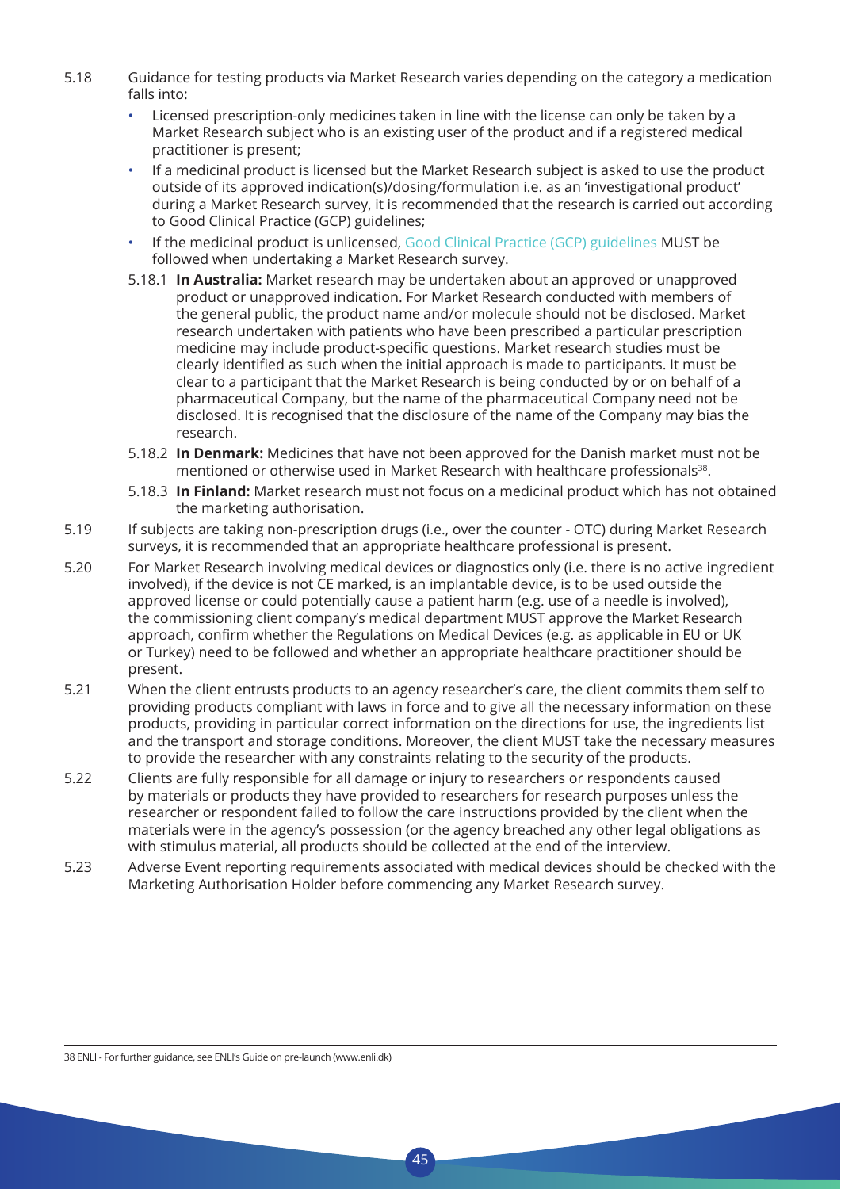5.18 Guidance for testing products via Market Research varies depending on the category a medication falls into:

- Licensed prescription-only medicines taken in line with the license can only be taken by a Market Research subject who is an existing user of the product and if a registered medical practitioner is present;
- If a medicinal product is licensed but the Market Research subject is asked to use the product outside of its approved indication(s)/dosing/formulation i.e. as an 'investigational product' during a Market Research survey, it is recommended that the research is carried out according to Good Clinical Practice (GCP) guidelines;
- If the medicinal product is unlicensed, Good Clinical Practice (GCP) guidelines MUST be followed when undertaking a Market Research survey.

5.18.1 **In Australia:** Market research may be undertaken about an approved or unapproved product or unapproved indication. For Market Research conducted with members of the general public, the product name and/or molecule should not be disclosed. Market research undertaken with patients who have been prescribed a particular prescription medicine may include product-specific questions. Market research studies must be clearly identified as such when the initial approach is made to participants. It must be clear to a participant that the Market Research is being conducted by or on behalf of a pharmaceutical Company, but the name of the pharmaceutical Company need not be disclosed. It is recognised that the disclosure of the name of the Company may bias the research.

5.18.2 **In Denmark:** Medicines that have not been approved for the Danish market must not be mentioned or otherwise used in Market Research with healthcare professionals[38].

5.18.3 **In Finland:** Market research must not focus on a medicinal product which has not obtained the marketing authorisation.

5.19 If subjects are taking non-prescription drugs (i.e., over the counter - OTC) during Market Research surveys, it is recommended that an appropriate healthcare professional is present.

5.20 For Market Research involving medical devices or diagnostics only (i.e. there is no active ingredient involved), if the device is not CE marked, is an implantable device, is to be used outside the approved license or could potentially cause a patient harm (e.g. use of a needle is involved), the commissioning client company's medical department MUST approve the Market Research approach, confirm whether the Regulations on Medical Devices (e.g. as applicable in EU or UK or Turkey) need to be followed and whether an appropriate healthcare practitioner should be present.

5.21 When the client entrusts products to an agency researcher's care, the client commits them self to providing products compliant with laws in force and to give all the necessary information on these products, providing in particular correct information on the directions for use, the ingredients list and the transport and storage conditions. Moreover, the client MUST take the necessary measures to provide the researcher with any constraints relating to the security of the products.

5.22 Clients are fully responsible for all damage or injury to researchers or respondents caused by materials or products they have provided to researchers for research purposes unless the researcher or respondent failed to follow the care instructions provided by the client when the materials were in the agency's possession (or the agency breached any other legal obligations as with stimulus material, all products should be collected at the end of the interview.

5.23 Adverse Event reporting requirements associated with medical devices should be checked with the Marketing Authorisation Holder before commencing any Market Research survey.

---

38 ENLI - For further guidance, see ENLI's Guide on pre-launch (www.enli.dk)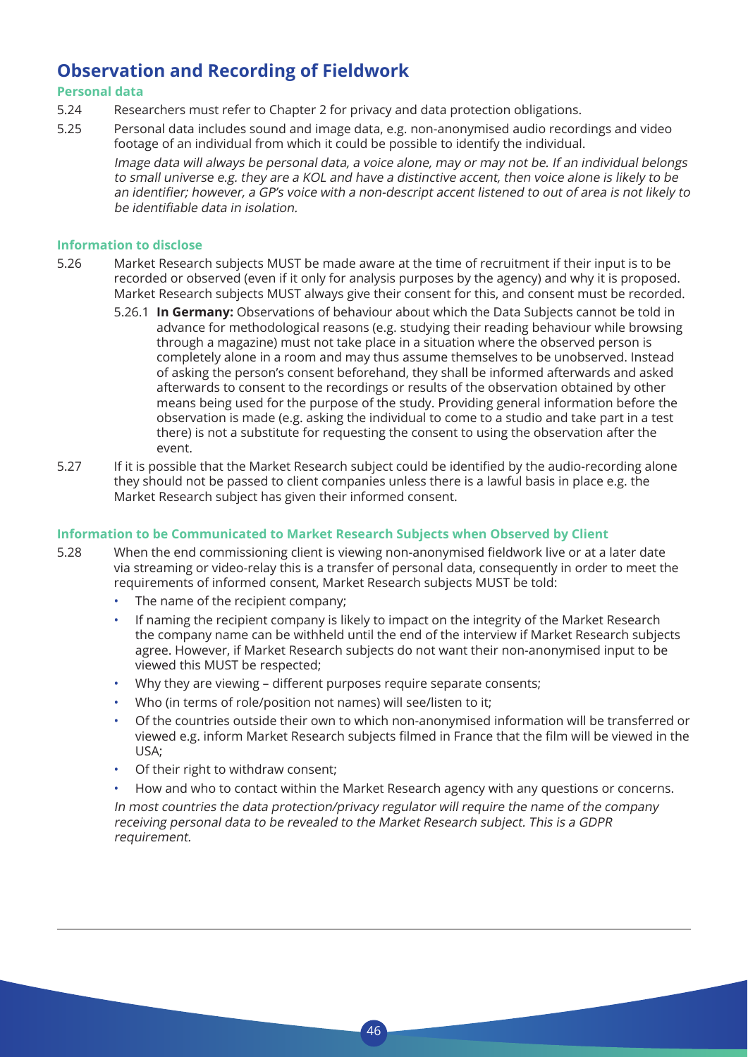## Observation and Recording of Fieldwork

### Personal data

5.24 Researchers must refer to Chapter 2 for privacy and data protection obligations.

5.25 Personal data includes sound and image data, e.g. non-anonymised audio recordings and video footage of an individual from which it could be possible to identify the individual.

*Image data will always be personal data, a voice alone, may or may not be. If an individual belongs to small universe e.g. they are a KOL and have a distinctive accent, then voice alone is likely to be an identifier; however, a GP's voice with a non-descript accent listened to out of area is not likely to be identifiable data in isolation.*

### Information to disclose

5.26 Market Research subjects MUST be made aware at the time of recruitment if their input is to be recorded or observed (even if it only for analysis purposes by the agency) and why it is proposed. Market Research subjects MUST always give their consent for this, and consent must be recorded.

5.26.1 **In Germany:** Observations of behaviour about which the Data Subjects cannot be told in advance for methodological reasons (e.g. studying their reading behaviour while browsing through a magazine) must not take place in a situation where the observed person is completely alone in a room and may thus assume themselves to be unobserved. Instead of asking the person's consent beforehand, they shall be informed afterwards and asked afterwards to consent to the recordings or results of the observation obtained by other means being used for the purpose of the study. Providing general information before the observation is made (e.g. asking the individual to come to a studio and take part in a test there) is not a substitute for requesting the consent to using the observation after the event.

5.27 If it is possible that the Market Research subject could be identified by the audio-recording alone they should not be passed to client companies unless there is a lawful basis in place e.g. the Market Research subject has given their informed consent.

### Information to be Communicated to Market Research Subjects when Observed by Client

5.28 When the end commissioning client is viewing non-anonymised fieldwork live or at a later date via streaming or video-relay this is a transfer of personal data, consequently in order to meet the requirements of informed consent, Market Research subjects MUST be told:

- The name of the recipient company;
- If naming the recipient company is likely to impact on the integrity of the Market Research the company name can be withheld until the end of the interview if Market Research subjects agree. However, if Market Research subjects do not want their non-anonymised input to be viewed this MUST be respected;
- Why they are viewing – different purposes require separate consents;
- Who (in terms of role/position not names) will see/listen to it;
- Of the countries outside their own to which non-anonymised information will be transferred or viewed e.g. inform Market Research subjects filmed in France that the film will be viewed in the USA;
- Of their right to withdraw consent;
- How and who to contact within the Market Research agency with any questions or concerns.

*In most countries the data protection/privacy regulator will require the name of the company receiving personal data to be revealed to the Market Research subject. This is a GDPR requirement.*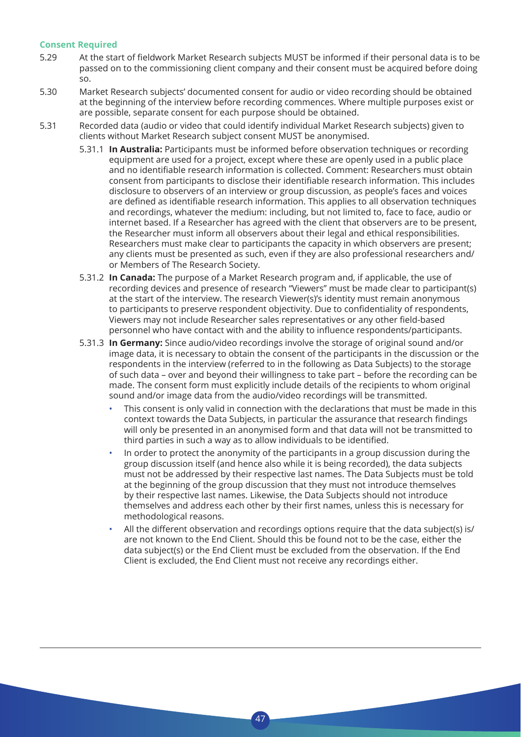**Consent Required**

5.29 At the start of fieldwork Market Research subjects MUST be informed if their personal data is to be passed on to the commissioning client company and their consent must be acquired before doing so.

5.30 Market Research subjects' documented consent for audio or video recording should be obtained at the beginning of the interview before recording commences. Where multiple purposes exist or are possible, separate consent for each purpose should be obtained.

5.31 Recorded data (audio or video that could identify individual Market Research subjects) given to clients without Market Research subject consent MUST be anonymised.

5.31.1 **In Australia:** Participants must be informed before observation techniques or recording equipment are used for a project, except where these are openly used in a public place and no identifiable research information is collected. Comment: Researchers must obtain consent from participants to disclose their identifiable research information. This includes disclosure to observers of an interview or group discussion, as people's faces and voices are defined as identifiable research information. This applies to all observation techniques and recordings, whatever the medium: including, but not limited to, face to face, audio or internet based. If a Researcher has agreed with the client that observers are to be present, the Researcher must inform all observers about their legal and ethical responsibilities. Researchers must make clear to participants the capacity in which observers are present; any clients must be presented as such, even if they are also professional researchers and/or Members of The Research Society.

5.31.2 **In Canada:** The purpose of a Market Research program and, if applicable, the use of recording devices and presence of research "Viewers" must be made clear to participant(s) at the start of the interview. The research Viewer(s)'s identity must remain anonymous to participants to preserve respondent objectivity. Due to confidentiality of respondents, Viewers may not include Researcher sales representatives or any other field-based personnel who have contact with and the ability to influence respondents/participants.

5.31.3 **In Germany:** Since audio/video recordings involve the storage of original sound and/or image data, it is necessary to obtain the consent of the participants in the discussion or the respondents in the interview (referred to in the following as Data Subjects) to the storage of such data – over and beyond their willingness to take part – before the recording can be made. The consent form must explicitly include details of the recipients to whom original sound and/or image data from the audio/video recordings will be transmitted.

- This consent is only valid in connection with the declarations that must be made in this context towards the Data Subjects, in particular the assurance that research findings will only be presented in an anonymised form and that data will not be transmitted to third parties in such a way as to allow individuals to be identified.
- In order to protect the anonymity of the participants in a group discussion during the group discussion itself (and hence also while it is being recorded), the data subjects must not be addressed by their respective last names. The Data Subjects must be told at the beginning of the group discussion that they must not introduce themselves by their respective last names. Likewise, the Data Subjects should not introduce themselves and address each other by their first names, unless this is necessary for methodological reasons.
- All the different observation and recordings options require that the data subject(s) is/are not known to the End Client. Should this be found not to be the case, either the data subject(s) or the End Client must be excluded from the observation. If the End Client is excluded, the End Client must not receive any recordings either.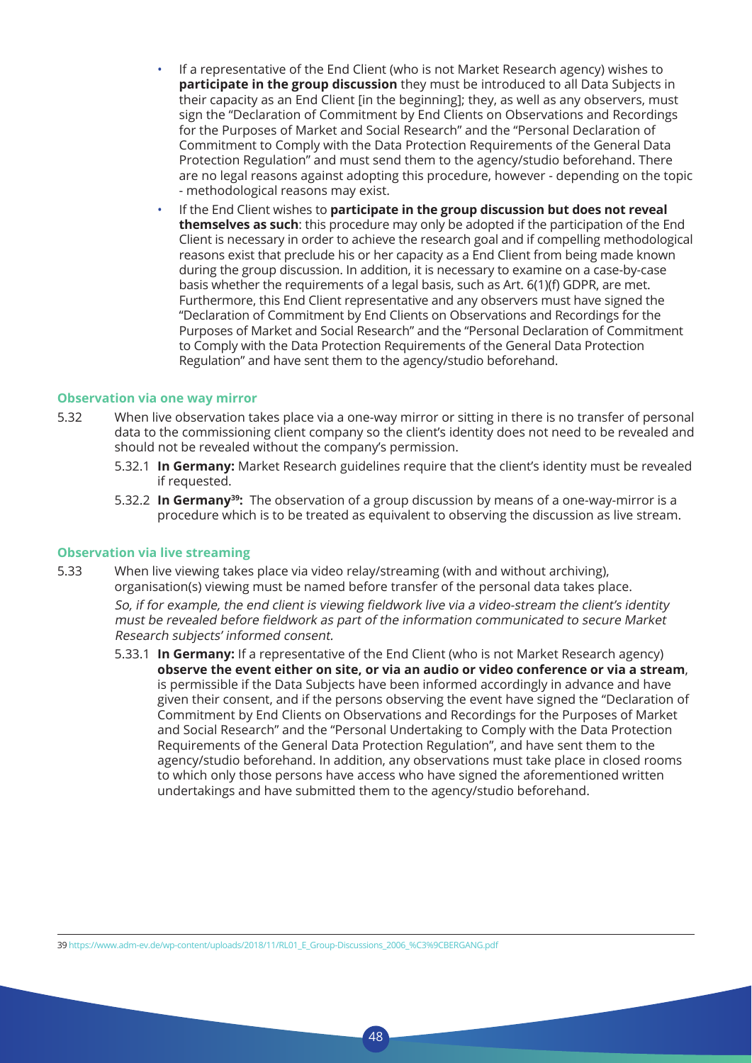- If a representative of the End Client (who is not Market Research agency) wishes to **participate in the group discussion** they must be introduced to all Data Subjects in their capacity as an End Client [in the beginning]; they, as well as any observers, must sign the "Declaration of Commitment by End Clients on Observations and Recordings for the Purposes of Market and Social Research" and the "Personal Declaration of Commitment to Comply with the Data Protection Requirements of the General Data Protection Regulation" and must send them to the agency/studio beforehand. There are no legal reasons against adopting this procedure, however - depending on the topic - methodological reasons may exist.
- If the End Client wishes to **participate in the group discussion but does not reveal themselves as such**: this procedure may only be adopted if the participation of the End Client is necessary in order to achieve the research goal and if compelling methodological reasons exist that preclude his or her capacity as a End Client from being made known during the group discussion. In addition, it is necessary to examine on a case-by-case basis whether the requirements of a legal basis, such as Art. 6(1)(f) GDPR, are met. Furthermore, this End Client representative and any observers must have signed the "Declaration of Commitment by End Clients on Observations and Recordings for the Purposes of Market and Social Research" and the "Personal Declaration of Commitment to Comply with the Data Protection Requirements of the General Data Protection Regulation" and have sent them to the agency/studio beforehand.

### Observation via one way mirror

5.32 When live observation takes place via a one-way mirror or sitting in there is no transfer of personal data to the commissioning client company so the client's identity does not need to be revealed and should not be revealed without the company's permission.

5.32.1 **In Germany:** Market Research guidelines require that the client's identity must be revealed if requested.

5.32.2 **In Germany[39]:** The observation of a group discussion by means of a one-way-mirror is a procedure which is to be treated as equivalent to observing the discussion as live stream.

### Observation via live streaming

5.33 When live viewing takes place via video relay/streaming (with and without archiving), organisation(s) viewing must be named before transfer of the personal data takes place.

*So, if for example, the end client is viewing fieldwork live via a video-stream the client's identity must be revealed before fieldwork as part of the information communicated to secure Market Research subjects' informed consent.*

5.33.1 **In Germany:** If a representative of the End Client (who is not Market Research agency) **observe the event either on site, or via an audio or video conference or via a stream**, is permissible if the Data Subjects have been informed accordingly in advance and have given their consent, and if the persons observing the event have signed the "Declaration of Commitment by End Clients on Observations and Recordings for the Purposes of Market and Social Research" and the "Personal Undertaking to Comply with the Data Protection Requirements of the General Data Protection Regulation", and have sent them to the agency/studio beforehand. In addition, any observations must take place in closed rooms to which only those persons have access who have signed the aforementioned written undertakings and have submitted them to the agency/studio beforehand.

---

39 https://www.adm-ev.de/wp-content/uploads/2018/11/RL01_E_Group-Discussions_2006_%C3%9CBERGANG.pdf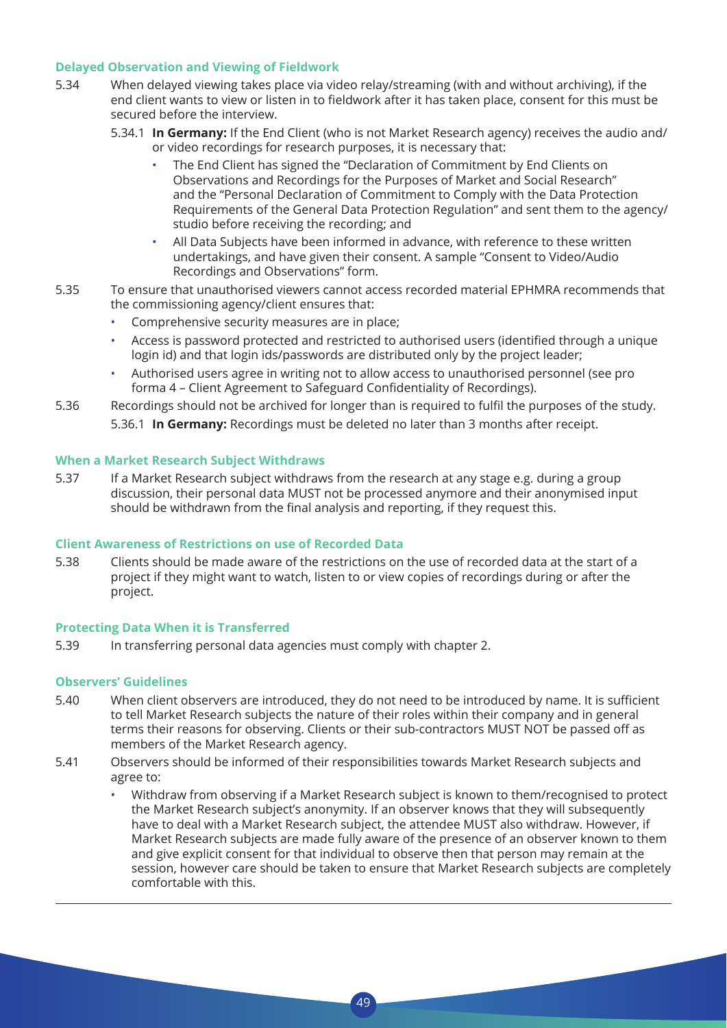### Delayed Observation and Viewing of Fieldwork

5.34 When delayed viewing takes place via video relay/streaming (with and without archiving), if the end client wants to view or listen in to fieldwork after it has taken place, consent for this must be secured before the interview.

5.34.1 **In Germany:** If the End Client (who is not Market Research agency) receives the audio and/or video recordings for research purposes, it is necessary that:

- The End Client has signed the "Declaration of Commitment by End Clients on Observations and Recordings for the Purposes of Market and Social Research" and the "Personal Declaration of Commitment to Comply with the Data Protection Requirements of the General Data Protection Regulation" and sent them to the agency/studio before receiving the recording; and
- All Data Subjects have been informed in advance, with reference to these written undertakings, and have given their consent. A sample "Consent to Video/Audio Recordings and Observations" form.

5.35 To ensure that unauthorised viewers cannot access recorded material EPHMRA recommends that the commissioning agency/client ensures that:

- Comprehensive security measures are in place;
- Access is password protected and restricted to authorised users (identified through a unique login id) and that login ids/passwords are distributed only by the project leader;
- Authorised users agree in writing not to allow access to unauthorised personnel (see pro forma 4 – Client Agreement to Safeguard Confidentiality of Recordings).

5.36 Recordings should not be archived for longer than is required to fulfil the purposes of the study.

5.36.1 **In Germany:** Recordings must be deleted no later than 3 months after receipt.

### When a Market Research Subject Withdraws

5.37 If a Market Research subject withdraws from the research at any stage e.g. during a group discussion, their personal data MUST not be processed anymore and their anonymised input should be withdrawn from the final analysis and reporting, if they request this.

### Client Awareness of Restrictions on use of Recorded Data

5.38 Clients should be made aware of the restrictions on the use of recorded data at the start of a project if they might want to watch, listen to or view copies of recordings during or after the project.

### Protecting Data When it is Transferred

5.39 In transferring personal data agencies must comply with chapter 2.

### Observers' Guidelines

5.40 When client observers are introduced, they do not need to be introduced by name. It is sufficient to tell Market Research subjects the nature of their roles within their company and in general terms their reasons for observing. Clients or their sub-contractors MUST NOT be passed off as members of the Market Research agency.

5.41 Observers should be informed of their responsibilities towards Market Research subjects and agree to:

- Withdraw from observing if a Market Research subject is known to them/recognised to protect the Market Research subject's anonymity. If an observer knows that they will subsequently have to deal with a Market Research subject, the attendee MUST also withdraw. However, if Market Research subjects are made fully aware of the presence of an observer known to them and give explicit consent for that individual to observe then that person may remain at the session, however care should be taken to ensure that Market Research subjects are completely comfortable with this.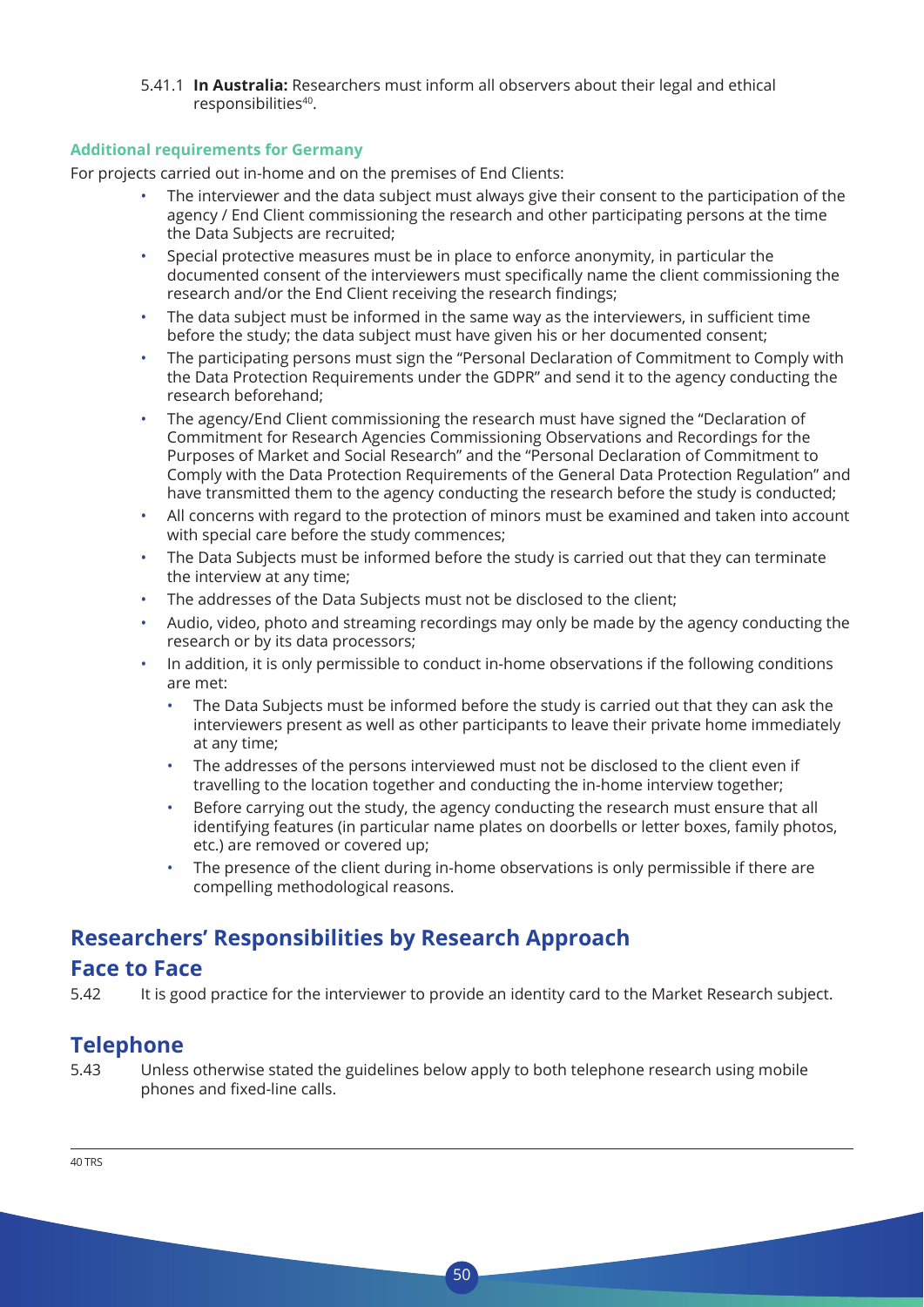5.41.1 **In Australia:** Researchers must inform all observers about their legal and ethical responsibilities[40].

#### Additional requirements for Germany

For projects carried out in-home and on the premises of End Clients:

- The interviewer and the data subject must always give their consent to the participation of the agency / End Client commissioning the research and other participating persons at the time the Data Subjects are recruited;
- Special protective measures must be in place to enforce anonymity, in particular the documented consent of the interviewers must specifically name the client commissioning the research and/or the End Client receiving the research findings;
- The data subject must be informed in the same way as the interviewers, in sufficient time before the study; the data subject must have given his or her documented consent;
- The participating persons must sign the "Personal Declaration of Commitment to Comply with the Data Protection Requirements under the GDPR" and send it to the agency conducting the research beforehand;
- The agency/End Client commissioning the research must have signed the "Declaration of Commitment for Research Agencies Commissioning Observations and Recordings for the Purposes of Market and Social Research" and the "Personal Declaration of Commitment to Comply with the Data Protection Requirements of the General Data Protection Regulation" and have transmitted them to the agency conducting the research before the study is conducted;
- All concerns with regard to the protection of minors must be examined and taken into account with special care before the study commences;
- The Data Subjects must be informed before the study is carried out that they can terminate the interview at any time;
- The addresses of the Data Subjects must not be disclosed to the client;
- Audio, video, photo and streaming recordings may only be made by the agency conducting the research or by its data processors;
- In addition, it is only permissible to conduct in-home observations if the following conditions are met:
  - The Data Subjects must be informed before the study is carried out that they can ask the interviewers present as well as other participants to leave their private home immediately at any time;
  - The addresses of the persons interviewed must not be disclosed to the client even if travelling to the location together and conducting the in-home interview together;
  - Before carrying out the study, the agency conducting the research must ensure that all identifying features (in particular name plates on doorbells or letter boxes, family photos, etc.) are removed or covered up;
  - The presence of the client during in-home observations is only permissible if there are compelling methodological reasons.

## Researchers' Responsibilities by Research Approach

## Face to Face

5.42 It is good practice for the interviewer to provide an identity card to the Market Research subject.

## Telephone

5.43 Unless otherwise stated the guidelines below apply to both telephone research using mobile phones and fixed-line calls.

---

40 TRS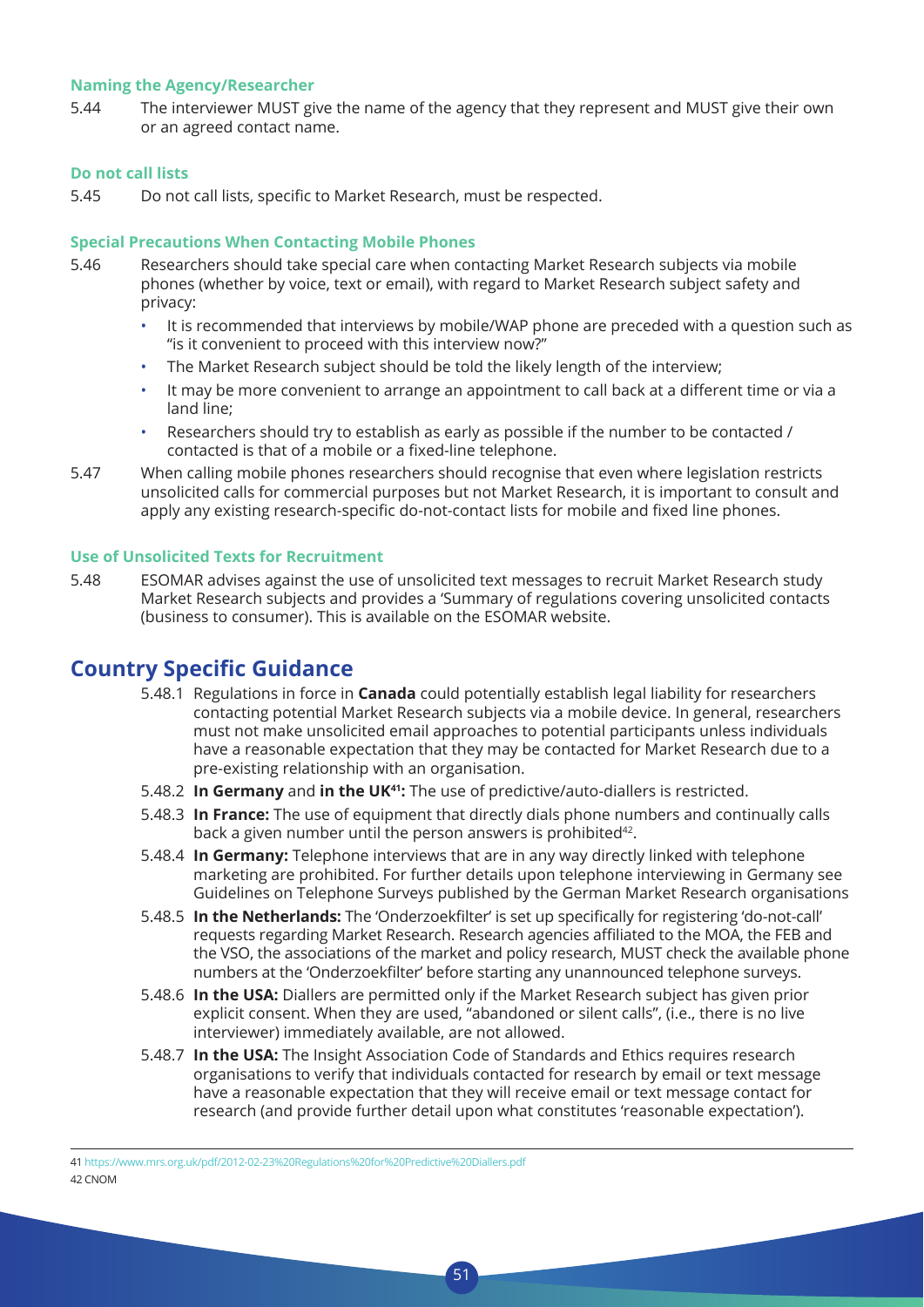#### Naming the Agency/Researcher

5.44 The interviewer MUST give the name of the agency that they represent and MUST give their own or an agreed contact name.

#### Do not call lists

5.45 Do not call lists, specific to Market Research, must be respected.

#### Special Precautions When Contacting Mobile Phones

5.46 Researchers should take special care when contacting Market Research subjects via mobile phones (whether by voice, text or email), with regard to Market Research subject safety and privacy:

- It is recommended that interviews by mobile/WAP phone are preceded with a question such as "is it convenient to proceed with this interview now?"
- The Market Research subject should be told the likely length of the interview;
- It may be more convenient to arrange an appointment to call back at a different time or via a land line;
- Researchers should try to establish as early as possible if the number to be contacted / contacted is that of a mobile or a fixed-line telephone.

5.47 When calling mobile phones researchers should recognise that even where legislation restricts unsolicited calls for commercial purposes but not Market Research, it is important to consult and apply any existing research-specific do-not-contact lists for mobile and fixed line phones.

#### Use of Unsolicited Texts for Recruitment

5.48 ESOMAR advises against the use of unsolicited text messages to recruit Market Research study Market Research subjects and provides a 'Summary of regulations covering unsolicited contacts (business to consumer). This is available on the ESOMAR website.

## Country Specific Guidance

5.48.1 Regulations in force in **Canada** could potentially establish legal liability for researchers contacting potential Market Research subjects via a mobile device. In general, researchers must not make unsolicited email approaches to potential participants unless individuals have a reasonable expectation that they may be contacted for Market Research due to a pre-existing relationship with an organisation.

5.48.2 **In Germany** and **in the UK[41]:** The use of predictive/auto-diallers is restricted.

5.48.3 **In France:** The use of equipment that directly dials phone numbers and continually calls back a given number until the person answers is prohibited[42].

5.48.4 **In Germany:** Telephone interviews that are in any way directly linked with telephone marketing are prohibited. For further details upon telephone interviewing in Germany see Guidelines on Telephone Surveys published by the German Market Research organisations

5.48.5 **In the Netherlands:** The 'Onderzoekfilter' is set up specifically for registering 'do-not-call' requests regarding Market Research. Research agencies affiliated to the MOA, the FEB and the VSO, the associations of the market and policy research, MUST check the available phone numbers at the 'Onderzoekfilter' before starting any unannounced telephone surveys.

5.48.6 **In the USA:** Diallers are permitted only if the Market Research subject has given prior explicit consent. When they are used, "abandoned or silent calls", (i.e., there is no live interviewer) immediately available, are not allowed.

5.48.7 **In the USA:** The Insight Association Code of Standards and Ethics requires research organisations to verify that individuals contacted for research by email or text message have a reasonable expectation that they will receive email or text message contact for research (and provide further detail upon what constitutes 'reasonable expectation').

---

41 https://www.mrs.org.uk/pdf/2012-02-23%20Regulations%20for%20Predictive%20Diallers.pdf

42 CNOM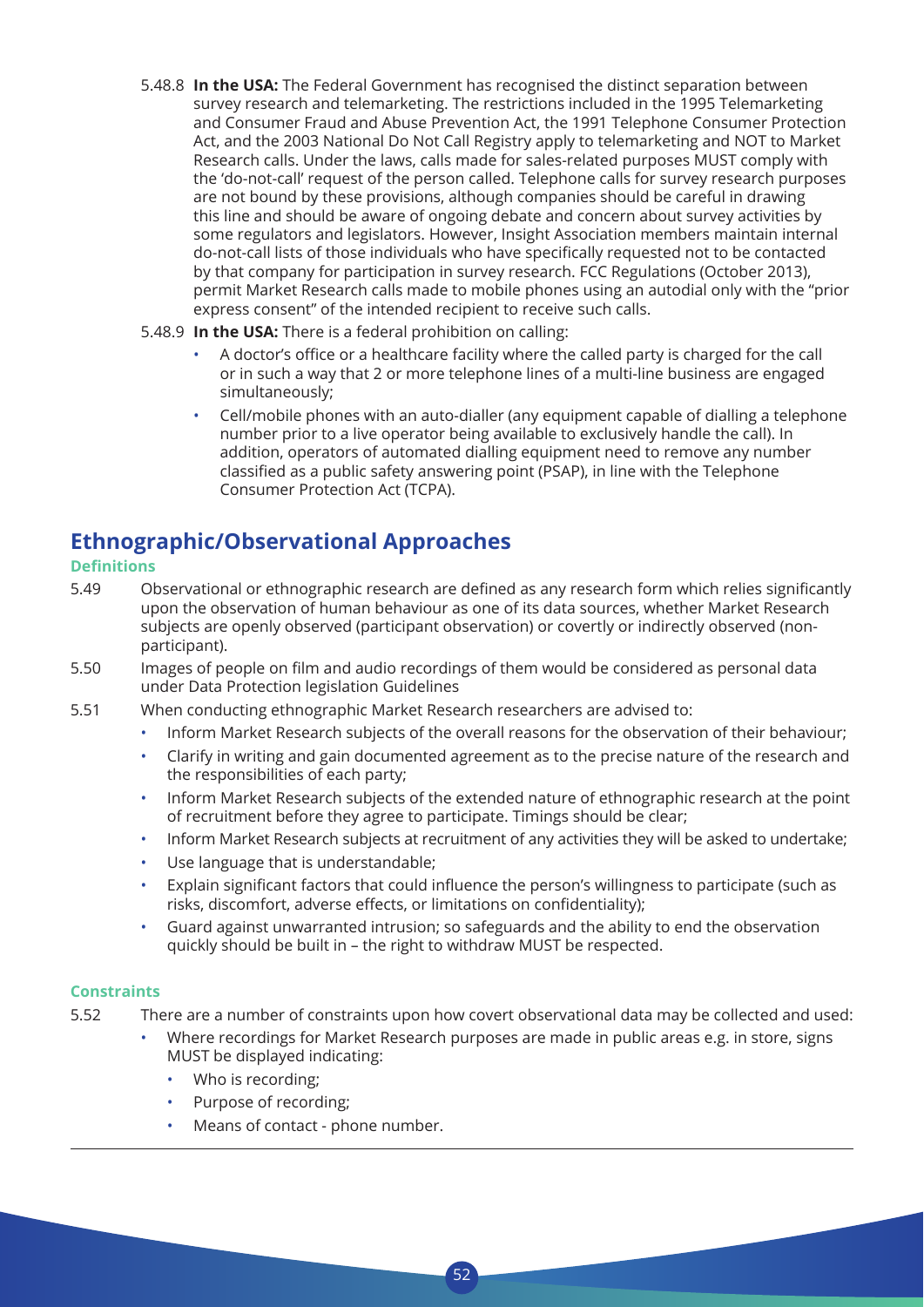5.48.8 **In the USA:** The Federal Government has recognised the distinct separation between survey research and telemarketing. The restrictions included in the 1995 Telemarketing and Consumer Fraud and Abuse Prevention Act, the 1991 Telephone Consumer Protection Act, and the 2003 National Do Not Call Registry apply to telemarketing and NOT to Market Research calls. Under the laws, calls made for sales-related purposes MUST comply with the 'do-not-call' request of the person called. Telephone calls for survey research purposes are not bound by these provisions, although companies should be careful in drawing this line and should be aware of ongoing debate and concern about survey activities by some regulators and legislators. However, Insight Association members maintain internal do-not-call lists of those individuals who have specifically requested not to be contacted by that company for participation in survey research. FCC Regulations (October 2013), permit Market Research calls made to mobile phones using an autodial only with the "prior express consent" of the intended recipient to receive such calls.

5.48.9 **In the USA:** There is a federal prohibition on calling:

- A doctor's office or a healthcare facility where the called party is charged for the call or in such a way that 2 or more telephone lines of a multi-line business are engaged simultaneously;
- Cell/mobile phones with an auto-dialler (any equipment capable of dialling a telephone number prior to a live operator being available to exclusively handle the call). In addition, operators of automated dialling equipment need to remove any number classified as a public safety answering point (PSAP), in line with the Telephone Consumer Protection Act (TCPA).

## Ethnographic/Observational Approaches

### Definitions

5.49 Observational or ethnographic research are defined as any research form which relies significantly upon the observation of human behaviour as one of its data sources, whether Market Research subjects are openly observed (participant observation) or covertly or indirectly observed (non-participant).

5.50 Images of people on film and audio recordings of them would be considered as personal data under Data Protection legislation Guidelines

5.51 When conducting ethnographic Market Research researchers are advised to:

- Inform Market Research subjects of the overall reasons for the observation of their behaviour;
- Clarify in writing and gain documented agreement as to the precise nature of the research and the responsibilities of each party;
- Inform Market Research subjects of the extended nature of ethnographic research at the point of recruitment before they agree to participate. Timings should be clear;
- Inform Market Research subjects at recruitment of any activities they will be asked to undertake;
- Use language that is understandable;
- Explain significant factors that could influence the person's willingness to participate (such as risks, discomfort, adverse effects, or limitations on confidentiality);
- Guard against unwarranted intrusion; so safeguards and the ability to end the observation quickly should be built in – the right to withdraw MUST be respected.

### Constraints

5.52 There are a number of constraints upon how covert observational data may be collected and used:

- Where recordings for Market Research purposes are made in public areas e.g. in store, signs MUST be displayed indicating:
  - Who is recording;
  - Purpose of recording;
  - Means of contact - phone number.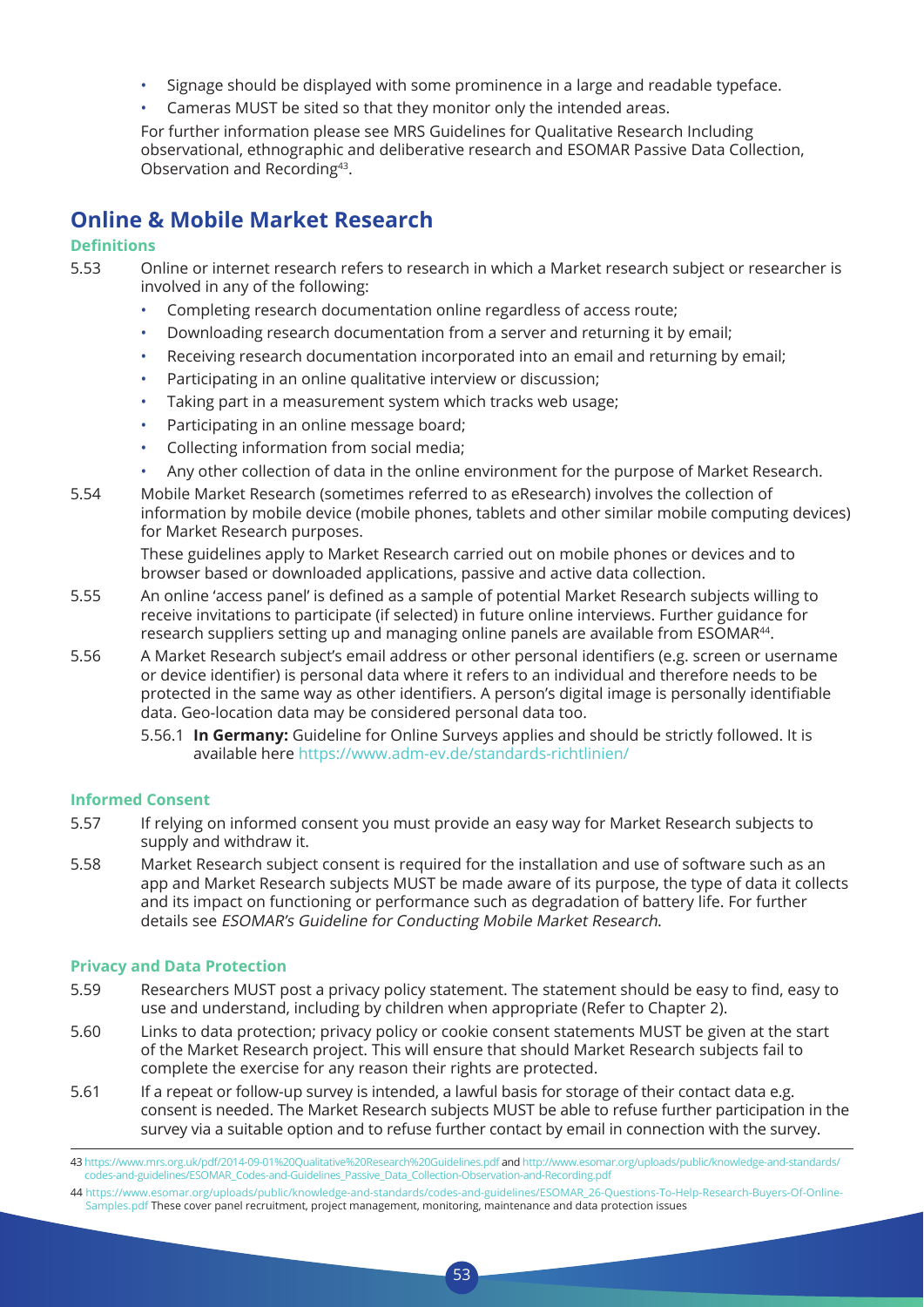- Signage should be displayed with some prominence in a large and readable typeface.
- Cameras MUST be sited so that they monitor only the intended areas.

For further information please see MRS Guidelines for Qualitative Research Including observational, ethnographic and deliberative research and ESOMAR Passive Data Collection, Observation and Recording[43].

## Online & Mobile Market Research

### Definitions

5.53 Online or internet research refers to research in which a Market research subject or researcher is involved in any of the following:

- Completing research documentation online regardless of access route;
- Downloading research documentation from a server and returning it by email;
- Receiving research documentation incorporated into an email and returning by email;
- Participating in an online qualitative interview or discussion;
- Taking part in a measurement system which tracks web usage;
- Participating in an online message board;
- Collecting information from social media;
- Any other collection of data in the online environment for the purpose of Market Research.

5.54 Mobile Market Research (sometimes referred to as eResearch) involves the collection of information by mobile device (mobile phones, tablets and other similar mobile computing devices) for Market Research purposes.

These guidelines apply to Market Research carried out on mobile phones or devices and to browser based or downloaded applications, passive and active data collection.

5.55 An online 'access panel' is defined as a sample of potential Market Research subjects willing to receive invitations to participate (if selected) in future online interviews. Further guidance for research suppliers setting up and managing online panels are available from ESOMAR[44].

5.56 A Market Research subject's email address or other personal identifiers (e.g. screen or username or device identifier) is personal data where it refers to an individual and therefore needs to be protected in the same way as other identifiers. A person's digital image is personally identifiable data. Geo-location data may be considered personal data too.

5.56.1 **In Germany:** Guideline for Online Surveys applies and should be strictly followed. It is available here https://www.adm-ev.de/standards-richtlinien/

### Informed Consent

5.57 If relying on informed consent you must provide an easy way for Market Research subjects to supply and withdraw it.

5.58 Market Research subject consent is required for the installation and use of software such as an app and Market Research subjects MUST be made aware of its purpose, the type of data it collects and its impact on functioning or performance such as degradation of battery life. For further details see *ESOMAR's Guideline for Conducting Mobile Market Research.*

### Privacy and Data Protection

5.59 Researchers MUST post a privacy policy statement. The statement should be easy to find, easy to use and understand, including by children when appropriate (Refer to Chapter 2).

5.60 Links to data protection; privacy policy or cookie consent statements MUST be given at the start of the Market Research project. This will ensure that should Market Research subjects fail to complete the exercise for any reason their rights are protected.

5.61 If a repeat or follow-up survey is intended, a lawful basis for storage of their contact data e.g. consent is needed. The Market Research subjects MUST be able to refuse further participation in the survey via a suitable option and to refuse further contact by email in connection with the survey.

---

43 https://www.mrs.org.uk/pdf/2014-09-01%20Qualitative%20Research%20Guidelines.pdf and http://www.esomar.org/uploads/public/knowledge-and-standards/codes-and-guidelines/ESOMAR_Codes-and-Guidelines_Passive_Data_Collection-Observation-and-Recording.pdf

44 https://www.esomar.org/uploads/public/knowledge-and-standards/codes-and-guidelines/ESOMAR_26-Questions-To-Help-Research-Buyers-Of-Online-Samples.pdf These cover panel recruitment, project management, monitoring, maintenance and data protection issues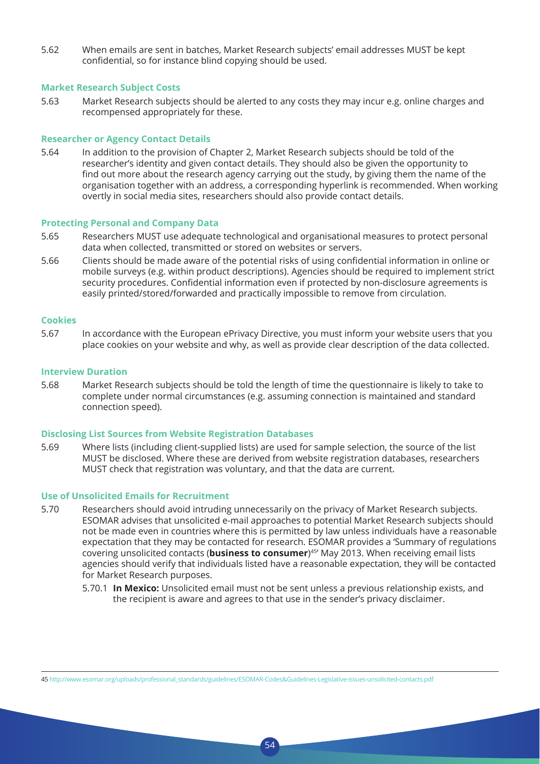5.62 When emails are sent in batches, Market Research subjects' email addresses MUST be kept confidential, so for instance blind copying should be used.

### Market Research Subject Costs

5.63 Market Research subjects should be alerted to any costs they may incur e.g. online charges and recompensed appropriately for these.

### Researcher or Agency Contact Details

5.64 In addition to the provision of Chapter 2, Market Research subjects should be told of the researcher's identity and given contact details. They should also be given the opportunity to find out more about the research agency carrying out the study, by giving them the name of the organisation together with an address, a corresponding hyperlink is recommended. When working overtly in social media sites, researchers should also provide contact details.

### Protecting Personal and Company Data

5.65 Researchers MUST use adequate technological and organisational measures to protect personal data when collected, transmitted or stored on websites or servers.

5.66 Clients should be made aware of the potential risks of using confidential information in online or mobile surveys (e.g. within product descriptions). Agencies should be required to implement strict security procedures. Confidential information even if protected by non-disclosure agreements is easily printed/stored/forwarded and practically impossible to remove from circulation.

### Cookies

5.67 In accordance with the European ePrivacy Directive, you must inform your website users that you place cookies on your website and why, as well as provide clear description of the data collected.

### Interview Duration

5.68 Market Research subjects should be told the length of time the questionnaire is likely to take to complete under normal circumstances (e.g. assuming connection is maintained and standard connection speed).

### Disclosing List Sources from Website Registration Databases

5.69 Where lists (including client-supplied lists) are used for sample selection, the source of the list MUST be disclosed. Where these are derived from website registration databases, researchers MUST check that registration was voluntary, and that the data are current.

### Use of Unsolicited Emails for Recruitment

5.70 Researchers should avoid intruding unnecessarily on the privacy of Market Research subjects. ESOMAR advises that unsolicited e-mail approaches to potential Market Research subjects should not be made even in countries where this is permitted by law unless individuals have a reasonable expectation that they may be contacted for research. ESOMAR provides a 'Summary of regulations covering unsolicited contacts (**business to consumer**)[45]' May 2013. When receiving email lists agencies should verify that individuals listed have a reasonable expectation, they will be contacted for Market Research purposes.

5.70.1 **In Mexico:** Unsolicited email must not be sent unless a previous relationship exists, and the recipient is aware and agrees to that use in the sender's privacy disclaimer.

---

45 http://www.esomar.org/uploads/professional_standards/guidelines/ESOMAR-Codes&Guidelines-Legislative-issues-unsolicited-contacts.pdf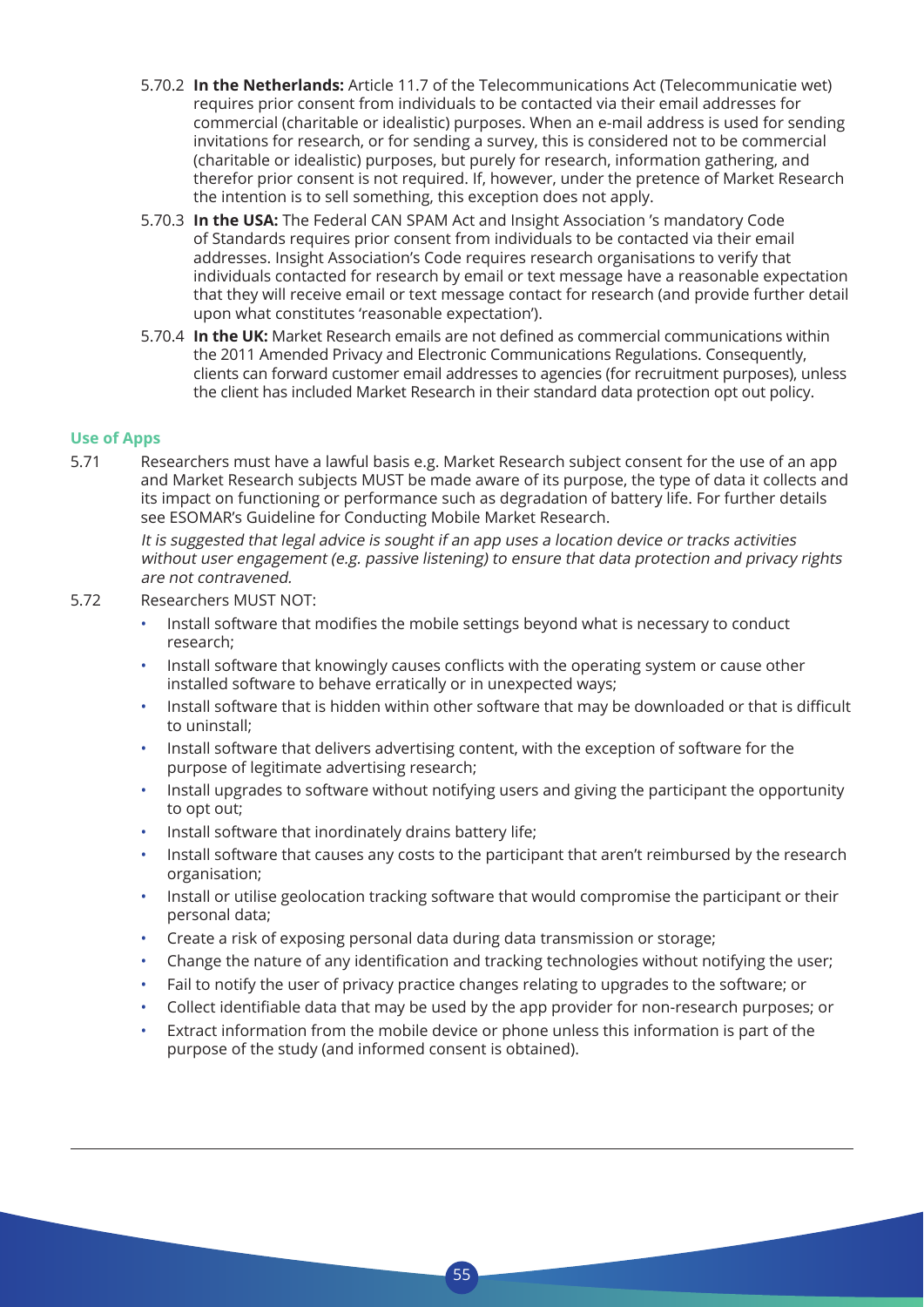5.70.2 **In the Netherlands:** Article 11.7 of the Telecommunications Act (Telecommunicatie wet) requires prior consent from individuals to be contacted via their email addresses for commercial (charitable or idealistic) purposes. When an e-mail address is used for sending invitations for research, or for sending a survey, this is considered not to be commercial (charitable or idealistic) purposes, but purely for research, information gathering, and therefor prior consent is not required. If, however, under the pretence of Market Research the intention is to sell something, this exception does not apply.

5.70.3 **In the USA:** The Federal CAN SPAM Act and Insight Association 's mandatory Code of Standards requires prior consent from individuals to be contacted via their email addresses. Insight Association's Code requires research organisations to verify that individuals contacted for research by email or text message have a reasonable expectation that they will receive email or text message contact for research (and provide further detail upon what constitutes 'reasonable expectation').

5.70.4 **In the UK:** Market Research emails are not defined as commercial communications within the 2011 Amended Privacy and Electronic Communications Regulations. Consequently, clients can forward customer email addresses to agencies (for recruitment purposes), unless the client has included Market Research in their standard data protection opt out policy.

### Use of Apps

5.71 Researchers must have a lawful basis e.g. Market Research subject consent for the use of an app and Market Research subjects MUST be made aware of its purpose, the type of data it collects and its impact on functioning or performance such as degradation of battery life. For further details see ESOMAR's Guideline for Conducting Mobile Market Research.

*It is suggested that legal advice is sought if an app uses a location device or tracks activities without user engagement (e.g. passive listening) to ensure that data protection and privacy rights are not contravened.*

5.72 Researchers MUST NOT:

- Install software that modifies the mobile settings beyond what is necessary to conduct research;
- Install software that knowingly causes conflicts with the operating system or cause other installed software to behave erratically or in unexpected ways;
- Install software that is hidden within other software that may be downloaded or that is difficult to uninstall;
- Install software that delivers advertising content, with the exception of software for the purpose of legitimate advertising research;
- Install upgrades to software without notifying users and giving the participant the opportunity to opt out;
- Install software that inordinately drains battery life;
- Install software that causes any costs to the participant that aren't reimbursed by the research organisation;
- Install or utilise geolocation tracking software that would compromise the participant or their personal data;
- Create a risk of exposing personal data during data transmission or storage;
- Change the nature of any identification and tracking technologies without notifying the user;
- Fail to notify the user of privacy practice changes relating to upgrades to the software; or
- Collect identifiable data that may be used by the app provider for non-research purposes; or
- Extract information from the mobile device or phone unless this information is part of the purpose of the study (and informed consent is obtained).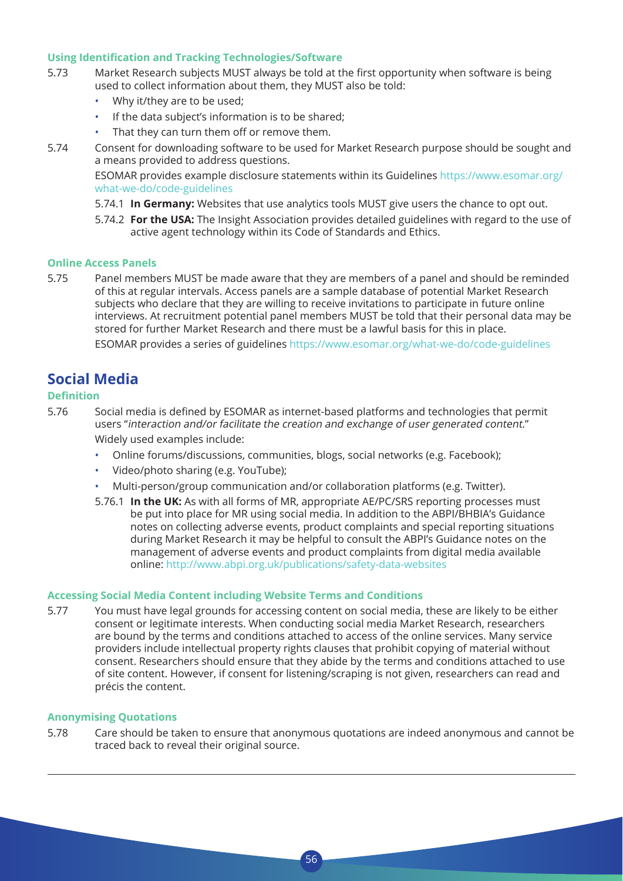#### Using Identification and Tracking Technologies/Software

5.73 Market Research subjects MUST always be told at the first opportunity when software is being used to collect information about them, they MUST also be told:

- Why it/they are to be used;
- If the data subject's information is to be shared;
- That they can turn them off or remove them.

5.74 Consent for downloading software to be used for Market Research purpose should be sought and a means provided to address questions.

ESOMAR provides example disclosure statements within its Guidelines https://www.esomar.org/what-we-do/code-guidelines

5.74.1 **In Germany:** Websites that use analytics tools MUST give users the chance to opt out.

5.74.2 **For the USA:** The Insight Association provides detailed guidelines with regard to the use of active agent technology within its Code of Standards and Ethics.

#### Online Access Panels

5.75 Panel members MUST be made aware that they are members of a panel and should be reminded of this at regular intervals. Access panels are a sample database of potential Market Research subjects who declare that they are willing to receive invitations to participate in future online interviews. At recruitment potential panel members MUST be told that their personal data may be stored for further Market Research and there must be a lawful basis for this in place.

ESOMAR provides a series of guidelines https://www.esomar.org/what-we-do/code-guidelines

## Social Media

#### Definition

5.76 Social media is defined by ESOMAR as internet-based platforms and technologies that permit users "*interaction and/or facilitate the creation and exchange of user generated content*."

Widely used examples include:

- Online forums/discussions, communities, blogs, social networks (e.g. Facebook);
- Video/photo sharing (e.g. YouTube);
- Multi-person/group communication and/or collaboration platforms (e.g. Twitter).

5.76.1 **In the UK:** As with all forms of MR, appropriate AE/PC/SRS reporting processes must be put into place for MR using social media. In addition to the ABPI/BHBIA's Guidance notes on collecting adverse events, product complaints and special reporting situations during Market Research it may be helpful to consult the ABPI's Guidance notes on the management of adverse events and product complaints from digital media available online: http://www.abpi.org.uk/publications/safety-data-websites

#### Accessing Social Media Content including Website Terms and Conditions

5.77 You must have legal grounds for accessing content on social media, these are likely to be either consent or legitimate interests. When conducting social media Market Research, researchers are bound by the terms and conditions attached to access of the online services. Many service providers include intellectual property rights clauses that prohibit copying of material without consent. Researchers should ensure that they abide by the terms and conditions attached to use of site content. However, if consent for listening/scraping is not given, researchers can read and précis the content.

#### Anonymising Quotations

5.78 Care should be taken to ensure that anonymous quotations are indeed anonymous and cannot be traced back to reveal their original source.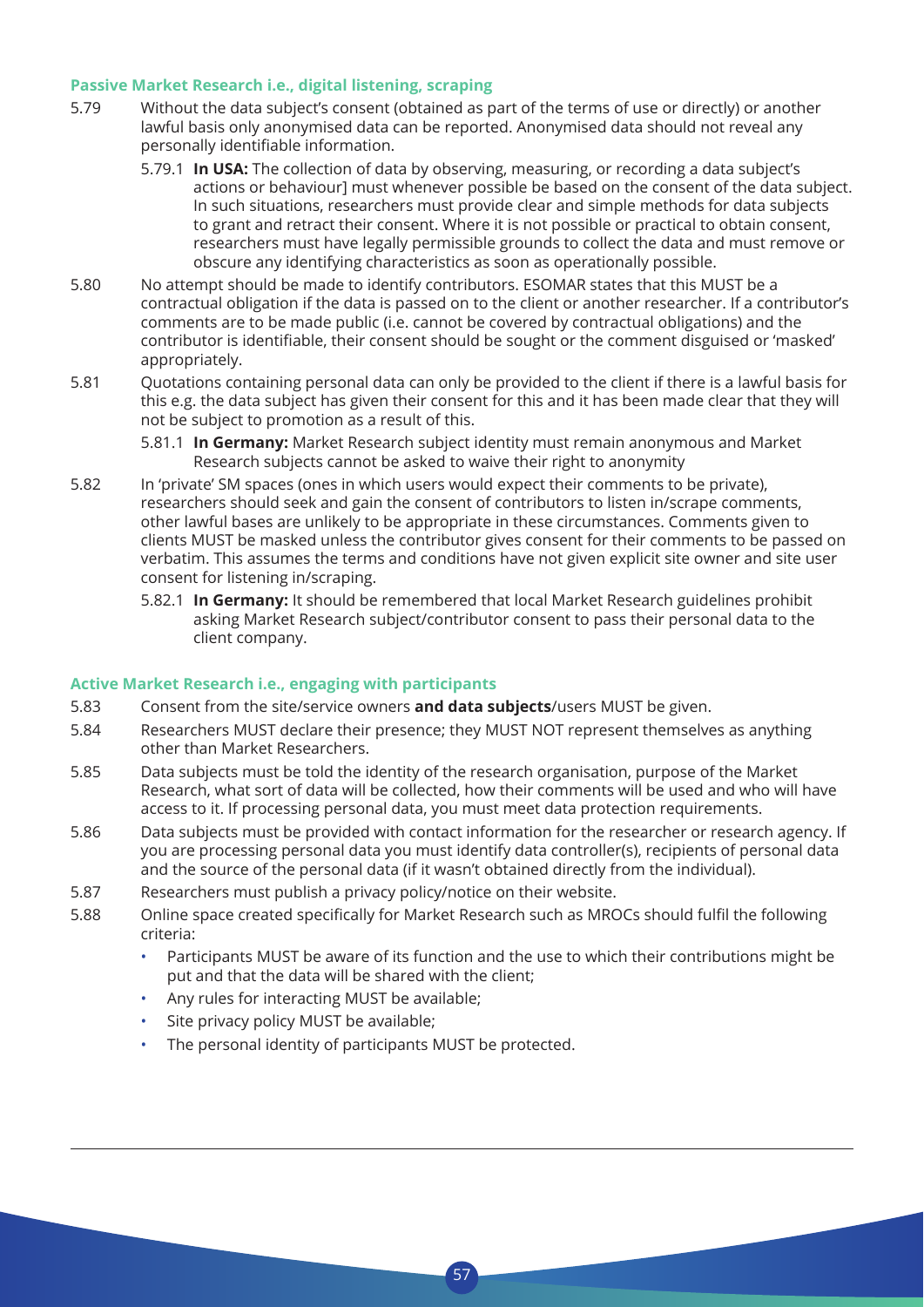### Passive Market Research i.e., digital listening, scraping

5.79 Without the data subject's consent (obtained as part of the terms of use or directly) or another lawful basis only anonymised data can be reported. Anonymised data should not reveal any personally identifiable information.

  5.79.1 **In USA:** The collection of data by observing, measuring, or recording a data subject's actions or behaviour] must whenever possible be based on the consent of the data subject. In such situations, researchers must provide clear and simple methods for data subjects to grant and retract their consent. Where it is not possible or practical to obtain consent, researchers must have legally permissible grounds to collect the data and must remove or obscure any identifying characteristics as soon as operationally possible.

5.80 No attempt should be made to identify contributors. ESOMAR states that this MUST be a contractual obligation if the data is passed on to the client or another researcher. If a contributor's comments are to be made public (i.e. cannot be covered by contractual obligations) and the contributor is identifiable, their consent should be sought or the comment disguised or 'masked' appropriately.

5.81 Quotations containing personal data can only be provided to the client if there is a lawful basis for this e.g. the data subject has given their consent for this and it has been made clear that they will not be subject to promotion as a result of this.

  5.81.1 **In Germany:** Market Research subject identity must remain anonymous and Market Research subjects cannot be asked to waive their right to anonymity

5.82 In 'private' SM spaces (ones in which users would expect their comments to be private), researchers should seek and gain the consent of contributors to listen in/scrape comments, other lawful bases are unlikely to be appropriate in these circumstances. Comments given to clients MUST be masked unless the contributor gives consent for their comments to be passed on verbatim. This assumes the terms and conditions have not given explicit site owner and site user consent for listening in/scraping.

  5.82.1 **In Germany:** It should be remembered that local Market Research guidelines prohibit asking Market Research subject/contributor consent to pass their personal data to the client company.

### Active Market Research i.e., engaging with participants

5.83 Consent from the site/service owners **and data subjects**/users MUST be given.

5.84 Researchers MUST declare their presence; they MUST NOT represent themselves as anything other than Market Researchers.

5.85 Data subjects must be told the identity of the research organisation, purpose of the Market Research, what sort of data will be collected, how their comments will be used and who will have access to it. If processing personal data, you must meet data protection requirements.

5.86 Data subjects must be provided with contact information for the researcher or research agency. If you are processing personal data you must identify data controller(s), recipients of personal data and the source of the personal data (if it wasn't obtained directly from the individual).

5.87 Researchers must publish a privacy policy/notice on their website.

5.88 Online space created specifically for Market Research such as MROCs should fulfil the following criteria:

- Participants MUST be aware of its function and the use to which their contributions might be put and that the data will be shared with the client;
- Any rules for interacting MUST be available;
- Site privacy policy MUST be available;
- The personal identity of participants MUST be protected.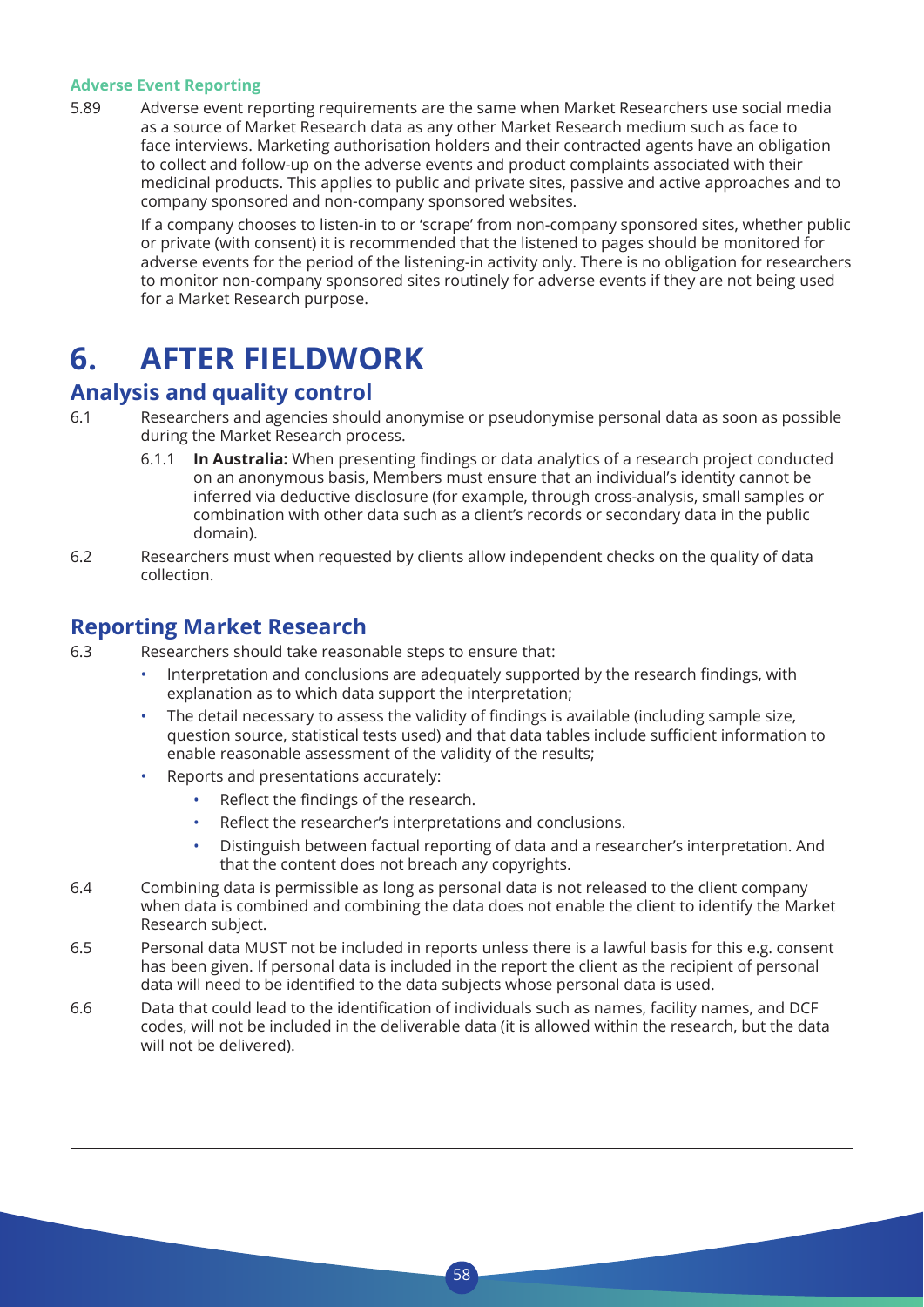#### Adverse Event Reporting

5.89 Adverse event reporting requirements are the same when Market Researchers use social media as a source of Market Research data as any other Market Research medium such as face to face interviews. Marketing authorisation holders and their contracted agents have an obligation to collect and follow-up on the adverse events and product complaints associated with their medicinal products. This applies to public and private sites, passive and active approaches and to company sponsored and non-company sponsored websites.

If a company chooses to listen-in to or 'scrape' from non-company sponsored sites, whether public or private (with consent) it is recommended that the listened to pages should be monitored for adverse events for the period of the listening-in activity only. There is no obligation for researchers to monitor non-company sponsored sites routinely for adverse events if they are not being used for a Market Research purpose.

# 6. AFTER FIELDWORK

## Analysis and quality control

6.1 Researchers and agencies should anonymise or pseudonymise personal data as soon as possible during the Market Research process.

6.1.1 **In Australia:** When presenting findings or data analytics of a research project conducted on an anonymous basis, Members must ensure that an individual's identity cannot be inferred via deductive disclosure (for example, through cross-analysis, small samples or combination with other data such as a client's records or secondary data in the public domain).

6.2 Researchers must when requested by clients allow independent checks on the quality of data collection.

## Reporting Market Research

6.3 Researchers should take reasonable steps to ensure that:

- Interpretation and conclusions are adequately supported by the research findings, with explanation as to which data support the interpretation;
- The detail necessary to assess the validity of findings is available (including sample size, question source, statistical tests used) and that data tables include sufficient information to enable reasonable assessment of the validity of the results;
- Reports and presentations accurately:
  - Reflect the findings of the research.
  - Reflect the researcher's interpretations and conclusions.
  - Distinguish between factual reporting of data and a researcher's interpretation. And that the content does not breach any copyrights.

6.4 Combining data is permissible as long as personal data is not released to the client company when data is combined and combining the data does not enable the client to identify the Market Research subject.

6.5 Personal data MUST not be included in reports unless there is a lawful basis for this e.g. consent has been given. If personal data is included in the report the client as the recipient of personal data will need to be identified to the data subjects whose personal data is used.

6.6 Data that could lead to the identification of individuals such as names, facility names, and DCF codes, will not be included in the deliverable data (it is allowed within the research, but the data will not be delivered).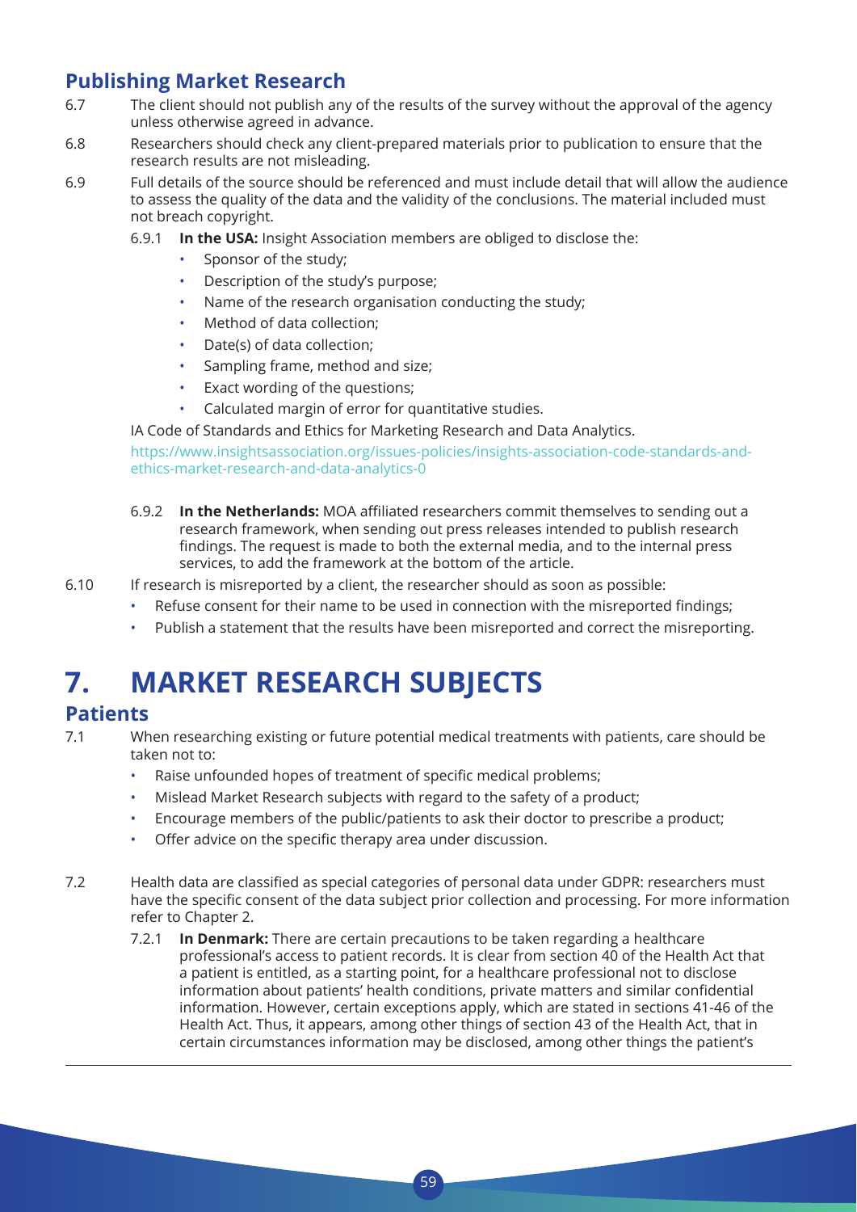## Publishing Market Research

6.7 The client should not publish any of the results of the survey without the approval of the agency unless otherwise agreed in advance.

6.8 Researchers should check any client-prepared materials prior to publication to ensure that the research results are not misleading.

6.9 Full details of the source should be referenced and must include detail that will allow the audience to assess the quality of the data and the validity of the conclusions. The material included must not breach copyright.

6.9.1 **In the USA:** Insight Association members are obliged to disclose the:

- Sponsor of the study;
- Description of the study's purpose;
- Name of the research organisation conducting the study;
- Method of data collection;
- Date(s) of data collection;
- Sampling frame, method and size;
- Exact wording of the questions;
- Calculated margin of error for quantitative studies.

IA Code of Standards and Ethics for Marketing Research and Data Analytics.

https://www.insightsassociation.org/issues-policies/insights-association-code-standards-and-ethics-market-research-and-data-analytics-0

6.9.2 **In the Netherlands:** MOA affiliated researchers commit themselves to sending out a research framework, when sending out press releases intended to publish research findings. The request is made to both the external media, and to the internal press services, to add the framework at the bottom of the article.

6.10 If research is misreported by a client, the researcher should as soon as possible:

- Refuse consent for their name to be used in connection with the misreported findings;
- Publish a statement that the results have been misreported and correct the misreporting.

# 7. MARKET RESEARCH SUBJECTS

## Patients

7.1 When researching existing or future potential medical treatments with patients, care should be taken not to:

- Raise unfounded hopes of treatment of specific medical problems;
- Mislead Market Research subjects with regard to the safety of a product;
- Encourage members of the public/patients to ask their doctor to prescribe a product;
- Offer advice on the specific therapy area under discussion.

7.2 Health data are classified as special categories of personal data under GDPR: researchers must have the specific consent of the data subject prior collection and processing. For more information refer to Chapter 2.

7.2.1 **In Denmark:** There are certain precautions to be taken regarding a healthcare professional's access to patient records. It is clear from section 40 of the Health Act that a patient is entitled, as a starting point, for a healthcare professional not to disclose information about patients' health conditions, private matters and similar confidential information. However, certain exceptions apply, which are stated in sections 41-46 of the Health Act. Thus, it appears, among other things of section 43 of the Health Act, that in certain circumstances information may be disclosed, among other things the patient's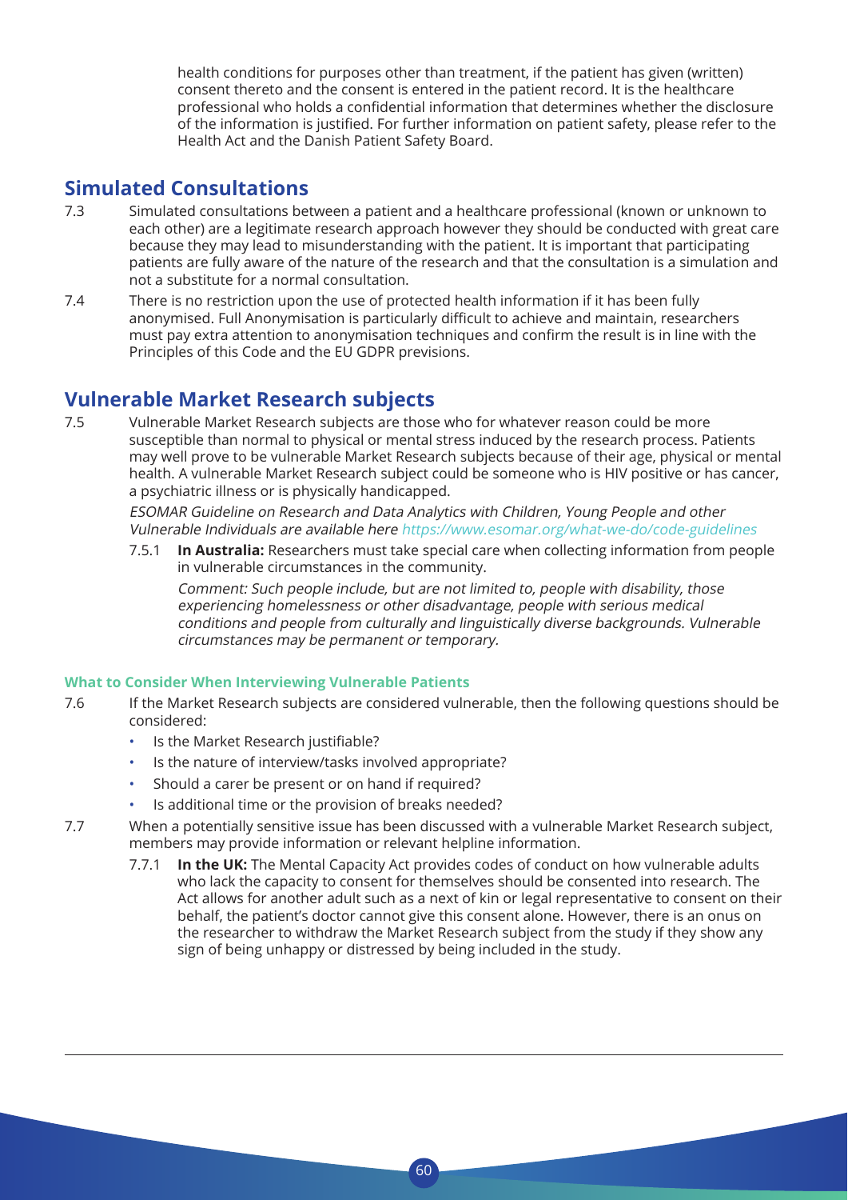health conditions for purposes other than treatment, if the patient has given (written) consent thereto and the consent is entered in the patient record. It is the healthcare professional who holds a confidential information that determines whether the disclosure of the information is justified. For further information on patient safety, please refer to the Health Act and the Danish Patient Safety Board.

## Simulated Consultations

7.3 Simulated consultations between a patient and a healthcare professional (known or unknown to each other) are a legitimate research approach however they should be conducted with great care because they may lead to misunderstanding with the patient. It is important that participating patients are fully aware of the nature of the research and that the consultation is a simulation and not a substitute for a normal consultation.

7.4 There is no restriction upon the use of protected health information if it has been fully anonymised. Full Anonymisation is particularly difficult to achieve and maintain, researchers must pay extra attention to anonymisation techniques and confirm the result is in line with the Principles of this Code and the EU GDPR previsions.

## Vulnerable Market Research subjects

7.5 Vulnerable Market Research subjects are those who for whatever reason could be more susceptible than normal to physical or mental stress induced by the research process. Patients may well prove to be vulnerable Market Research subjects because of their age, physical or mental health. A vulnerable Market Research subject could be someone who is HIV positive or has cancer, a psychiatric illness or is physically handicapped.

*ESOMAR Guideline on Research and Data Analytics with Children, Young People and other Vulnerable Individuals are available here https://www.esomar.org/what-we-do/code-guidelines*

7.5.1 **In Australia:** Researchers must take special care when collecting information from people in vulnerable circumstances in the community.

*Comment: Such people include, but are not limited to, people with disability, those experiencing homelessness or other disadvantage, people with serious medical conditions and people from culturally and linguistically diverse backgrounds. Vulnerable circumstances may be permanent or temporary.*

### What to Consider When Interviewing Vulnerable Patients

7.6 If the Market Research subjects are considered vulnerable, then the following questions should be considered:

- Is the Market Research justifiable?
- Is the nature of interview/tasks involved appropriate?
- Should a carer be present or on hand if required?
- Is additional time or the provision of breaks needed?

7.7 When a potentially sensitive issue has been discussed with a vulnerable Market Research subject, members may provide information or relevant helpline information.

7.7.1 **In the UK:** The Mental Capacity Act provides codes of conduct on how vulnerable adults who lack the capacity to consent for themselves should be consented into research. The Act allows for another adult such as a next of kin or legal representative to consent on their behalf, the patient's doctor cannot give this consent alone. However, there is an onus on the researcher to withdraw the Market Research subject from the study if they show any sign of being unhappy or distressed by being included in the study.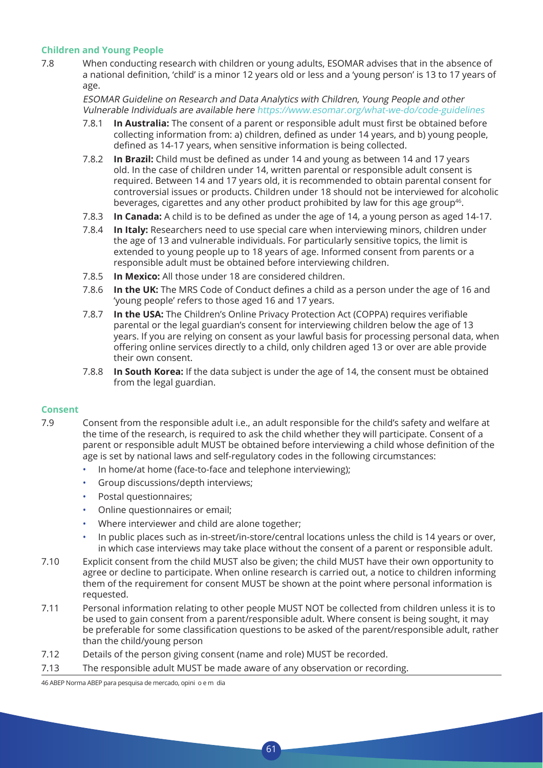### Children and Young People

7.8 When conducting research with children or young adults, ESOMAR advises that in the absence of a national definition, 'child' is a minor 12 years old or less and a 'young person' is 13 to 17 years of age.

*ESOMAR Guideline on Research and Data Analytics with Children, Young People and other Vulnerable Individuals are available here https://www.esomar.org/what-we-do/code-guidelines*

7.8.1 **In Australia:** The consent of a parent or responsible adult must first be obtained before collecting information from: a) children, defined as under 14 years, and b) young people, defined as 14-17 years, when sensitive information is being collected.

7.8.2 **In Brazil:** Child must be defined as under 14 and young as between 14 and 17 years old. In the case of children under 14, written parental or responsible adult consent is required. Between 14 and 17 years old, it is recommended to obtain parental consent for controversial issues or products. Children under 18 should not be interviewed for alcoholic beverages, cigarettes and any other product prohibited by law for this age group[46].

7.8.3 **In Canada:** A child is to be defined as under the age of 14, a young person as aged 14-17.

7.8.4 **In Italy:** Researchers need to use special care when interviewing minors, children under the age of 13 and vulnerable individuals. For particularly sensitive topics, the limit is extended to young people up to 18 years of age. Informed consent from parents or a responsible adult must be obtained before interviewing children.

7.8.5 **In Mexico:** All those under 18 are considered children.

7.8.6 **In the UK:** The MRS Code of Conduct defines a child as a person under the age of 16 and 'young people' refers to those aged 16 and 17 years.

7.8.7 **In the USA:** The Children's Online Privacy Protection Act (COPPA) requires verifiable parental or the legal guardian's consent for interviewing children below the age of 13 years. If you are relying on consent as your lawful basis for processing personal data, when offering online services directly to a child, only children aged 13 or over are able provide their own consent.

7.8.8 **In South Korea:** If the data subject is under the age of 14, the consent must be obtained from the legal guardian.

### Consent

7.9 Consent from the responsible adult i.e., an adult responsible for the child's safety and welfare at the time of the research, is required to ask the child whether they will participate. Consent of a parent or responsible adult MUST be obtained before interviewing a child whose definition of the age is set by national laws and self-regulatory codes in the following circumstances:

- In home/at home (face-to-face and telephone interviewing);
- Group discussions/depth interviews;
- Postal questionnaires;
- Online questionnaires or email;
- Where interviewer and child are alone together;
- In public places such as in-street/in-store/central locations unless the child is 14 years or over, in which case interviews may take place without the consent of a parent or responsible adult.

7.10 Explicit consent from the child MUST also be given; the child MUST have their own opportunity to agree or decline to participate. When online research is carried out, a notice to children informing them of the requirement for consent MUST be shown at the point where personal information is requested.

7.11 Personal information relating to other people MUST NOT be collected from children unless it is to be used to gain consent from a parent/responsible adult. Where consent is being sought, it may be preferable for some classification questions to be asked of the parent/responsible adult, rather than the child/young person

7.12 Details of the person giving consent (name and role) MUST be recorded.

7.13 The responsible adult MUST be made aware of any observation or recording.

46 ABEP Norma ABEP para pesquisa de mercado, opini o e m dia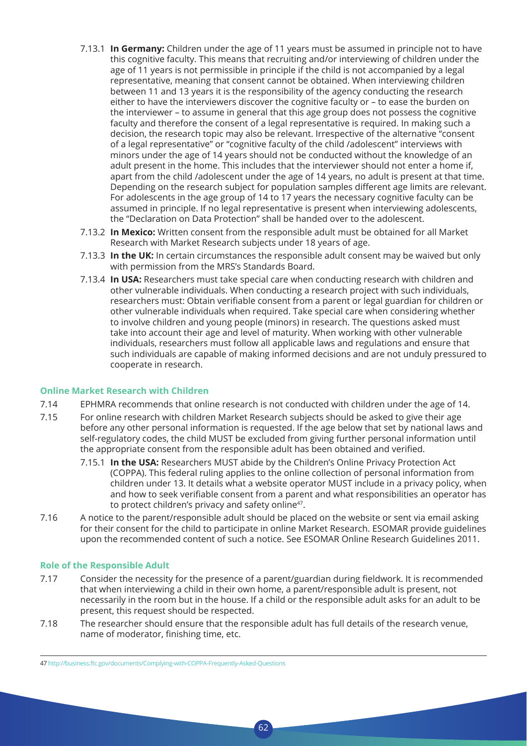7.13.1 **In Germany:** Children under the age of 11 years must be assumed in principle not to have this cognitive faculty. This means that recruiting and/or interviewing of children under the age of 11 years is not permissible in principle if the child is not accompanied by a legal representative, meaning that consent cannot be obtained. When interviewing children between 11 and 13 years it is the responsibility of the agency conducting the research either to have the interviewers discover the cognitive faculty or – to ease the burden on the interviewer – to assume in general that this age group does not possess the cognitive faculty and therefore the consent of a legal representative is required. In making such a decision, the research topic may also be relevant. Irrespective of the alternative "consent of a legal representative" or "cognitive faculty of the child /adolescent" interviews with minors under the age of 14 years should not be conducted without the knowledge of an adult present in the home. This includes that the interviewer should not enter a home if, apart from the child /adolescent under the age of 14 years, no adult is present at that time. Depending on the research subject for population samples different age limits are relevant. For adolescents in the age group of 14 to 17 years the necessary cognitive faculty can be assumed in principle. If no legal representative is present when interviewing adolescents, the "Declaration on Data Protection" shall be handed over to the adolescent.

7.13.2 **In Mexico:** Written consent from the responsible adult must be obtained for all Market Research with Market Research subjects under 18 years of age.

7.13.3 **In the UK:** In certain circumstances the responsible adult consent may be waived but only with permission from the MRS's Standards Board.

7.13.4 **In USA:** Researchers must take special care when conducting research with children and other vulnerable individuals. When conducting a research project with such individuals, researchers must: Obtain verifiable consent from a parent or legal guardian for children or other vulnerable individuals when required. Take special care when considering whether to involve children and young people (minors) in research. The questions asked must take into account their age and level of maturity. When working with other vulnerable individuals, researchers must follow all applicable laws and regulations and ensure that such individuals are capable of making informed decisions and are not unduly pressured to cooperate in research.

### Online Market Research with Children

7.14 EPHMRA recommends that online research is not conducted with children under the age of 14.

7.15 For online research with children Market Research subjects should be asked to give their age before any other personal information is requested. If the age below that set by national laws and self-regulatory codes, the child MUST be excluded from giving further personal information until the appropriate consent from the responsible adult has been obtained and verified.

7.15.1 **In the USA:** Researchers MUST abide by the Children's Online Privacy Protection Act (COPPA). This federal ruling applies to the online collection of personal information from children under 13. It details what a website operator MUST include in a privacy policy, when and how to seek verifiable consent from a parent and what responsibilities an operator has to protect children's privacy and safety online[47].

7.16 A notice to the parent/responsible adult should be placed on the website or sent via email asking for their consent for the child to participate in online Market Research. ESOMAR provide guidelines upon the recommended content of such a notice. See ESOMAR Online Research Guidelines 2011.

### Role of the Responsible Adult

7.17 Consider the necessity for the presence of a parent/guardian during fieldwork. It is recommended that when interviewing a child in their own home, a parent/responsible adult is present, not necessarily in the room but in the house. If a child or the responsible adult asks for an adult to be present, this request should be respected.

7.18 The researcher should ensure that the responsible adult has full details of the research venue, name of moderator, finishing time, etc.

---

47 http://business.ftc.gov/documents/Complying-with-COPPA-Frequently-Asked-Questions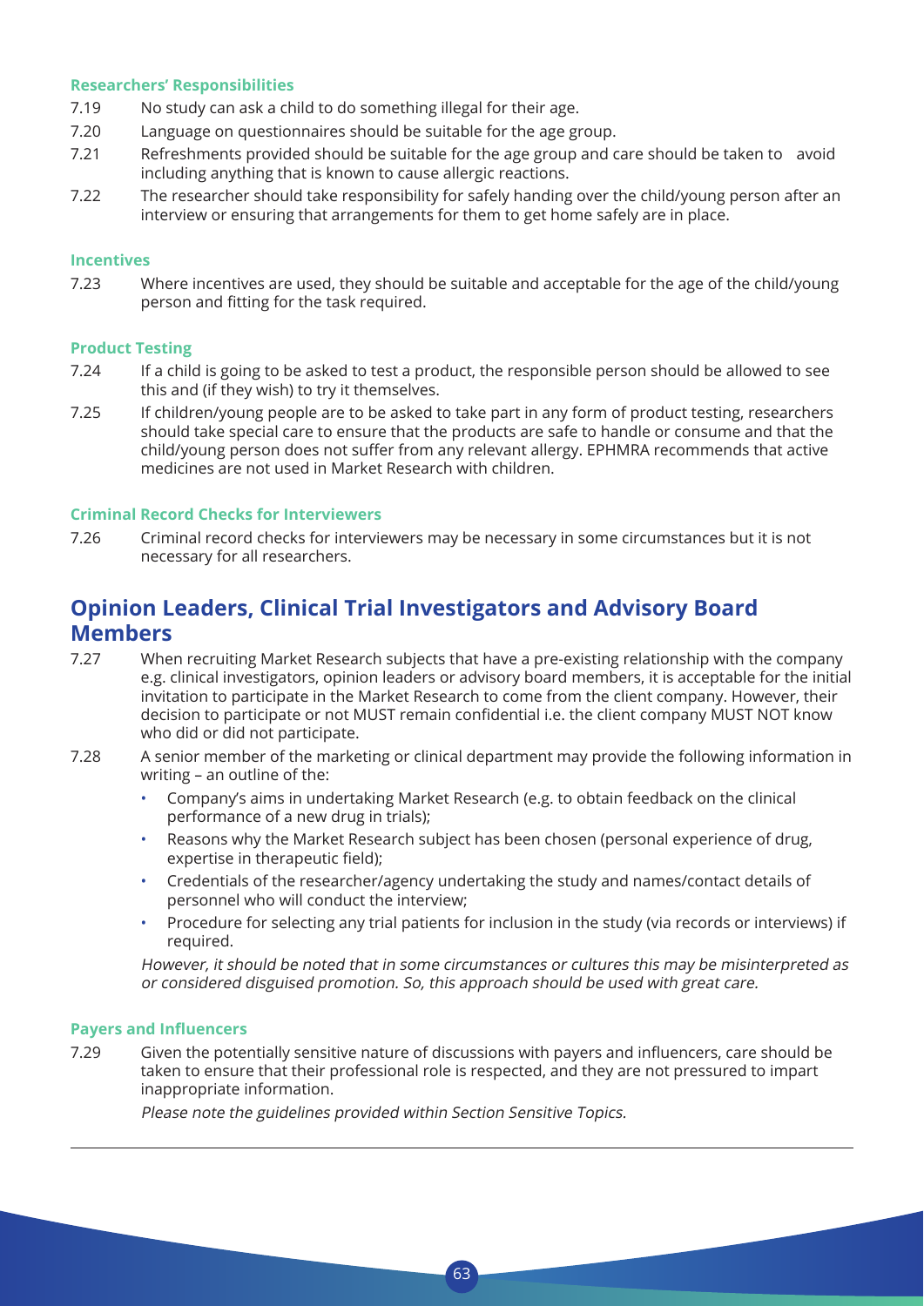#### Researchers' Responsibilities

7.19 No study can ask a child to do something illegal for their age.

7.20 Language on questionnaires should be suitable for the age group.

7.21 Refreshments provided should be suitable for the age group and care should be taken to avoid including anything that is known to cause allergic reactions.

7.22 The researcher should take responsibility for safely handing over the child/young person after an interview or ensuring that arrangements for them to get home safely are in place.

#### Incentives

7.23 Where incentives are used, they should be suitable and acceptable for the age of the child/young person and fitting for the task required.

#### Product Testing

7.24 If a child is going to be asked to test a product, the responsible person should be allowed to see this and (if they wish) to try it themselves.

7.25 If children/young people are to be asked to take part in any form of product testing, researchers should take special care to ensure that the products are safe to handle or consume and that the child/young person does not suffer from any relevant allergy. EPHMRA recommends that active medicines are not used in Market Research with children.

#### Criminal Record Checks for Interviewers

7.26 Criminal record checks for interviewers may be necessary in some circumstances but it is not necessary for all researchers.

## Opinion Leaders, Clinical Trial Investigators and Advisory Board Members

7.27 When recruiting Market Research subjects that have a pre-existing relationship with the company e.g. clinical investigators, opinion leaders or advisory board members, it is acceptable for the initial invitation to participate in the Market Research to come from the client company. However, their decision to participate or not MUST remain confidential i.e. the client company MUST NOT know who did or did not participate.

7.28 A senior member of the marketing or clinical department may provide the following information in writing – an outline of the:

- Company's aims in undertaking Market Research (e.g. to obtain feedback on the clinical performance of a new drug in trials);
- Reasons why the Market Research subject has been chosen (personal experience of drug, expertise in therapeutic field);
- Credentials of the researcher/agency undertaking the study and names/contact details of personnel who will conduct the interview;
- Procedure for selecting any trial patients for inclusion in the study (via records or interviews) if required.

*However, it should be noted that in some circumstances or cultures this may be misinterpreted as or considered disguised promotion. So, this approach should be used with great care.*

#### Payers and Influencers

7.29 Given the potentially sensitive nature of discussions with payers and influencers, care should be taken to ensure that their professional role is respected, and they are not pressured to impart inappropriate information.

*Please note the guidelines provided within Section Sensitive Topics.*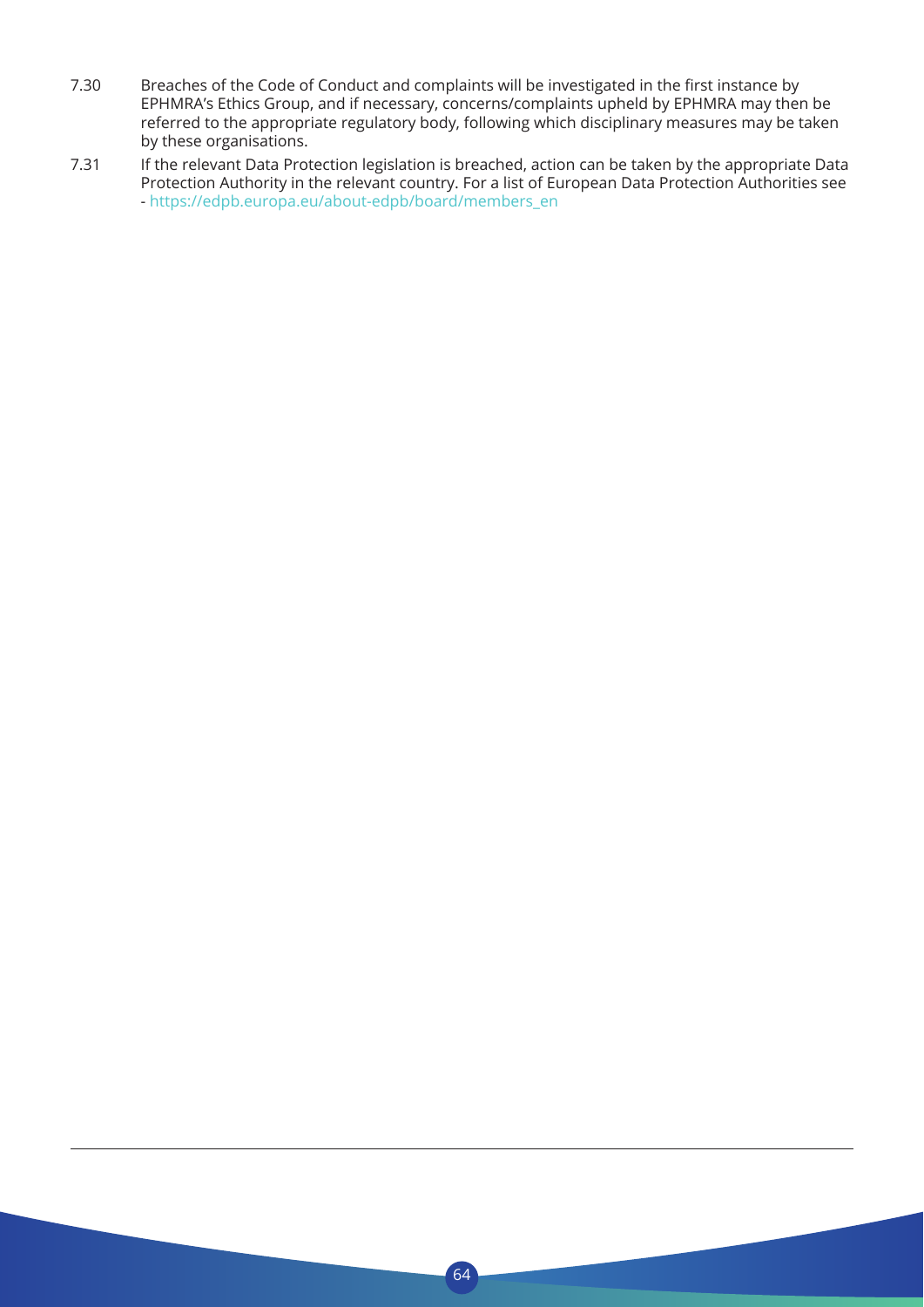7.30 Breaches of the Code of Conduct and complaints will be investigated in the first instance by EPHMRA's Ethics Group, and if necessary, concerns/complaints upheld by EPHMRA may then be referred to the appropriate regulatory body, following which disciplinary measures may be taken by these organisations.

7.31 If the relevant Data Protection legislation is breached, action can be taken by the appropriate Data Protection Authority in the relevant country. For a list of European Data Protection Authorities see - https://edpb.europa.eu/about-edpb/board/members_en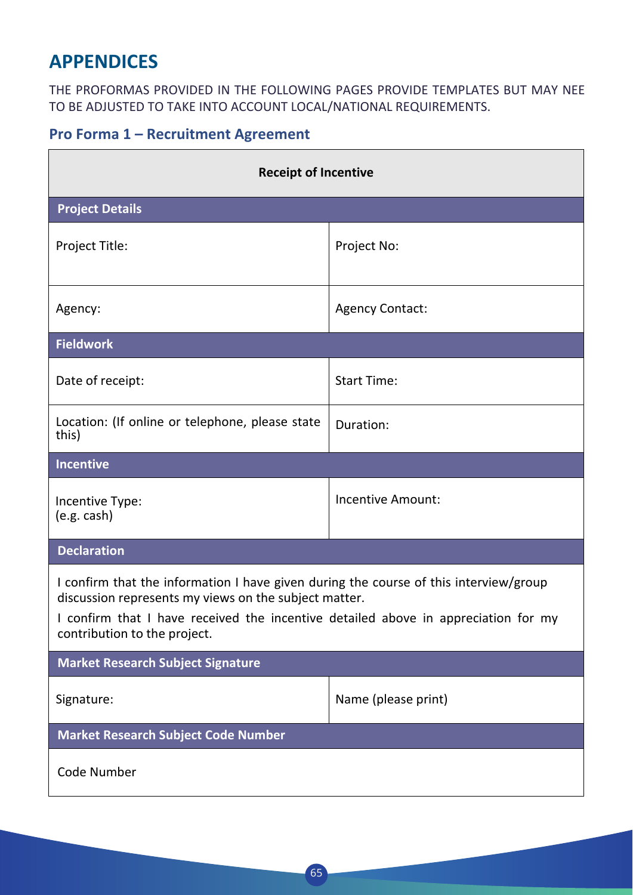## APPENDICES

THE PROFORMAS PROVIDED IN THE FOLLOWING PAGES PROVIDE TEMPLATES BUT MAY NEE TO BE ADJUSTED TO TAKE INTO ACCOUNT LOCAL/NATIONAL REQUIREMENTS.

### Pro Forma 1 – Recruitment Agreement

| **Receipt of Incentive** | |
|---|---|
| **Project Details** | |
| Project Title: | Project No: |
| Agency: | Agency Contact: |
| **Fieldwork** | |
| Date of receipt: | Start Time: |
| Location: (If online or telephone, please state this) | Duration: |
| **Incentive** | |
| Incentive Type: (e.g. cash) | Incentive Amount: |
| **Declaration** | |
| I confirm that the information I have given during the course of this interview/group discussion represents my views on the subject matter. I confirm that I have received the incentive detailed above in appreciation for my contribution to the project. | |
| **Market Research Subject Signature** | |
| Signature: | Name (please print) |
| **Market Research Subject Code Number** | |
| Code Number | |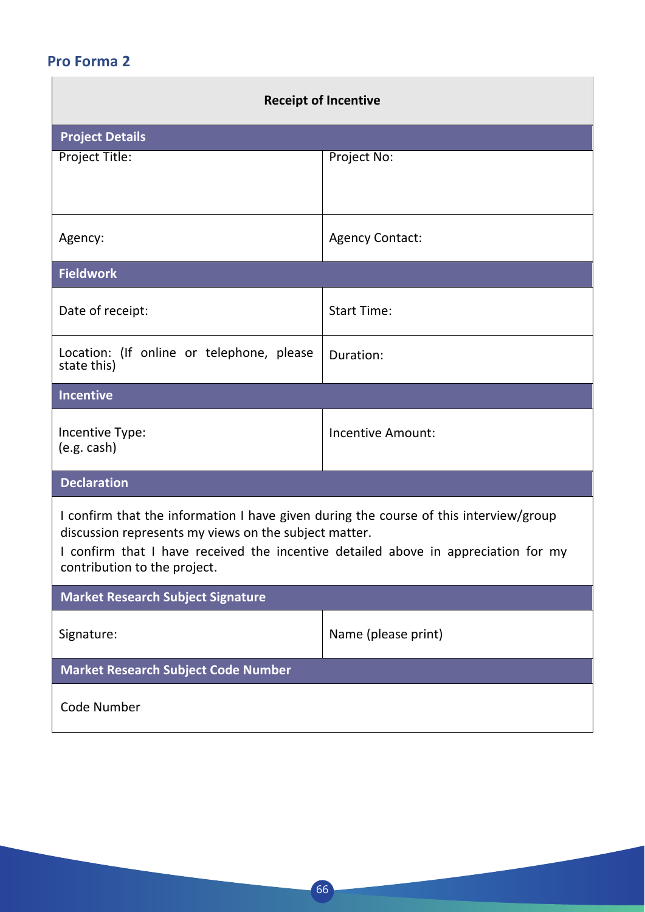## Pro Forma 2

| Receipt of Incentive | |
|---|---|
| **Project Details** | |
| Project Title: | Project No: |
| Agency: | Agency Contact: |
| **Fieldwork** | |
| Date of receipt: | Start Time: |
| Location: (If online or telephone, please state this) | Duration: |
| **Incentive** | |
| Incentive Type: (e.g. cash) | Incentive Amount: |
| **Declaration** | |
| I confirm that the information I have given during the course of this interview/group discussion represents my views on the subject matter. I confirm that I have received the incentive detailed above in appreciation for my contribution to the project. | |
| **Market Research Subject Signature** | |
| Signature: | Name (please print) |
| **Market Research Subject Code Number** | |
| Code Number | |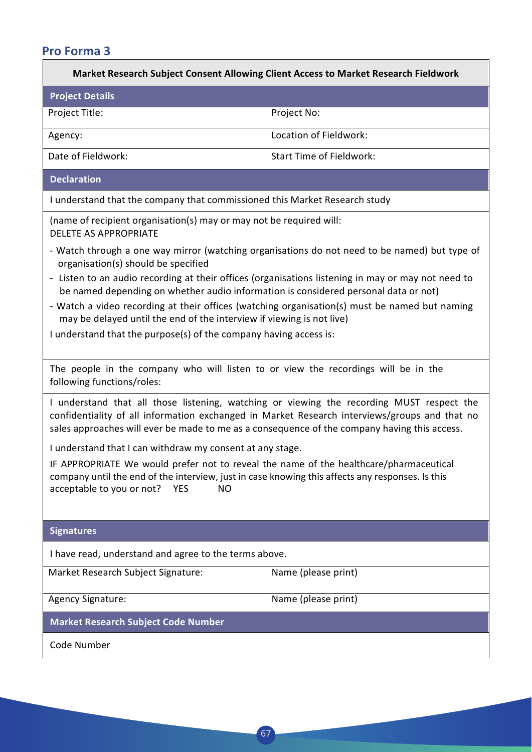## Pro Forma 3

**Market Research Subject Consent Allowing Client Access to Market Research Fieldwork**

### Project Details

| Project Title: | Project No: |
|---|---|
| Agency: | Location of Fieldwork: |
| Date of Fieldwork: | Start Time of Fieldwork: |

### Declaration

I understand that the company that commissioned this Market Research study

(name of recipient organisation(s) may or may not be required will:
DELETE AS APPROPRIATE

- Watch through a one way mirror (watching organisations do not need to be named) but type of organisation(s) should be specified
- Listen to an audio recording at their offices (organisations listening in may or may not need to be named depending on whether audio information is considered personal data or not)
- Watch a video recording at their offices (watching organisation(s) must be named but naming may be delayed until the end of the interview if viewing is not live)

I understand that the purpose(s) of the company having access is:

The people in the company who will listen to or view the recordings will be in the following functions/roles:

I understand that all those listening, watching or viewing the recording MUST respect the confidentiality of all information exchanged in Market Research interviews/groups and that no sales approaches will ever be made to me as a consequence of the company having this access.

I understand that I can withdraw my consent at any stage.

IF APPROPRIATE We would prefer not to reveal the name of the healthcare/pharmaceutical company until the end of the interview, just in case knowing this affects any responses. Is this acceptable to you or not? YES NO

### Signatures

I have read, understand and agree to the terms above.

| Market Research Subject Signature: | Name (please print) |
|---|---|
| Agency Signature: | Name (please print) |

### Market Research Subject Code Number

Code Number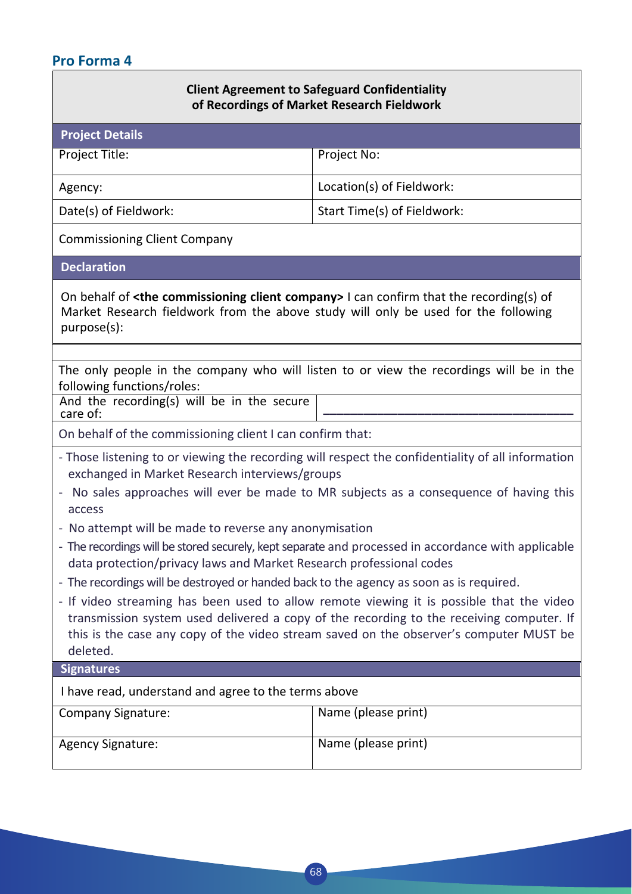## Pro Forma 4

**Client Agreement to Safeguard Confidentiality of Recordings of Market Research Fieldwork**

**Project Details**

| | |
|---|---|
| Project Title: | Project No: |
| Agency: | Location(s) of Fieldwork: |
| Date(s) of Fieldwork: | Start Time(s) of Fieldwork: |
| Commissioning Client Company | |

**Declaration**

On behalf of **<the commissioning client company>** I can confirm that the recording(s) of Market Research fieldwork from the above study will only be used for the following purpose(s):

The only people in the company who will listen to or view the recordings will be in the following functions/roles:

| | |
|---|---|
| And the recording(s) will be in the secure care of: | ___________________________________ |

On behalf of the commissioning client I can confirm that:

- Those listening to or viewing the recording will respect the confidentiality of all information exchanged in Market Research interviews/groups
- No sales approaches will ever be made to MR subjects as a consequence of having this access
- No attempt will be made to reverse any anonymisation
- The recordings will be stored securely, kept separate and processed in accordance with applicable data protection/privacy laws and Market Research professional codes
- The recordings will be destroyed or handed back to the agency as soon as is required.
- If video streaming has been used to allow remote viewing it is possible that the video transmission system used delivered a copy of the recording to the receiving computer. If this is the case any copy of the video stream saved on the observer's computer MUST be deleted.

**Signatures**

I have read, understand and agree to the terms above

| | |
|---|---|
| Company Signature: | Name (please print) |
| Agency Signature: | Name (please print) |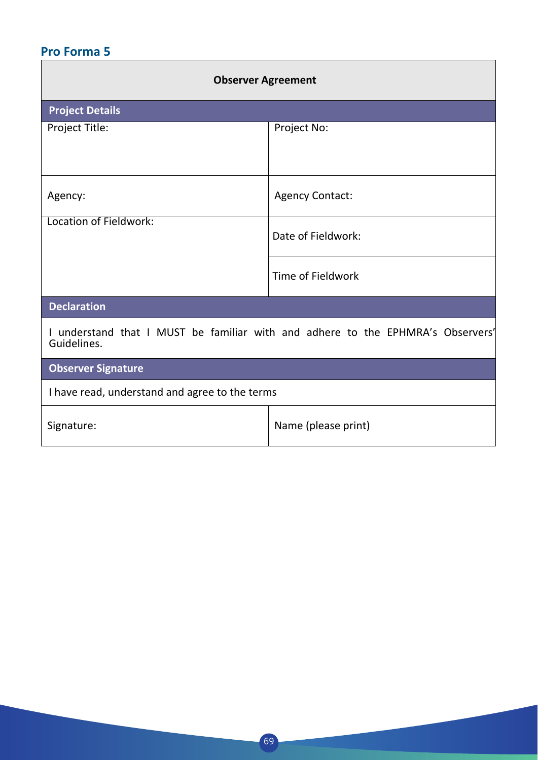## Pro Forma 5

| Observer Agreement | |
|---|---|
| **Project Details** | |
| Project Title: | Project No: |
| Agency: | Agency Contact: |
| Location of Fieldwork: | Date of Fieldwork: |
| | Time of Fieldwork |
| **Declaration** | |
| I understand that I MUST be familiar with and adhere to the EPHMRA's Observers' Guidelines. | |
| **Observer Signature** | |
| I have read, understand and agree to the terms | |
| Signature: | Name (please print) |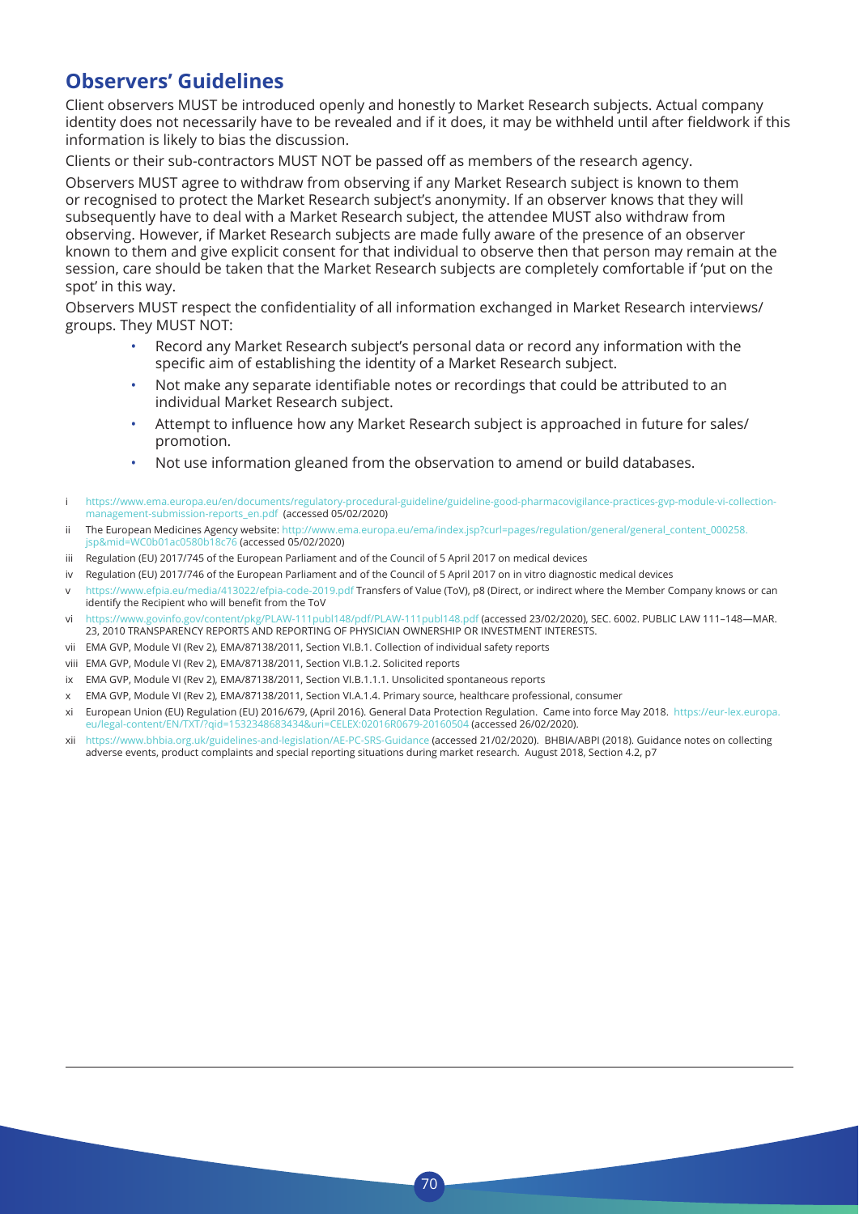## Observers' Guidelines

Client observers MUST be introduced openly and honestly to Market Research subjects. Actual company identity does not necessarily have to be revealed and if it does, it may be withheld until after fieldwork if this information is likely to bias the discussion.

Clients or their sub-contractors MUST NOT be passed off as members of the research agency.

Observers MUST agree to withdraw from observing if any Market Research subject is known to them or recognised to protect the Market Research subject's anonymity. If an observer knows that they will subsequently have to deal with a Market Research subject, the attendee MUST also withdraw from observing. However, if Market Research subjects are made fully aware of the presence of an observer known to them and give explicit consent for that individual to observe then that person may remain at the session, care should be taken that the Market Research subjects are completely comfortable if 'put on the spot' in this way.

Observers MUST respect the confidentiality of all information exchanged in Market Research interviews/groups. They MUST NOT:

- Record any Market Research subject's personal data or record any information with the specific aim of establishing the identity of a Market Research subject.
- Not make any separate identifiable notes or recordings that could be attributed to an individual Market Research subject.
- Attempt to influence how any Market Research subject is approached in future for sales/promotion.
- Not use information gleaned from the observation to amend or build databases.

i https://www.ema.europa.eu/en/documents/regulatory-procedural-guideline/guideline-good-pharmacovigilance-practices-gvp-module-vi-collection-management-submission-reports_en.pdf (accessed 05/02/2020)

ii The European Medicines Agency website: http://www.ema.europa.eu/ema/index.jsp?curl=pages/regulation/general/general_content_000258.jsp&mid=WC0b01ac0580b18c76 (accessed 05/02/2020)

iii Regulation (EU) 2017/745 of the European Parliament and of the Council of 5 April 2017 on medical devices

iv Regulation (EU) 2017/746 of the European Parliament and of the Council of 5 April 2017 on in vitro diagnostic medical devices

v https://www.efpia.eu/media/413022/efpia-code-2019.pdf Transfers of Value (ToV), p8 (Direct, or indirect where the Member Company knows or can identify the Recipient who will benefit from the ToV

vi https://www.govinfo.gov/content/pkg/PLAW-111publ148/pdf/PLAW-111publ148.pdf (accessed 23/02/2020), SEC. 6002. PUBLIC LAW 111–148—MAR. 23, 2010 TRANSPARENCY REPORTS AND REPORTING OF PHYSICIAN OWNERSHIP OR INVESTMENT INTERESTS.

vii EMA GVP, Module VI (Rev 2), EMA/87138/2011, Section VI.B.1. Collection of individual safety reports

viii EMA GVP, Module VI (Rev 2), EMA/87138/2011, Section VI.B.1.2. Solicited reports

ix EMA GVP, Module VI (Rev 2), EMA/87138/2011, Section VI.B.1.1.1. Unsolicited spontaneous reports

x EMA GVP, Module VI (Rev 2), EMA/87138/2011, Section VI.A.1.4. Primary source, healthcare professional, consumer

xi European Union (EU) Regulation (EU) 2016/679, (April 2016). General Data Protection Regulation. Came into force May 2018. https://eur-lex.europa.eu/legal-content/EN/TXT/?qid=1532348683434&uri=CELEX:02016R0679-20160504 (accessed 26/02/2020).

xii https://www.bhbia.org.uk/guidelines-and-legislation/AE-PC-SRS-Guidance (accessed 21/02/2020). BHBIA/ABPI (2018). Guidance notes on collecting adverse events, product complaints and special reporting situations during market research. August 2018, Section 4.2, p7